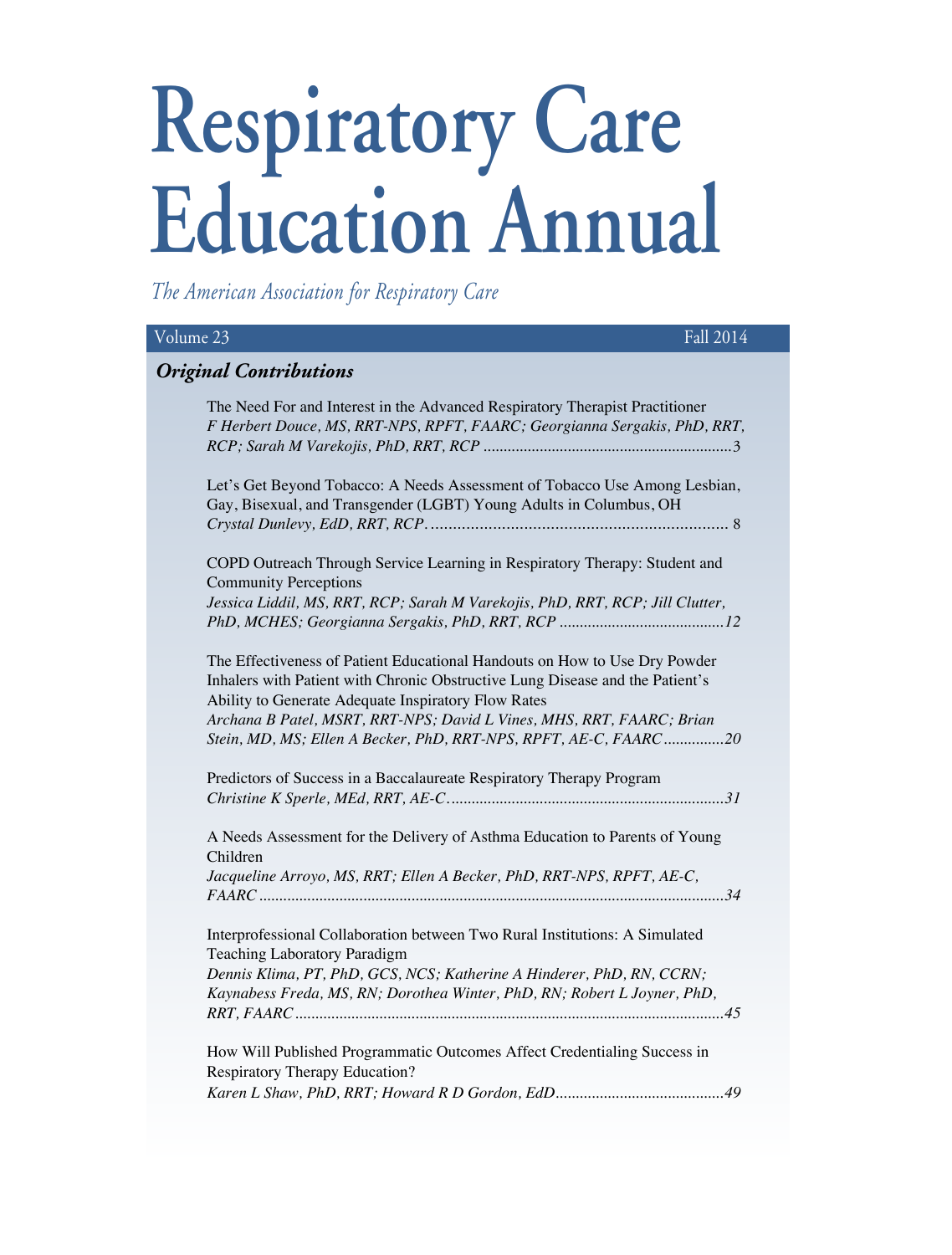# Respiratory Care Education Annual

*The American Association for Respiratory Care*

Volume 23 Fall 2014

## *Original Contributions*

The Need For and Interest in the Advanced Respiratory Therapist Practitioner
*F Herbert Douce, MS, RRT-NPS, RPFT, FAARC; Georgianna Sergakis, PhD, RRT, RCP; Sarah M Varekojis, PhD, RRT, RCP* ............................................................3

Let's Get Beyond Tobacco: A Needs Assessment of Tobacco Use Among Lesbian, Gay, Bisexual, and Transgender (LGBT) Young Adults in Columbus, OH
*Crystal Dunlevy, EdD, RRT, RCP.* ..................................................................... 8

COPD Outreach Through Service Learning in Respiratory Therapy: Student and Community Perceptions
*Jessica Liddil, MS, RRT, RCP; Sarah M Varekojis, PhD, RRT, RCP; Jill Clutter, PhD, MCHES; Georgianna Sergakis, PhD, RRT, RCP* ........................................12

The Effectiveness of Patient Educational Handouts on How to Use Dry Powder Inhalers with Patient with Chronic Obstructive Lung Disease and the Patient's Ability to Generate Adequate Inspiratory Flow Rates
*Archana B Patel, MSRT, RRT-NPS; David L Vines, MHS, RRT, FAARC; Brian Stein, MD, MS; Ellen A Becker, PhD, RRT-NPS, RPFT, AE-C, FAARC* ...............20

Predictors of Success in a Baccalaureate Respiratory Therapy Program
*Christine K Sperle, MEd, RRT, AE-C.* ...................................................................31

A Needs Assessment for the Delivery of Asthma Education to Parents of Young Children
*Jacqueline Arroyo, MS, RRT; Ellen A Becker, PhD, RRT-NPS, RPFT, AE-C, FAARC* ...................................................................................................................34

Interprofessional Collaboration between Two Rural Institutions: A Simulated Teaching Laboratory Paradigm
*Dennis Klima, PT, PhD, GCS, NCS; Katherine A Hinderer, PhD, RN, CCRN; Kaynabess Freda, MS, RN; Dorothea Winter, PhD, RN; Robert L Joyner, PhD, RRT, FAARC* ..........................................................................................................45

How Will Published Programmatic Outcomes Affect Credentialing Success in Respiratory Therapy Education?
*Karen L Shaw, PhD, RRT; Howard R D Gordon, EdD* ..........................................49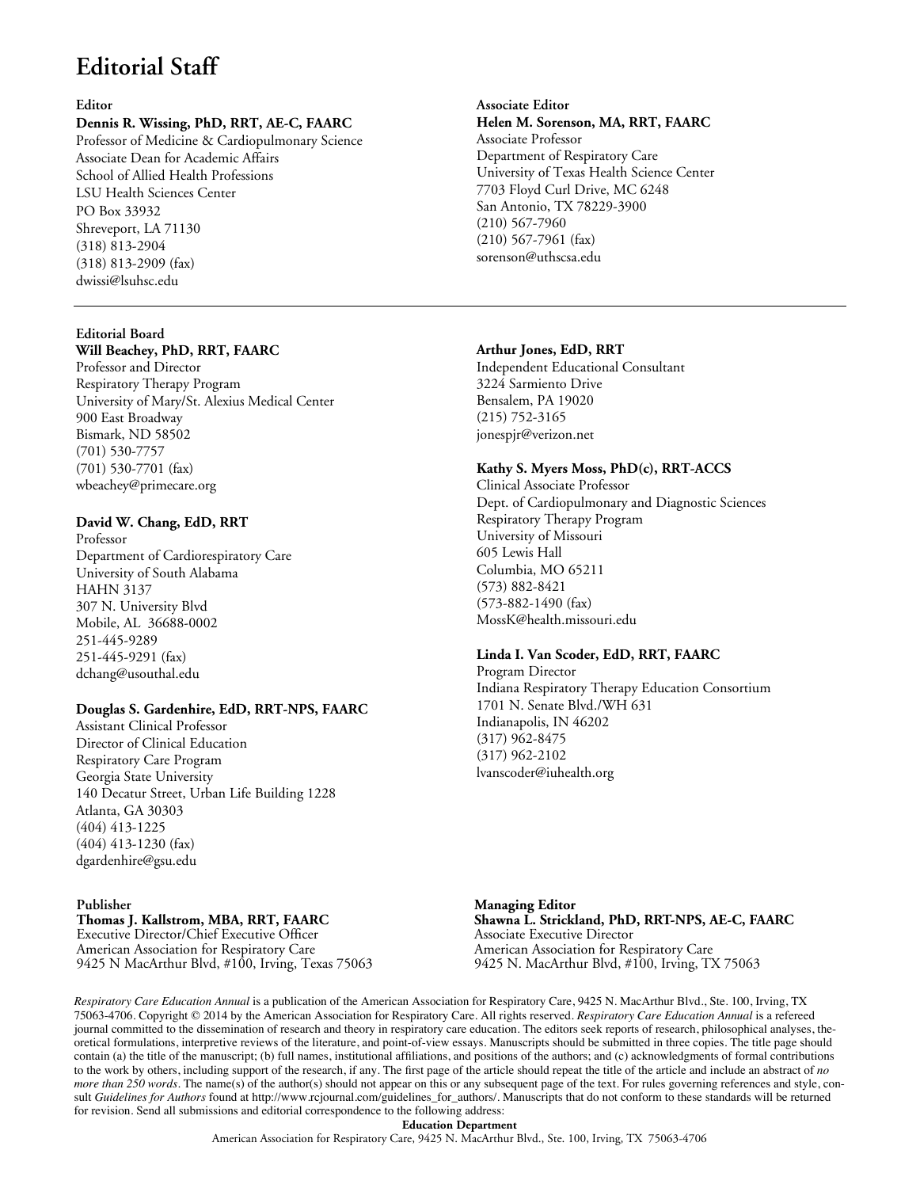# Editorial Staff

**Editor**

**Dennis R. Wissing, PhD, RRT, AE-C, FAARC**
Professor of Medicine & Cardiopulmonary Science
Associate Dean for Academic Affairs
School of Allied Health Professions
LSU Health Sciences Center
PO Box 33932
Shreveport, LA 71130
(318) 813-2904
(318) 813-2909 (fax)
dwissi@lsuhsc.edu

**Associate Editor**

**Helen M. Sorenson, MA, RRT, FAARC**
Associate Professor
Department of Respiratory Care
University of Texas Health Science Center
7703 Floyd Curl Drive, MC 6248
San Antonio, TX 78229-3900
(210) 567-7960
(210) 567-7961 (fax)
sorenson@uthscsa.edu

---

**Editorial Board**

**Will Beachey, PhD, RRT, FAARC**
Professor and Director
Respiratory Therapy Program
University of Mary/St. Alexius Medical Center
900 East Broadway
Bismark, ND 58502
(701) 530-7757
(701) 530-7701 (fax)
wbeachey@primecare.org

**David W. Chang, EdD, RRT**
Professor
Department of Cardiorespiratory Care
University of South Alabama
HAHN 3137
307 N. University Blvd
Mobile, AL 36688-0002
251-445-9289
251-445-9291 (fax)
dchang@usouthal.edu

**Douglas S. Gardenhire, EdD, RRT-NPS, FAARC**
Assistant Clinical Professor
Director of Clinical Education
Respiratory Care Program
Georgia State University
140 Decatur Street, Urban Life Building 1228
Atlanta, GA 30303
(404) 413-1225
(404) 413-1230 (fax)
dgardenhire@gsu.edu

**Arthur Jones, EdD, RRT**
Independent Educational Consultant
3224 Sarmiento Drive
Bensalem, PA 19020
(215) 752-3165
jonespjr@verizon.net

**Kathy S. Myers Moss, PhD(c), RRT-ACCS**
Clinical Associate Professor
Dept. of Cardiopulmonary and Diagnostic Sciences
Respiratory Therapy Program
University of Missouri
605 Lewis Hall
Columbia, MO 65211
(573) 882-8421
(573-882-1490 (fax)
MossK@health.missouri.edu

**Linda I. Van Scoder, EdD, RRT, FAARC**
Program Director
Indiana Respiratory Therapy Education Consortium
1701 N. Senate Blvd./WH 631
Indianapolis, IN 46202
(317) 962-8475
(317) 962-2102
lvanscoder@iuhealth.org

**Publisher**

**Thomas J. Kallstrom, MBA, RRT, FAARC**
Executive Director/Chief Executive Officer
American Association for Respiratory Care
9425 N MacArthur Blvd, #100, Irving, Texas 75063

**Managing Editor**

**Shawna L. Strickland, PhD, RRT-NPS, AE-C, FAARC**
Associate Executive Director
American Association for Respiratory Care
9425 N. MacArthur Blvd, #100, Irving, TX 75063

*Respiratory Care Education Annual* is a publication of the American Association for Respiratory Care, 9425 N. MacArthur Blvd., Ste. 100, Irving, TX 75063-4706. Copyright © 2014 by the American Association for Respiratory Care. All rights reserved. *Respiratory Care Education Annual* is a refereed journal committed to the dissemination of research and theory in respiratory care education. The editors seek reports of research, philosophical analyses, theoretical formulations, interpretive reviews of the literature, and point-of-view essays. Manuscripts should be submitted in three copies. The title page should contain (a) the title of the manuscript; (b) full names, institutional affiliations, and positions of the authors; and (c) acknowledgments of formal contributions to the work by others, including support of the research, if any. The first page of the article should repeat the title of the article and include an abstract of *no more than 250 words*. The name(s) of the author(s) should not appear on this or any subsequent page of the text. For rules governing references and style, consult *Guidelines for Authors* found at http://www.rcjournal.com/guidelines_for_authors/. Manuscripts that do not conform to these standards will be returned for revision. Send all submissions and editorial correspondence to the following address:

**Education Department**
American Association for Respiratory Care, 9425 N. MacArthur Blvd., Ste. 100, Irving, TX 75063-4706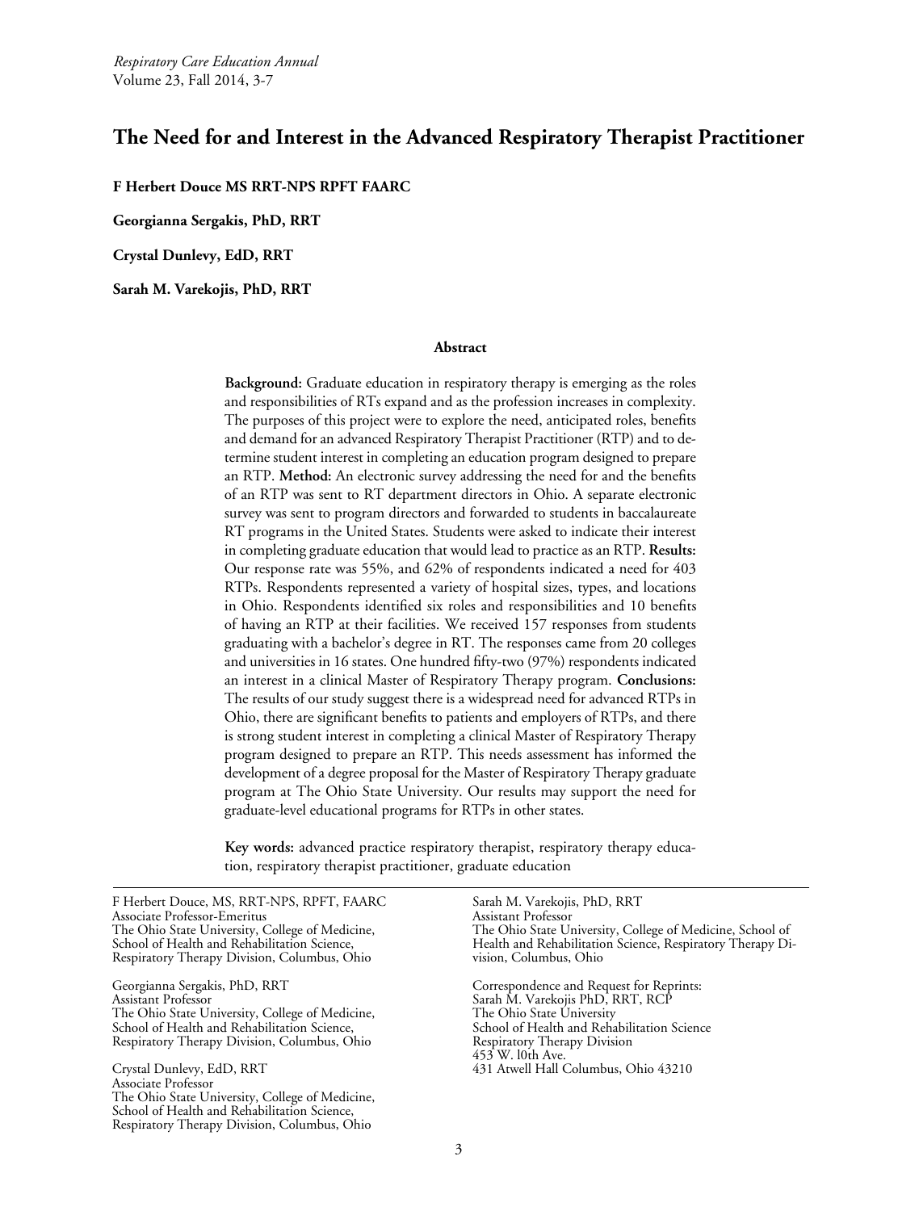# The Need for and Interest in the Advanced Respiratory Therapist Practitioner

**F Herbert Douce MS RRT-NPS RPFT FAARC**

**Georgianna Sergakis, PhD, RRT**

**Crystal Dunlevy, EdD, RRT**

**Sarah M. Varekojis, PhD, RRT**

## Abstract

**Background:** Graduate education in respiratory therapy is emerging as the roles and responsibilities of RTs expand and as the profession increases in complexity. The purposes of this project were to explore the need, anticipated roles, benefits and demand for an advanced Respiratory Therapist Practitioner (RTP) and to determine student interest in completing an education program designed to prepare an RTP. **Method:** An electronic survey addressing the need for and the benefits of an RTP was sent to RT department directors in Ohio. A separate electronic survey was sent to program directors and forwarded to students in baccalaureate RT programs in the United States. Students were asked to indicate their interest in completing graduate education that would lead to practice as an RTP. **Results:** Our response rate was 55%, and 62% of respondents indicated a need for 403 RTPs. Respondents represented a variety of hospital sizes, types, and locations in Ohio. Respondents identified six roles and responsibilities and 10 benefits of having an RTP at their facilities. We received 157 responses from students graduating with a bachelor's degree in RT. The responses came from 20 colleges and universities in 16 states. One hundred fifty-two (97%) respondents indicated an interest in a clinical Master of Respiratory Therapy program. **Conclusions:** The results of our study suggest there is a widespread need for advanced RTPs in Ohio, there are significant benefits to patients and employers of RTPs, and there is strong student interest in completing a clinical Master of Respiratory Therapy program designed to prepare an RTP. This needs assessment has informed the development of a degree proposal for the Master of Respiratory Therapy graduate program at The Ohio State University. Our results may support the need for graduate-level educational programs for RTPs in other states.

**Key words:** advanced practice respiratory therapist, respiratory therapy education, respiratory therapist practitioner, graduate education

---

F Herbert Douce, MS, RRT-NPS, RPFT, FAARC
Associate Professor-Emeritus
The Ohio State University, College of Medicine, School of Health and Rehabilitation Science, Respiratory Therapy Division, Columbus, Ohio

Georgianna Sergakis, PhD, RRT
Assistant Professor
The Ohio State University, College of Medicine, School of Health and Rehabilitation Science, Respiratory Therapy Division, Columbus, Ohio

Crystal Dunlevy, EdD, RRT
Associate Professor
The Ohio State University, College of Medicine, School of Health and Rehabilitation Science, Respiratory Therapy Division, Columbus, Ohio

Sarah M. Varekojis, PhD, RRT
Assistant Professor
The Ohio State University, College of Medicine, School of Health and Rehabilitation Science, Respiratory Therapy Division, Columbus, Ohio

Correspondence and Request for Reprints:
Sarah M. Varekojis PhD, RRT, RCP
The Ohio State University
School of Health and Rehabilitation Science
Respiratory Therapy Division
453 W. l0th Ave.
431 Atwell Hall Columbus, Ohio 43210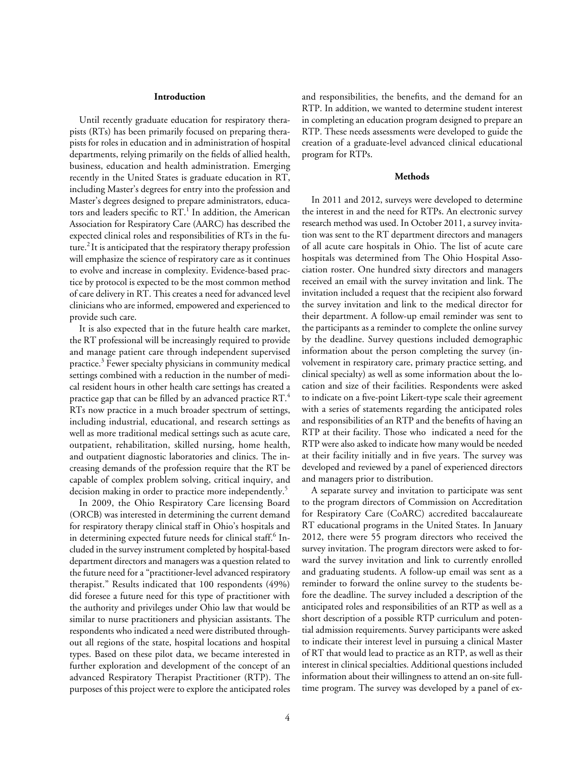## Introduction

Until recently graduate education for respiratory therapists (RTs) has been primarily focused on preparing therapists for roles in education and in administration of hospital departments, relying primarily on the fields of allied health, business, education and health administration. Emerging recently in the United States is graduate education in RT, including Master's degrees for entry into the profession and Master's degrees designed to prepare administrators, educators and leaders specific to RT.[1] In addition, the American Association for Respiratory Care (AARC) has described the expected clinical roles and responsibilities of RTs in the future.[2] It is anticipated that the respiratory therapy profession will emphasize the science of respiratory care as it continues to evolve and increase in complexity. Evidence-based practice by protocol is expected to be the most common method of care delivery in RT. This creates a need for advanced level clinicians who are informed, empowered and experienced to provide such care.

It is also expected that in the future health care market, the RT professional will be increasingly required to provide and manage patient care through independent supervised practice.[3] Fewer specialty physicians in community medical settings combined with a reduction in the number of medical resident hours in other health care settings has created a practice gap that can be filled by an advanced practice RT.[4] RTs now practice in a much broader spectrum of settings, including industrial, educational, and research settings as well as more traditional medical settings such as acute care, outpatient, rehabilitation, skilled nursing, home health, and outpatient diagnostic laboratories and clinics. The increasing demands of the profession require that the RT be capable of complex problem solving, critical inquiry, and decision making in order to practice more independently.[5]

In 2009, the Ohio Respiratory Care licensing Board (ORCB) was interested in determining the current demand for respiratory therapy clinical staff in Ohio's hospitals and in determining expected future needs for clinical staff.[6] Included in the survey instrument completed by hospital-based department directors and managers was a question related to the future need for a "practitioner-level advanced respiratory therapist." Results indicated that 100 respondents (49%) did foresee a future need for this type of practitioner with the authority and privileges under Ohio law that would be similar to nurse practitioners and physician assistants. The respondents who indicated a need were distributed throughout all regions of the state, hospital locations and hospital types. Based on these pilot data, we became interested in further exploration and development of the concept of an advanced Respiratory Therapist Practitioner (RTP). The purposes of this project were to explore the anticipated roles and responsibilities, the benefits, and the demand for an RTP. In addition, we wanted to determine student interest in completing an education program designed to prepare an RTP. These needs assessments were developed to guide the creation of a graduate-level advanced clinical educational program for RTPs.

## Methods

In 2011 and 2012, surveys were developed to determine the interest in and the need for RTPs. An electronic survey research method was used. In October 2011, a survey invitation was sent to the RT department directors and managers of all acute care hospitals in Ohio. The list of acute care hospitals was determined from The Ohio Hospital Association roster. One hundred sixty directors and managers received an email with the survey invitation and link. The invitation included a request that the recipient also forward the survey invitation and link to the medical director for their department. A follow-up email reminder was sent to the participants as a reminder to complete the online survey by the deadline. Survey questions included demographic information about the person completing the survey (involvement in respiratory care, primary practice setting, and clinical specialty) as well as some information about the location and size of their facilities. Respondents were asked to indicate on a five-point Likert-type scale their agreement with a series of statements regarding the anticipated roles and responsibilities of an RTP and the benefits of having an RTP at their facility. Those who indicated a need for the RTP were also asked to indicate how many would be needed at their facility initially and in five years. The survey was developed and reviewed by a panel of experienced directors and managers prior to distribution.

A separate survey and invitation to participate was sent to the program directors of Commission on Accreditation for Respiratory Care (CoARC) accredited baccalaureate RT educational programs in the United States. In January 2012, there were 55 program directors who received the survey invitation. The program directors were asked to forward the survey invitation and link to currently enrolled and graduating students. A follow-up email was sent as a reminder to forward the online survey to the students before the deadline. The survey included a description of the anticipated roles and responsibilities of an RTP as well as a short description of a possible RTP curriculum and potential admission requirements. Survey participants were asked to indicate their interest level in pursuing a clinical Master of RT that would lead to practice as an RTP, as well as their interest in clinical specialties. Additional questions included information about their willingness to attend an on-site full-time program. The survey was developed by a panel of ex-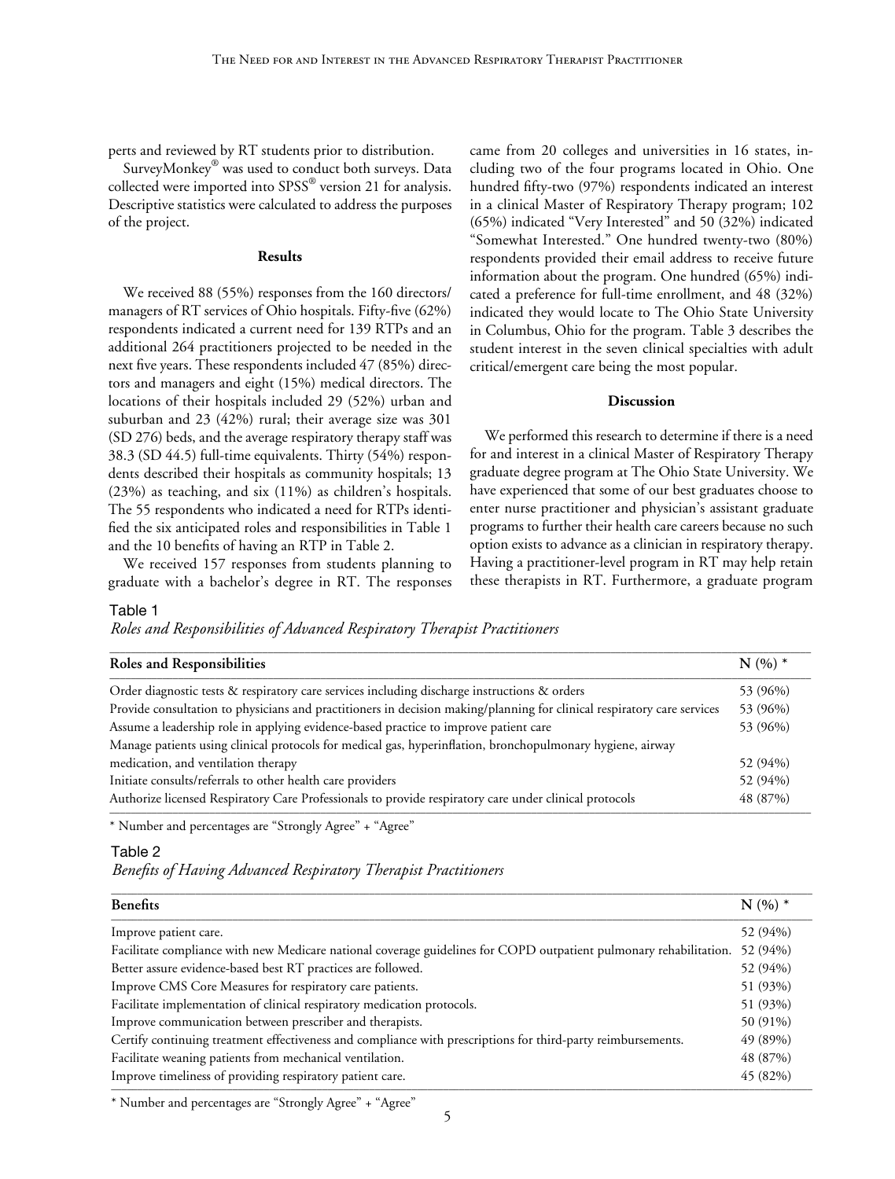perts and reviewed by RT students prior to distribution.

SurveyMonkey® was used to conduct both surveys. Data collected were imported into SPSS® version 21 for analysis. Descriptive statistics were calculated to address the purposes of the project.

### Results

We received 88 (55%) responses from the 160 directors/managers of RT services of Ohio hospitals. Fifty-five (62%) respondents indicated a current need for 139 RTPs and an additional 264 practitioners projected to be needed in the next five years. These respondents included 47 (85%) directors and managers and eight (15%) medical directors. The locations of their hospitals included 29 (52%) urban and suburban and 23 (42%) rural; their average size was 301 (SD 276) beds, and the average respiratory therapy staff was 38.3 (SD 44.5) full-time equivalents. Thirty (54%) respondents described their hospitals as community hospitals; 13 (23%) as teaching, and six (11%) as children's hospitals. The 55 respondents who indicated a need for RTPs identified the six anticipated roles and responsibilities in Table 1 and the 10 benefits of having an RTP in Table 2.

We received 157 responses from students planning to graduate with a bachelor's degree in RT. The responses came from 20 colleges and universities in 16 states, including two of the four programs located in Ohio. One hundred fifty-two (97%) respondents indicated an interest in a clinical Master of Respiratory Therapy program; 102 (65%) indicated "Very Interested" and 50 (32%) indicated "Somewhat Interested." One hundred twenty-two (80%) respondents provided their email address to receive future information about the program. One hundred (65%) indicated a preference for full-time enrollment, and 48 (32%) indicated they would locate to The Ohio State University in Columbus, Ohio for the program. Table 3 describes the student interest in the seven clinical specialties with adult critical/emergent care being the most popular.

### Discussion

We performed this research to determine if there is a need for and interest in a clinical Master of Respiratory Therapy graduate degree program at The Ohio State University. We have experienced that some of our best graduates choose to enter nurse practitioner and physician's assistant graduate programs to further their health care careers because no such option exists to advance as a clinician in respiratory therapy. Having a practitioner-level program in RT may help retain these therapists in RT. Furthermore, a graduate program

Table 1
*Roles and Responsibilities of Advanced Respiratory Therapist Practitioners*

| Roles and Responsibilities | N (%) * |
|---|---|
| Order diagnostic tests & respiratory care services including discharge instructions & orders | 53 (96%) |
| Provide consultation to physicians and practitioners in decision making/planning for clinical respiratory care services | 53 (96%) |
| Assume a leadership role in applying evidence-based practice to improve patient care | 53 (96%) |
| Manage patients using clinical protocols for medical gas, hyperinflation, bronchopulmonary hygiene, airway medication, and ventilation therapy | 52 (94%) |
| Initiate consults/referrals to other health care providers | 52 (94%) |
| Authorize licensed Respiratory Care Professionals to provide respiratory care under clinical protocols | 48 (87%) |

\* Number and percentages are "Strongly Agree" + "Agree"

Table 2
*Benefits of Having Advanced Respiratory Therapist Practitioners*

| Benefits | N (%) * |
|---|---|
| Improve patient care. | 52 (94%) |
| Facilitate compliance with new Medicare national coverage guidelines for COPD outpatient pulmonary rehabilitation. | 52 (94%) |
| Better assure evidence-based best RT practices are followed. | 52 (94%) |
| Improve CMS Core Measures for respiratory care patients. | 51 (93%) |
| Facilitate implementation of clinical respiratory medication protocols. | 51 (93%) |
| Improve communication between prescriber and therapists. | 50 (91%) |
| Certify continuing treatment effectiveness and compliance with prescriptions for third-party reimbursements. | 49 (89%) |
| Facilitate weaning patients from mechanical ventilation. | 48 (87%) |
| Improve timeliness of providing respiratory patient care. | 45 (82%) |

\* Number and percentages are "Strongly Agree" + "Agree"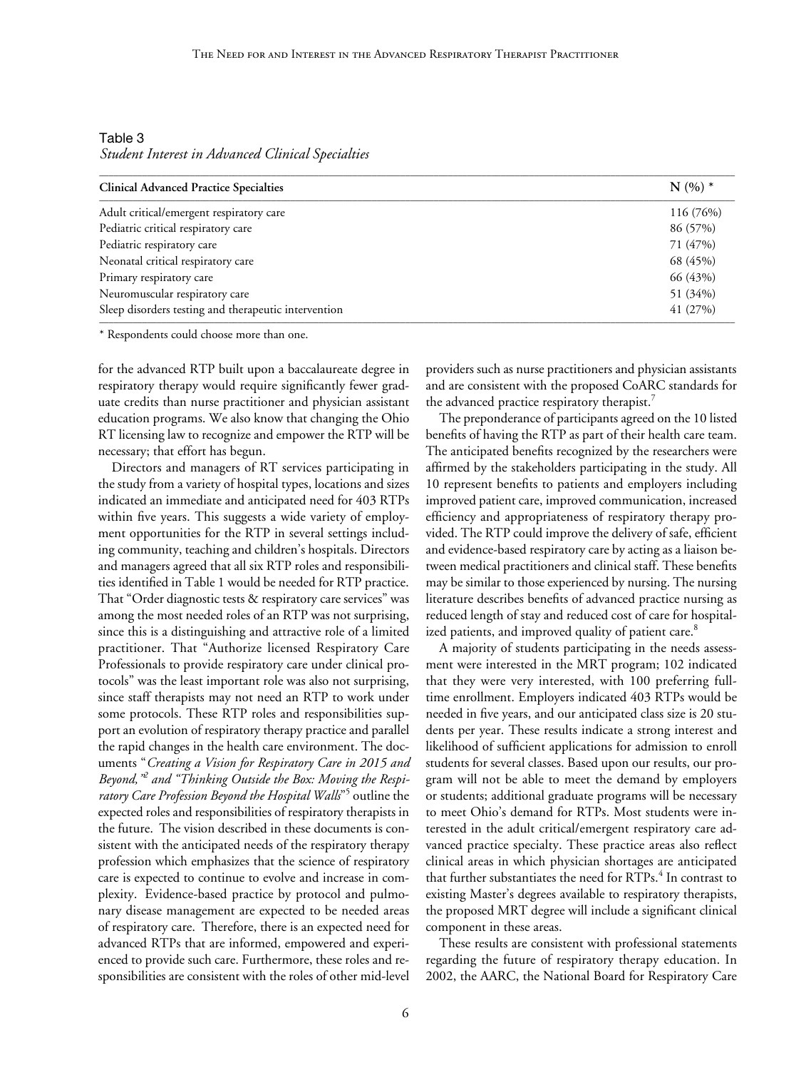Table 3
*Student Interest in Advanced Clinical Specialties*

| Clinical Advanced Practice Specialties | N (%) * |
|---|---|
| Adult critical/emergent respiratory care | 116 (76%) |
| Pediatric critical respiratory care | 86 (57%) |
| Pediatric respiratory care | 71 (47%) |
| Neonatal critical respiratory care | 68 (45%) |
| Primary respiratory care | 66 (43%) |
| Neuromuscular respiratory care | 51 (34%) |
| Sleep disorders testing and therapeutic intervention | 41 (27%) |

* Respondents could choose more than one.

for the advanced RTP built upon a baccalaureate degree in respiratory therapy would require significantly fewer graduate credits than nurse practitioner and physician assistant education programs. We also know that changing the Ohio RT licensing law to recognize and empower the RTP will be necessary; that effort has begun.

Directors and managers of RT services participating in the study from a variety of hospital types, locations and sizes indicated an immediate and anticipated need for 403 RTPs within five years. This suggests a wide variety of employment opportunities for the RTP in several settings including community, teaching and children's hospitals. Directors and managers agreed that all six RTP roles and responsibilities identified in Table 1 would be needed for RTP practice. That "Order diagnostic tests & respiratory care services" was among the most needed roles of an RTP was not surprising, since this is a distinguishing and attractive role of a limited practitioner. That "Authorize licensed Respiratory Care Professionals to provide respiratory care under clinical protocols" was the least important role was also not surprising, since staff therapists may not need an RTP to work under some protocols. These RTP roles and responsibilities support an evolution of respiratory therapy practice and parallel the rapid changes in the health care environment. The documents "*Creating a Vision for Respiratory Care in 2015 and Beyond,*"[2] and "*Thinking Outside the Box: Moving the Respiratory Care Profession Beyond the Hospital Walls*"[5] outline the expected roles and responsibilities of respiratory therapists in the future. The vision described in these documents is consistent with the anticipated needs of the respiratory therapy profession which emphasizes that the science of respiratory care is expected to continue to evolve and increase in complexity. Evidence-based practice by protocol and pulmonary disease management are expected to be needed areas of respiratory care. Therefore, there is an expected need for advanced RTPs that are informed, empowered and experienced to provide such care. Furthermore, these roles and responsibilities are consistent with the roles of other mid-level providers such as nurse practitioners and physician assistants and are consistent with the proposed CoARC standards for the advanced practice respiratory therapist.[7]

The preponderance of participants agreed on the 10 listed benefits of having the RTP as part of their health care team. The anticipated benefits recognized by the researchers were affirmed by the stakeholders participating in the study. All 10 represent benefits to patients and employers including improved patient care, improved communication, increased efficiency and appropriateness of respiratory therapy provided. The RTP could improve the delivery of safe, efficient and evidence-based respiratory care by acting as a liaison between medical practitioners and clinical staff. These benefits may be similar to those experienced by nursing. The nursing literature describes benefits of advanced practice nursing as reduced length of stay and reduced cost of care for hospitalized patients, and improved quality of patient care.[8]

A majority of students participating in the needs assessment were interested in the MRT program; 102 indicated that they were very interested, with 100 preferring full-time enrollment. Employers indicated 403 RTPs would be needed in five years, and our anticipated class size is 20 students per year. These results indicate a strong interest and likelihood of sufficient applications for admission to enroll students for several classes. Based upon our results, our program will not be able to meet the demand by employers or students; additional graduate programs will be necessary to meet Ohio's demand for RTPs. Most students were interested in the adult critical/emergent respiratory care advanced practice specialty. These practice areas also reflect clinical areas in which physician shortages are anticipated that further substantiates the need for RTPs.[4] In contrast to existing Master's degrees available to respiratory therapists, the proposed MRT degree will include a significant clinical component in these areas.

These results are consistent with professional statements regarding the future of respiratory therapy education. In 2002, the AARC, the National Board for Respiratory Care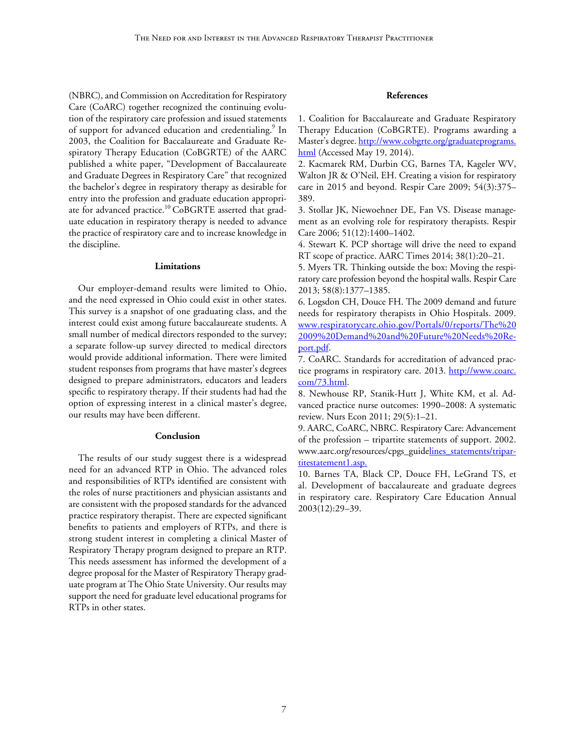(NBRC), and Commission on Accreditation for Respiratory Care (CoARC) together recognized the continuing evolution of the respiratory care profession and issued statements of support for advanced education and credentialing.[9] In 2003, the Coalition for Baccalaureate and Graduate Respiratory Therapy Education (CoBGRTE) of the AARC published a white paper, "Development of Baccalaureate and Graduate Degrees in Respiratory Care" that recognized the bachelor's degree in respiratory therapy as desirable for entry into the profession and graduate education appropriate for advanced practice.[10] CoBGRTE asserted that graduate education in respiratory therapy is needed to advance the practice of respiratory care and to increase knowledge in the discipline.

### Limitations

Our employer-demand results were limited to Ohio, and the need expressed in Ohio could exist in other states. This survey is a snapshot of one graduating class, and the interest could exist among future baccalaureate students. A small number of medical directors responded to the survey; a separate follow-up survey directed to medical directors would provide additional information. There were limited student responses from programs that have master's degrees designed to prepare administrators, educators and leaders specific to respiratory therapy. If their students had had the option of expressing interest in a clinical master's degree, our results may have been different.

### Conclusion

The results of our study suggest there is a widespread need for an advanced RTP in Ohio. The advanced roles and responsibilities of RTPs identified are consistent with the roles of nurse practitioners and physician assistants and are consistent with the proposed standards for the advanced practice respiratory therapist. There are expected significant benefits to patients and employers of RTPs, and there is strong student interest in completing a clinical Master of Respiratory Therapy program designed to prepare an RTP. This needs assessment has informed the development of a degree proposal for the Master of Respiratory Therapy graduate program at The Ohio State University. Our results may support the need for graduate level educational programs for RTPs in other states.

### References

1. Coalition for Baccalaureate and Graduate Respiratory Therapy Education (CoBGRTE). Programs awarding a Master's degree. http://www.cobgrte.org/graduateprograms.html (Accessed May 19, 2014).
2. Kacmarek RM, Durbin CG, Barnes TA, Kageler WV, Walton JR & O'Neil, EH. Creating a vision for respiratory care in 2015 and beyond. Respir Care 2009; 54(3):375–389.
3. Stollar JK, Niewoehner DE, Fan VS. Disease management as an evolving role for respiratory therapists. Respir Care 2006; 51(12):1400–1402.
4. Stewart K. PCP shortage will drive the need to expand RT scope of practice. AARC Times 2014; 38(1):20–21.
5. Myers TR. Thinking outside the box: Moving the respiratory care profession beyond the hospital walls. Respir Care 2013; 58(8):1377–1385.
6. Logsdon CH, Douce FH. The 2009 demand and future needs for respiratory therapists in Ohio Hospitals. 2009. www.respiratorycare.ohio.gov/Portals/0/reports/The%202009%20Demand%20and%20Future%20Needs%20Report.pdf.
7. CoARC. Standards for accreditation of advanced practice programs in respiratory care. 2013. http://www.coarc.com/73.html.
8. Newhouse RP, Stanik-Hutt J, White KM, et al. Advanced practice nurse outcomes: 1990–2008: A systematic review. Nurs Econ 2011; 29(5):1–21.
9. AARC, CoARC, NBRC. Respiratory Care: Advancement of the profession – tripartite statements of support. 2002. www.aarc.org/resources/cpgs_guidelines_statements/tripartitestatement1.asp.
10. Barnes TA, Black CP, Douce FH, LeGrand TS, et al. Development of baccalaureate and graduate degrees in respiratory care. Respiratory Care Education Annual 2003(12):29–39.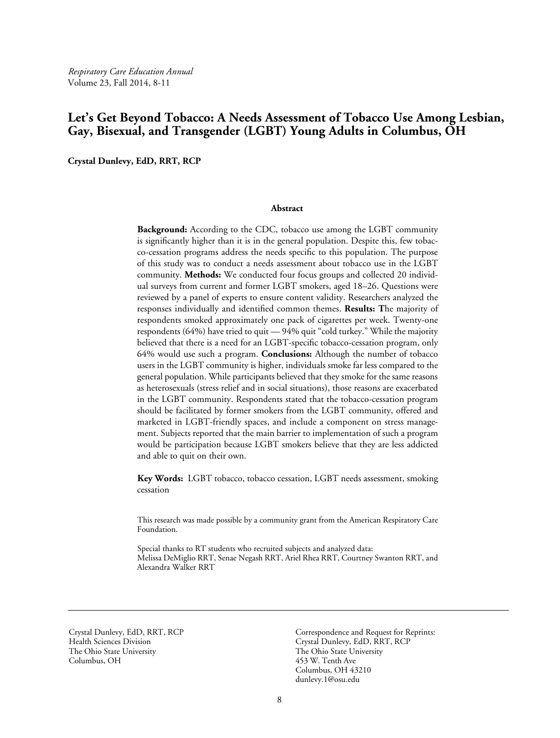# Let's Get Beyond Tobacco: A Needs Assessment of Tobacco Use Among Lesbian, Gay, Bisexual, and Transgender (LGBT) Young Adults in Columbus, OH

**Crystal Dunlevy, EdD, RRT, RCP**

### Abstract

**Background:** According to the CDC, tobacco use among the LGBT community is significantly higher than it is in the general population. Despite this, few tobacco-cessation programs address the needs specific to this population. The purpose of this study was to conduct a needs assessment about tobacco use in the LGBT community. **Methods:** We conducted four focus groups and collected 20 individual surveys from current and former LGBT smokers, aged 18–26. Questions were reviewed by a panel of experts to ensure content validity. Researchers analyzed the responses individually and identified common themes. **Results:** The majority of respondents smoked approximately one pack of cigarettes per week. Twenty-one respondents (64%) have tried to quit — 94% quit "cold turkey." While the majority believed that there is a need for an LGBT-specific tobacco-cessation program, only 64% would use such a program. **Conclusions:** Although the number of tobacco users in the LGBT community is higher, individuals smoke far less compared to the general population. While participants believed that they smoke for the same reasons as heterosexuals (stress relief and in social situations), those reasons are exacerbated in the LGBT community. Respondents stated that the tobacco-cessation program should be facilitated by former smokers from the LGBT community, offered and marketed in LGBT-friendly spaces, and include a component on stress management. Subjects reported that the main barrier to implementation of such a program would be participation because LGBT smokers believe that they are less addicted and able to quit on their own.

**Key Words:** LGBT tobacco, tobacco cessation, LGBT needs assessment, smoking cessation

This research was made possible by a community grant from the American Respiratory Care Foundation.

Special thanks to RT students who recruited subjects and analyzed data: Melissa DeMiglio RRT, Senae Negash RRT, Ariel Rhea RRT, Courtney Swanton RRT, and Alexandra Walker RRT

---

Crystal Dunlevy, EdD, RRT, RCP
Health Sciences Division
The Ohio State University
Columbus, OH

Correspondence and Request for Reprints:
Crystal Dunlevy, EdD, RRT, RCP
The Ohio State University
453 W. Tenth Ave
Columbus, OH 43210
dunlevy.1@osu.edu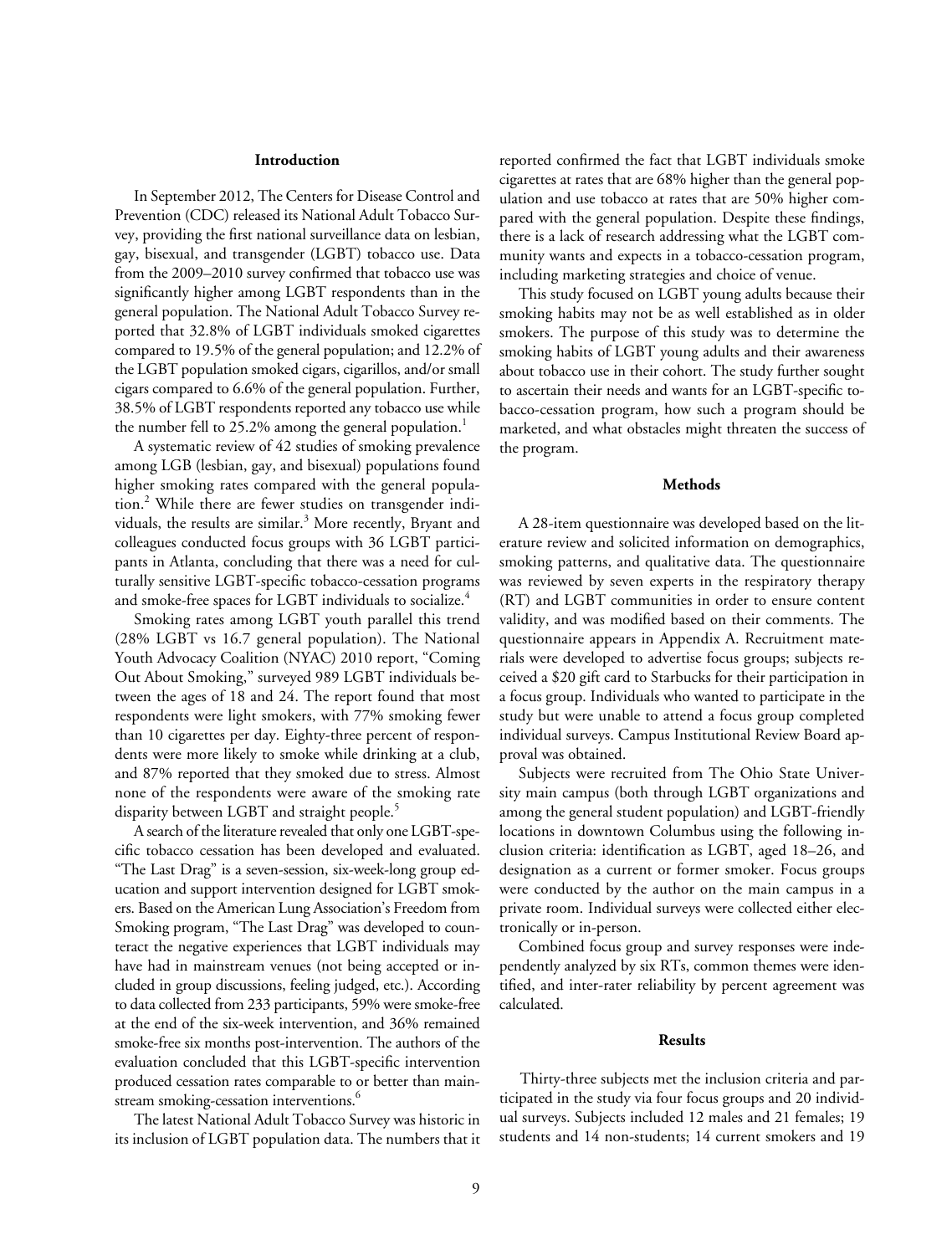## Introduction

In September 2012, The Centers for Disease Control and Prevention (CDC) released its National Adult Tobacco Survey, providing the first national surveillance data on lesbian, gay, bisexual, and transgender (LGBT) tobacco use. Data from the 2009–2010 survey confirmed that tobacco use was significantly higher among LGBT respondents than in the general population. The National Adult Tobacco Survey reported that 32.8% of LGBT individuals smoked cigarettes compared to 19.5% of the general population; and 12.2% of the LGBT population smoked cigars, cigarillos, and/or small cigars compared to 6.6% of the general population. Further, 38.5% of LGBT respondents reported any tobacco use while the number fell to 25.2% among the general population.[1]

A systematic review of 42 studies of smoking prevalence among LGB (lesbian, gay, and bisexual) populations found higher smoking rates compared with the general population.[2] While there are fewer studies on transgender individuals, the results are similar.[3] More recently, Bryant and colleagues conducted focus groups with 36 LGBT participants in Atlanta, concluding that there was a need for culturally sensitive LGBT-specific tobacco-cessation programs and smoke-free spaces for LGBT individuals to socialize.[4]

Smoking rates among LGBT youth parallel this trend (28% LGBT vs 16.7 general population). The National Youth Advocacy Coalition (NYAC) 2010 report, "Coming Out About Smoking," surveyed 989 LGBT individuals between the ages of 18 and 24. The report found that most respondents were light smokers, with 77% smoking fewer than 10 cigarettes per day. Eighty-three percent of respondents were more likely to smoke while drinking at a club, and 87% reported that they smoked due to stress. Almost none of the respondents were aware of the smoking rate disparity between LGBT and straight people.[5]

A search of the literature revealed that only one LGBT-specific tobacco cessation has been developed and evaluated. "The Last Drag" is a seven-session, six-week-long group education and support intervention designed for LGBT smokers. Based on the American Lung Association's Freedom from Smoking program, "The Last Drag" was developed to counteract the negative experiences that LGBT individuals may have had in mainstream venues (not being accepted or included in group discussions, feeling judged, etc.). According to data collected from 233 participants, 59% were smoke-free at the end of the six-week intervention, and 36% remained smoke-free six months post-intervention. The authors of the evaluation concluded that this LGBT-specific intervention produced cessation rates comparable to or better than mainstream smoking-cessation interventions.[6]

The latest National Adult Tobacco Survey was historic in its inclusion of LGBT population data. The numbers that it reported confirmed the fact that LGBT individuals smoke cigarettes at rates that are 68% higher than the general population and use tobacco at rates that are 50% higher compared with the general population. Despite these findings, there is a lack of research addressing what the LGBT community wants and expects in a tobacco-cessation program, including marketing strategies and choice of venue.

This study focused on LGBT young adults because their smoking habits may not be as well established as in older smokers. The purpose of this study was to determine the smoking habits of LGBT young adults and their awareness about tobacco use in their cohort. The study further sought to ascertain their needs and wants for an LGBT-specific tobacco-cessation program, how such a program should be marketed, and what obstacles might threaten the success of the program.

## Methods

A 28-item questionnaire was developed based on the literature review and solicited information on demographics, smoking patterns, and qualitative data. The questionnaire was reviewed by seven experts in the respiratory therapy (RT) and LGBT communities in order to ensure content validity, and was modified based on their comments. The questionnaire appears in Appendix A. Recruitment materials were developed to advertise focus groups; subjects received a $20 gift card to Starbucks for their participation in a focus group. Individuals who wanted to participate in the study but were unable to attend a focus group completed individual surveys. Campus Institutional Review Board approval was obtained.

Subjects were recruited from The Ohio State University main campus (both through LGBT organizations and among the general student population) and LGBT-friendly locations in downtown Columbus using the following inclusion criteria: identification as LGBT, aged 18–26, and designation as a current or former smoker. Focus groups were conducted by the author on the main campus in a private room. Individual surveys were collected either electronically or in-person.

Combined focus group and survey responses were independently analyzed by six RTs, common themes were identified, and inter-rater reliability by percent agreement was calculated.

## Results

Thirty-three subjects met the inclusion criteria and participated in the study via four focus groups and 20 individual surveys. Subjects included 12 males and 21 females; 19 students and 14 non-students; 14 current smokers and 19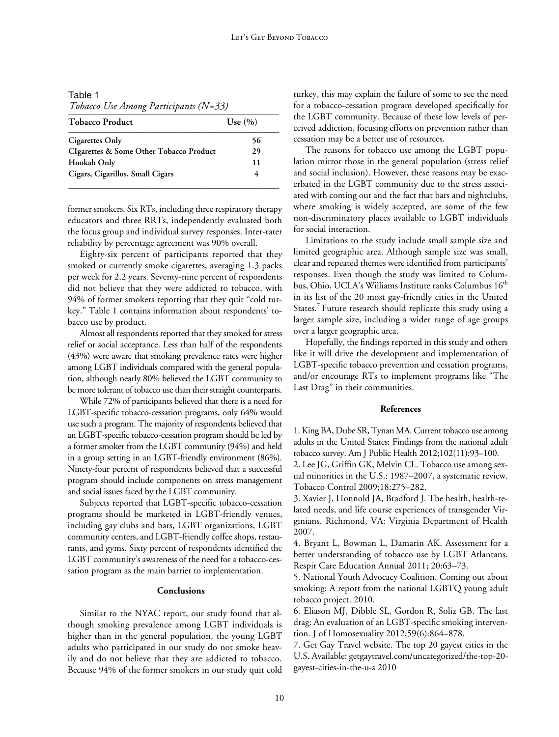Table 1

*Tobacco Use Among Participants (N=33)*

| Tobacco Product | Use (%) |
|---|---|
| Cigarettes Only | 56 |
| CIgarettes & Some Other Tobacco Product | 29 |
| Hookah Only | 11 |
| Cigars, Cigarillos, Small Cigars | 4 |

former smokers. Six RTs, including three respiratory therapy educators and three RRTs, independently evaluated both the focus group and individual survey responses. Inter-rater reliability by percentage agreement was 90% overall.

Eighty-six percent of participants reported that they smoked or currently smoke cigarettes, averaging 1.3 packs per week for 2.2 years. Seventy-nine percent of respondents did not believe that they were addicted to tobacco, with 94% of former smokers reporting that they quit "cold turkey." Table 1 contains information about respondents' tobacco use by product.

Almost all respondents reported that they smoked for stress relief or social acceptance. Less than half of the respondents (43%) were aware that smoking prevalence rates were higher among LGBT individuals compared with the general population, although nearly 80% believed the LGBT community to be more tolerant of tobacco use than their straight counterparts.

While 72% of participants believed that there is a need for LGBT-specific tobacco-cessation programs, only 64% would use such a program. The majority of respondents believed that an LGBT-specific tobacco-cessation program should be led by a former smoker from the LGBT community (94%) and held in a group setting in an LGBT-friendly environment (86%). Ninety-four percent of respondents believed that a successful program should include components on stress management and social issues faced by the LGBT community.

Subjects reported that LGBT-specific tobacco-cessation programs should be marketed in LGBT-friendly venues, including gay clubs and bars, LGBT organizations, LGBT community centers, and LGBT-friendly coffee shops, restaurants, and gyms. Sixty percent of respondents identified the LGBT community's awareness of the need for a tobacco-cessation program as the main barrier to implementation.

## Conclusions

Similar to the NYAC report, our study found that although smoking prevalence among LGBT individuals is higher than in the general population, the young LGBT adults who participated in our study do not smoke heavily and do not believe that they are addicted to tobacco. Because 94% of the former smokers in our study quit cold turkey, this may explain the failure of some to see the need for a tobacco-cessation program developed specifically for the LGBT community. Because of these low levels of perceived addiction, focusing efforts on prevention rather than cessation may be a better use of resources.

The reasons for tobacco use among the LGBT population mirror those in the general population (stress relief and social inclusion). However, these reasons may be exacerbated in the LGBT community due to the stress associated with coming out and the fact that bars and nightclubs, where smoking is widely accepted, are some of the few non-discriminatory places available to LGBT individuals for social interaction.

Limitations to the study include small sample size and limited geographic area. Although sample size was small, clear and repeated themes were identified from participants' responses. Even though the study was limited to Columbus, Ohio, UCLA's Williams Institute ranks Columbus 16th in its list of the 20 most gay-friendly cities in the United States.[7] Future research should replicate this study using a larger sample size, including a wider range of age groups over a larger geographic area.

Hopefully, the findings reported in this study and others like it will drive the development and implementation of LGBT-specific tobacco prevention and cessation programs, and/or encourage RTs to implement programs like "The Last Drag" in their communities.

## References

1. King BA, Dube SR, Tynan MA. Current tobacco use among adults in the United States: Findings from the national adult tobacco survey. Am J Public Health 2012;102(11):93–100.
2. Lee JG, Griffin GK, Melvin CL. Tobacco use among sexual minorities in the U.S.: 1987–2007, a systematic review. Tobacco Control 2009;18:275–282.
3. Xavier J, Honnold JA, Bradford J. The health, health-related needs, and life course experiences of transgender Virginians. Richmond, VA: Virginia Department of Health 2007.
4. Bryant L, Bowman L, Damarin AK. Assessment for a better understanding of tobacco use by LGBT Atlantans. Respir Care Education Annual 2011; 20:63–73.
5. National Youth Advocacy Coalition. Coming out about smoking: A report from the national LGBTQ young adult tobacco project. 2010.
6. Eliason MJ, Dibble SL, Gordon R, Soliz GB. The last drag: An evaluation of an LGBT-specific smoking intervention. J of Homosexuality 2012;59(6):864–878.
7. Get Gay Travel website. The top 20 gayest cities in the U.S. Available: getgaytravel.com/uncategorized/the-top-20-gayest-cities-in-the-u-s 2010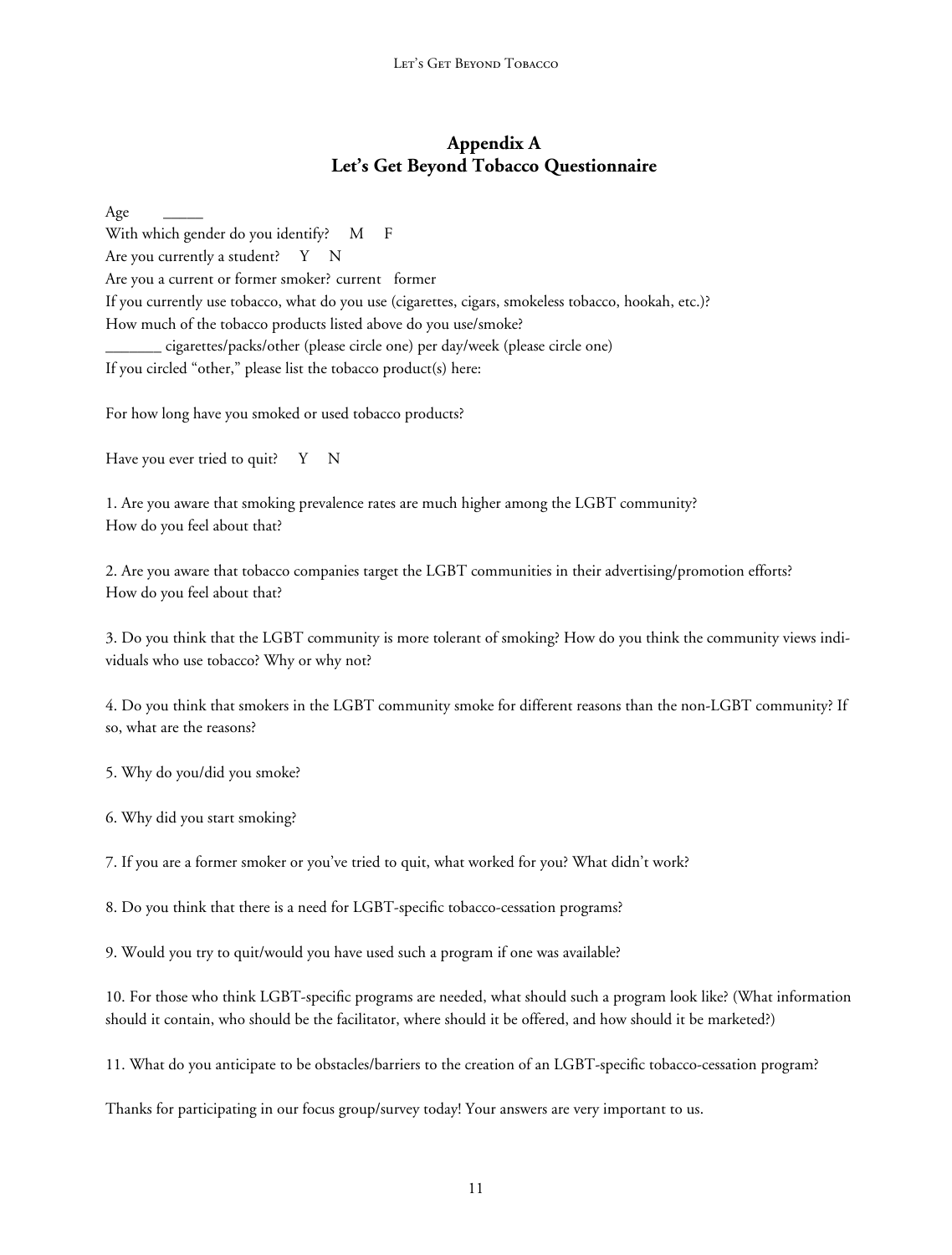# Appendix A
# Let's Get Beyond Tobacco Questionnaire

Age _____

With which gender do you identify? M F

Are you currently a student? Y N

Are you a current or former smoker? current former

If you currently use tobacco, what do you use (cigarettes, cigars, smokeless tobacco, hookah, etc.)?

How much of the tobacco products listed above do you use/smoke?

_______ cigarettes/packs/other (please circle one) per day/week (please circle one)

If you circled "other," please list the tobacco product(s) here:

For how long have you smoked or used tobacco products?

Have you ever tried to quit? Y N

1. Are you aware that smoking prevalence rates are much higher among the LGBT community? How do you feel about that?

2. Are you aware that tobacco companies target the LGBT communities in their advertising/promotion efforts? How do you feel about that?

3. Do you think that the LGBT community is more tolerant of smoking? How do you think the community views individuals who use tobacco? Why or why not?

4. Do you think that smokers in the LGBT community smoke for different reasons than the non-LGBT community? If so, what are the reasons?

5. Why do you/did you smoke?

6. Why did you start smoking?

7. If you are a former smoker or you've tried to quit, what worked for you? What didn't work?

8. Do you think that there is a need for LGBT-specific tobacco-cessation programs?

9. Would you try to quit/would you have used such a program if one was available?

10. For those who think LGBT-specific programs are needed, what should such a program look like? (What information should it contain, who should be the facilitator, where should it be offered, and how should it be marketed?)

11. What do you anticipate to be obstacles/barriers to the creation of an LGBT-specific tobacco-cessation program?

Thanks for participating in our focus group/survey today! Your answers are very important to us.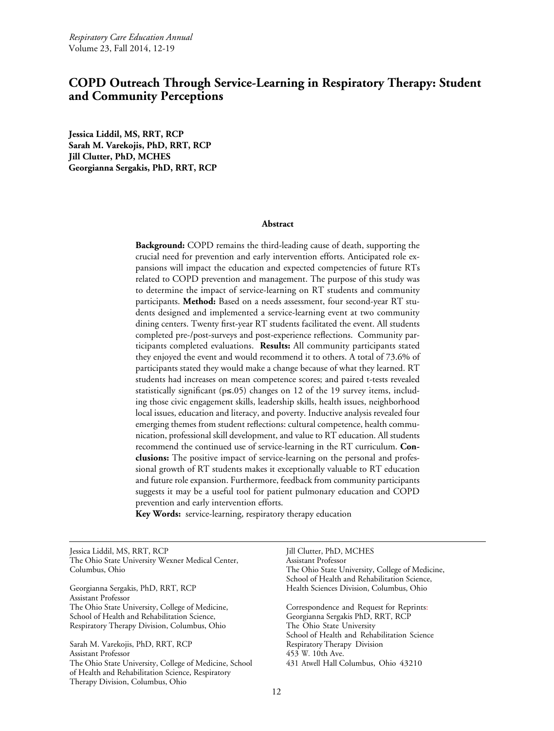# COPD Outreach Through Service-Learning in Respiratory Therapy: Student and Community Perceptions

**Jessica Liddil, MS, RRT, RCP**
**Sarah M. Varekojis, PhD, RRT, RCP**
**Jill Clutter, PhD, MCHES**
**Georgianna Sergakis, PhD, RRT, RCP**

## Abstract

**Background:** COPD remains the third-leading cause of death, supporting the crucial need for prevention and early intervention efforts. Anticipated role expansions will impact the education and expected competencies of future RTs related to COPD prevention and management. The purpose of this study was to determine the impact of service-learning on RT students and community participants. **Method:** Based on a needs assessment, four second-year RT students designed and implemented a service-learning event at two community dining centers. Twenty first-year RT students facilitated the event. All students completed pre-/post-surveys and post-experience reflections. Community participants completed evaluations. **Results:** All community participants stated they enjoyed the event and would recommend it to others. A total of 73.6% of participants stated they would make a change because of what they learned. RT students had increases on mean competence scores; and paired t-tests revealed statistically significant ($p \leq .05$) changes on 12 of the 19 survey items, including those civic engagement skills, leadership skills, health issues, neighborhood local issues, education and literacy, and poverty. Inductive analysis revealed four emerging themes from student reflections: cultural competence, health communication, professional skill development, and value to RT education. All students recommend the continued use of service-learning in the RT curriculum. **Conclusions:** The positive impact of service-learning on the personal and professional growth of RT students makes it exceptionally valuable to RT education and future role expansion. Furthermore, feedback from community participants suggests it may be a useful tool for patient pulmonary education and COPD prevention and early intervention efforts.

**Key Words:** service-learning, respiratory therapy education

---

Jessica Liddil, MS, RRT, RCP
The Ohio State University Wexner Medical Center, Columbus, Ohio

Georgianna Sergakis, PhD, RRT, RCP
Assistant Professor
The Ohio State University, College of Medicine, School of Health and Rehabilitation Science, Respiratory Therapy Division, Columbus, Ohio

Sarah M. Varekojis, PhD, RRT, RCP
Assistant Professor
The Ohio State University, College of Medicine, School of Health and Rehabilitation Science, Respiratory Therapy Division, Columbus, Ohio

Jill Clutter, PhD, MCHES
Assistant Professor
The Ohio State University, College of Medicine, School of Health and Rehabilitation Science, Health Sciences Division, Columbus, Ohio

Correspondence and Request for Reprints:
Georgianna Sergakis PhD, RRT, RCP
The Ohio State University
School of Health and Rehabilitation Science
Respiratory Therapy Division
453 W. 10th Ave.
431 Atwell Hall Columbus, Ohio 43210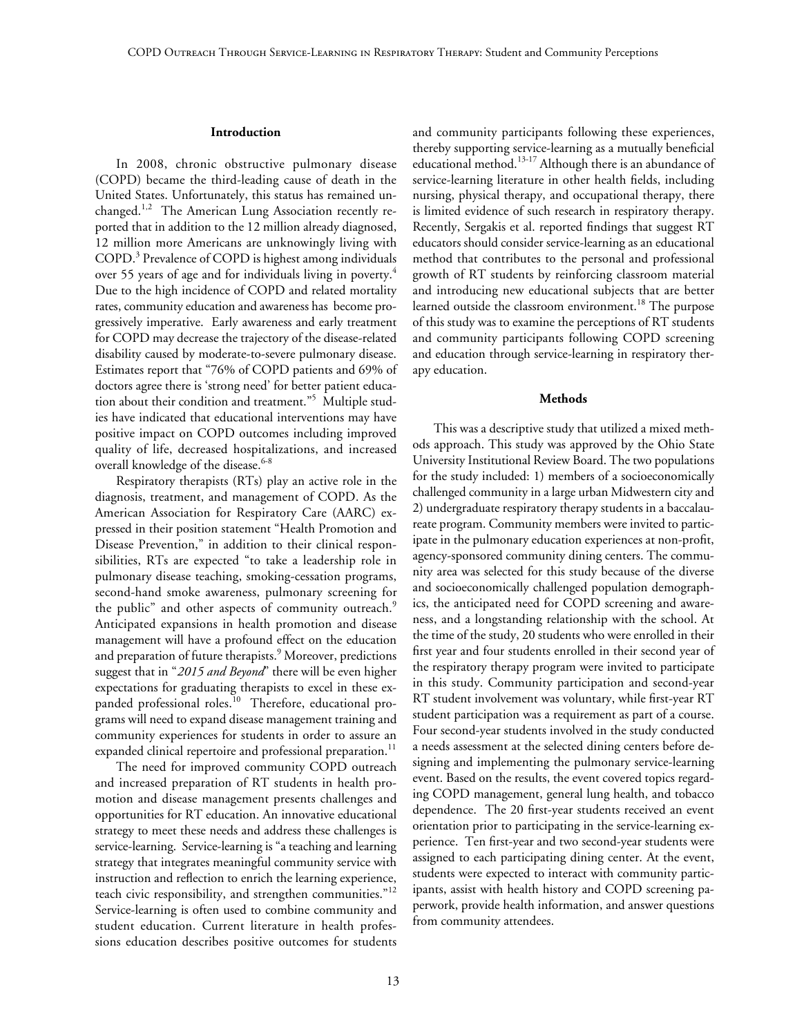## Introduction

In 2008, chronic obstructive pulmonary disease (COPD) became the third-leading cause of death in the United States. Unfortunately, this status has remained unchanged.[1,2] The American Lung Association recently reported that in addition to the 12 million already diagnosed, 12 million more Americans are unknowingly living with COPD.[3] Prevalence of COPD is highest among individuals over 55 years of age and for individuals living in poverty.[4] Due to the high incidence of COPD and related mortality rates, community education and awareness has become progressively imperative. Early awareness and early treatment for COPD may decrease the trajectory of the disease-related disability caused by moderate-to-severe pulmonary disease. Estimates report that "76% of COPD patients and 69% of doctors agree there is 'strong need' for better patient education about their condition and treatment."[5] Multiple studies have indicated that educational interventions may have positive impact on COPD outcomes including improved quality of life, decreased hospitalizations, and increased overall knowledge of the disease.[6-8]

Respiratory therapists (RTs) play an active role in the diagnosis, treatment, and management of COPD. As the American Association for Respiratory Care (AARC) expressed in their position statement "Health Promotion and Disease Prevention," in addition to their clinical responsibilities, RTs are expected "to take a leadership role in pulmonary disease teaching, smoking-cessation programs, second-hand smoke awareness, pulmonary screening for the public" and other aspects of community outreach.[9] Anticipated expansions in health promotion and disease management will have a profound effect on the education and preparation of future therapists.[9] Moreover, predictions suggest that in "*2015 and Beyond*" there will be even higher expectations for graduating therapists to excel in these expanded professional roles.[10] Therefore, educational programs will need to expand disease management training and community experiences for students in order to assure an expanded clinical repertoire and professional preparation.[11]

The need for improved community COPD outreach and increased preparation of RT students in health promotion and disease management presents challenges and opportunities for RT education. An innovative educational strategy to meet these needs and address these challenges is service-learning. Service-learning is "a teaching and learning strategy that integrates meaningful community service with instruction and reflection to enrich the learning experience, teach civic responsibility, and strengthen communities."[12] Service-learning is often used to combine community and student education. Current literature in health professions education describes positive outcomes for students and community participants following these experiences, thereby supporting service-learning as a mutually beneficial educational method.[13-17] Although there is an abundance of service-learning literature in other health fields, including nursing, physical therapy, and occupational therapy, there is limited evidence of such research in respiratory therapy. Recently, Sergakis et al. reported findings that suggest RT educators should consider service-learning as an educational method that contributes to the personal and professional growth of RT students by reinforcing classroom material and introducing new educational subjects that are better learned outside the classroom environment.[18] The purpose of this study was to examine the perceptions of RT students and community participants following COPD screening and education through service-learning in respiratory therapy education.

## Methods

This was a descriptive study that utilized a mixed methods approach. This study was approved by the Ohio State University Institutional Review Board. The two populations for the study included: 1) members of a socioeconomically challenged community in a large urban Midwestern city and 2) undergraduate respiratory therapy students in a baccalaureate program. Community members were invited to participate in the pulmonary education experiences at non-profit, agency-sponsored community dining centers. The community area was selected for this study because of the diverse and socioeconomically challenged population demographics, the anticipated need for COPD screening and awareness, and a longstanding relationship with the school. At the time of the study, 20 students who were enrolled in their first year and four students enrolled in their second year of the respiratory therapy program were invited to participate in this study. Community participation and second-year RT student involvement was voluntary, while first-year RT student participation was a requirement as part of a course. Four second-year students involved in the study conducted a needs assessment at the selected dining centers before designing and implementing the pulmonary service-learning event. Based on the results, the event covered topics regarding COPD management, general lung health, and tobacco dependence. The 20 first-year students received an event orientation prior to participating in the service-learning experience. Ten first-year and two second-year students were assigned to each participating dining center. At the event, students were expected to interact with community participants, assist with health history and COPD screening paperwork, provide health information, and answer questions from community attendees.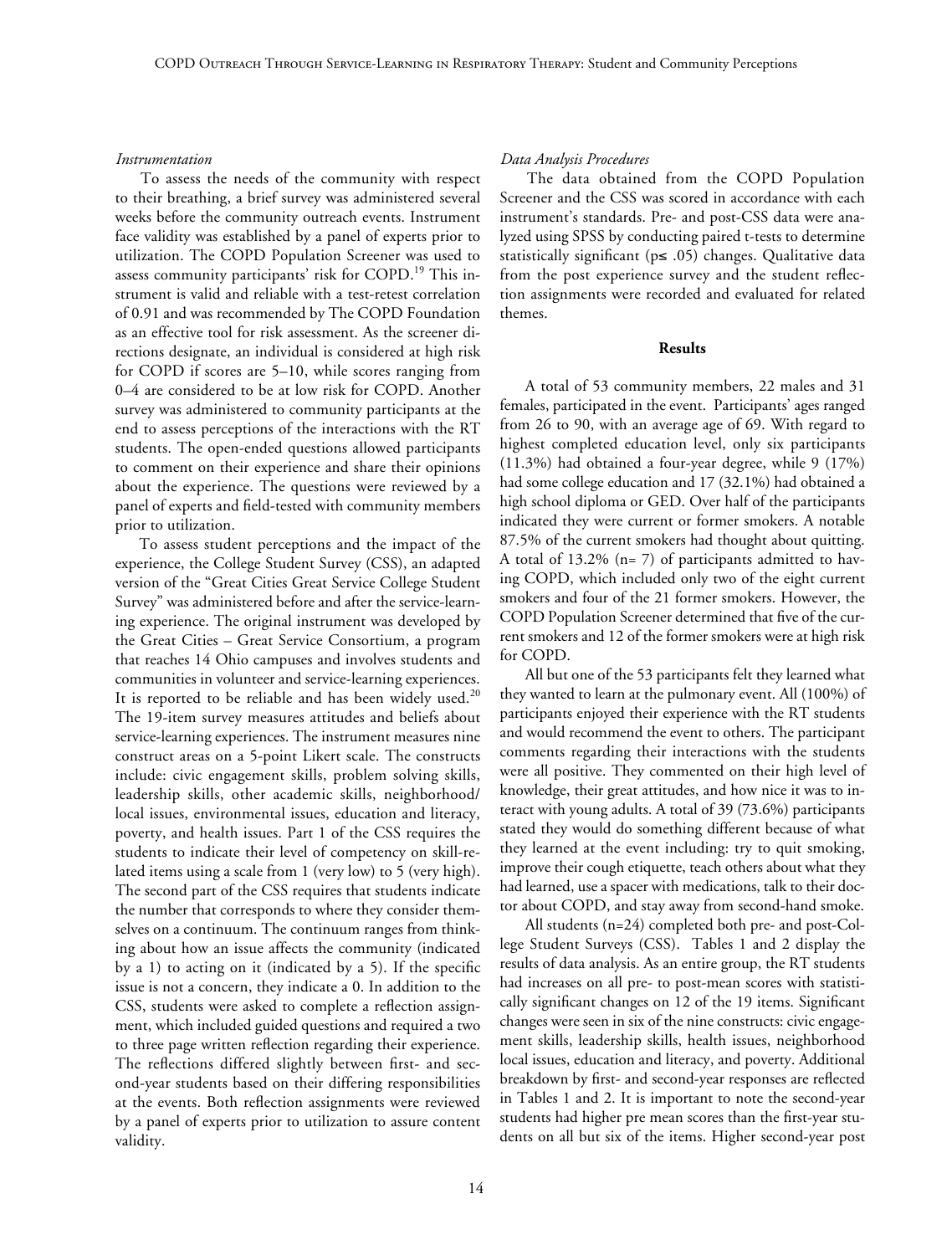*Instrumentation*

To assess the needs of the community with respect to their breathing, a brief survey was administered several weeks before the community outreach events. Instrument face validity was established by a panel of experts prior to utilization. The COPD Population Screener was used to assess community participants' risk for COPD.[19] This instrument is valid and reliable with a test-retest correlation of 0.91 and was recommended by The COPD Foundation as an effective tool for risk assessment. As the screener directions designate, an individual is considered at high risk for COPD if scores are 5–10, while scores ranging from 0–4 are considered to be at low risk for COPD. Another survey was administered to community participants at the end to assess perceptions of the interactions with the RT students. The open-ended questions allowed participants to comment on their experience and share their opinions about the experience. The questions were reviewed by a panel of experts and field-tested with community members prior to utilization.

To assess student perceptions and the impact of the experience, the College Student Survey (CSS), an adapted version of the "Great Cities Great Service College Student Survey" was administered before and after the service-learning experience. The original instrument was developed by the Great Cities – Great Service Consortium, a program that reaches 14 Ohio campuses and involves students and communities in volunteer and service-learning experiences. It is reported to be reliable and has been widely used.[20] The 19-item survey measures attitudes and beliefs about service-learning experiences. The instrument measures nine construct areas on a 5-point Likert scale. The constructs include: civic engagement skills, problem solving skills, leadership skills, other academic skills, neighborhood/local issues, environmental issues, education and literacy, poverty, and health issues. Part 1 of the CSS requires the students to indicate their level of competency on skill-related items using a scale from 1 (very low) to 5 (very high). The second part of the CSS requires that students indicate the number that corresponds to where they consider themselves on a continuum. The continuum ranges from thinking about how an issue affects the community (indicated by a 1) to acting on it (indicated by a 5). If the specific issue is not a concern, they indicate a 0. In addition to the CSS, students were asked to complete a reflection assignment, which included guided questions and required a two to three page written reflection regarding their experience. The reflections differed slightly between first- and second-year students based on their differing responsibilities at the events. Both reflection assignments were reviewed by a panel of experts prior to utilization to assure content validity.

*Data Analysis Procedures*

The data obtained from the COPD Population Screener and the CSS was scored in accordance with each instrument's standards. Pre- and post-CSS data were analyzed using SPSS by conducting paired t-tests to determine statistically significant ($p \leq .05$) changes. Qualitative data from the post experience survey and the student reflection assignments were recorded and evaluated for related themes.

## Results

A total of 53 community members, 22 males and 31 females, participated in the event. Participants' ages ranged from 26 to 90, with an average age of 69. With regard to highest completed education level, only six participants (11.3%) had obtained a four-year degree, while 9 (17%) had some college education and 17 (32.1%) had obtained a high school diploma or GED. Over half of the participants indicated they were current or former smokers. A notable 87.5% of the current smokers had thought about quitting. A total of 13.2% (n= 7) of participants admitted to having COPD, which included only two of the eight current smokers and four of the 21 former smokers. However, the COPD Population Screener determined that five of the current smokers and 12 of the former smokers were at high risk for COPD.

All but one of the 53 participants felt they learned what they wanted to learn at the pulmonary event. All (100%) of participants enjoyed their experience with the RT students and would recommend the event to others. The participant comments regarding their interactions with the students were all positive. They commented on their high level of knowledge, their great attitudes, and how nice it was to interact with young adults. A total of 39 (73.6%) participants stated they would do something different because of what they learned at the event including: try to quit smoking, improve their cough etiquette, teach others about what they had learned, use a spacer with medications, talk to their doctor about COPD, and stay away from second-hand smoke.

All students (n=24) completed both pre- and post-College Student Surveys (CSS). Tables 1 and 2 display the results of data analysis. As an entire group, the RT students had increases on all pre- to post-mean scores with statistically significant changes on 12 of the 19 items. Significant changes were seen in six of the nine constructs: civic engagement skills, leadership skills, health issues, neighborhood local issues, education and literacy, and poverty. Additional breakdown by first- and second-year responses are reflected in Tables 1 and 2. It is important to note the second-year students had higher pre mean scores than the first-year students on all but six of the items. Higher second-year post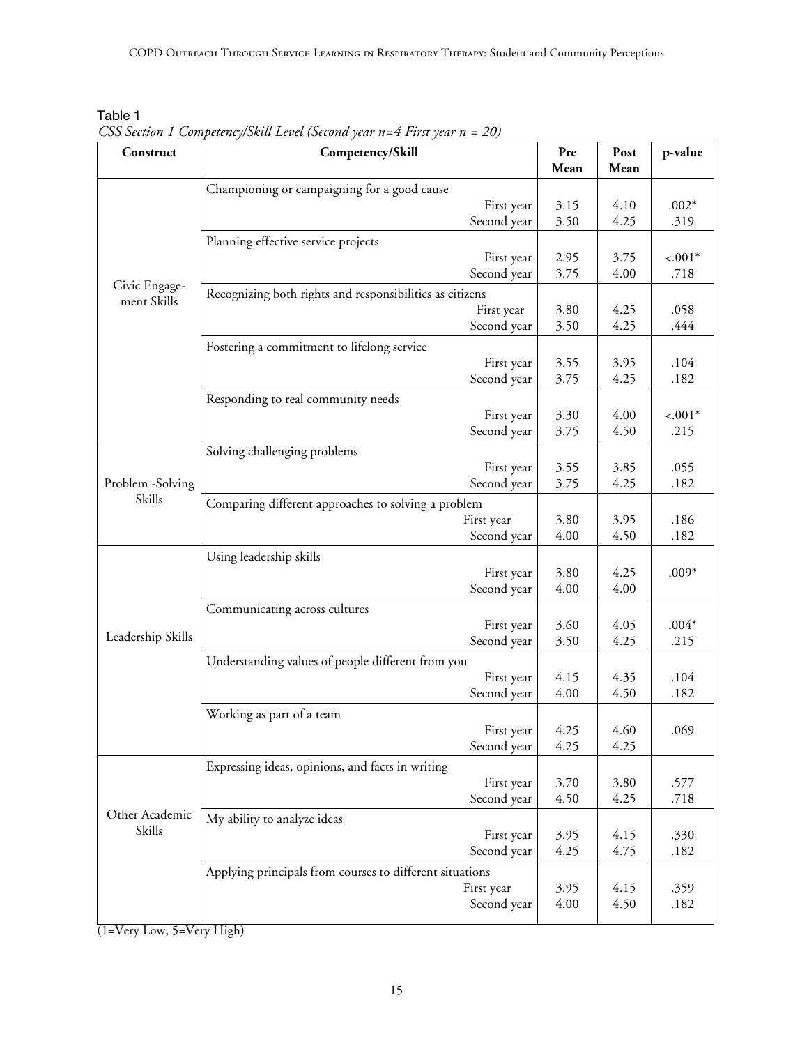Table 1

*CSS Section 1 Competency/Skill Level (Second year n=4 First year n = 20)*

| Construct | Competency/Skill | | Pre Mean | Post Mean | p-value |
|---|---|---|---|---|---|
| Civic Engage-ment Skills | Championing or campaigning for a good cause | First year | 3.15 | 4.10 | .002* |
| | | Second year | 3.50 | 4.25 | .319 |
| | Planning effective service projects | First year | 2.95 | 3.75 | <.001* |
| | | Second year | 3.75 | 4.00 | .718 |
| | Recognizing both rights and responsibilities as citizens | First year | 3.80 | 4.25 | .058 |
| | | Second year | 3.50 | 4.25 | .444 |
| | Fostering a commitment to lifelong service | First year | 3.55 | 3.95 | .104 |
| | | Second year | 3.75 | 4.25 | .182 |
| | Responding to real community needs | First year | 3.30 | 4.00 | <.001* |
| | | Second year | 3.75 | 4.50 | .215 |
| Problem -Solving Skills | Solving challenging problems | First year | 3.55 | 3.85 | .055 |
| | | Second year | 3.75 | 4.25 | .182 |
| | Comparing different approaches to solving a problem | First year | 3.80 | 3.95 | .186 |
| | | Second year | 4.00 | 4.50 | .182 |
| Leadership Skills | Using leadership skills | First year | 3.80 | 4.25 | .009* |
| | | Second year | 4.00 | 4.00 | |
| | Communicating across cultures | First year | 3.60 | 4.05 | .004* |
| | | Second year | 3.50 | 4.25 | .215 |
| | Understanding values of people different from you | First year | 4.15 | 4.35 | .104 |
| | | Second year | 4.00 | 4.50 | .182 |
| | Working as part of a team | First year | 4.25 | 4.60 | .069 |
| | | Second year | 4.25 | 4.25 | |
| Other Academic Skills | Expressing ideas, opinions, and facts in writing | First year | 3.70 | 3.80 | .577 |
| | | Second year | 4.50 | 4.25 | .718 |
| | My ability to analyze ideas | First year | 3.95 | 4.15 | .330 |
| | | Second year | 4.25 | 4.75 | .182 |
| | Applying principals from courses to different situations | First year | 3.95 | 4.15 | .359 |
| | | Second year | 4.00 | 4.50 | .182 |

(1=Very Low, 5=Very High)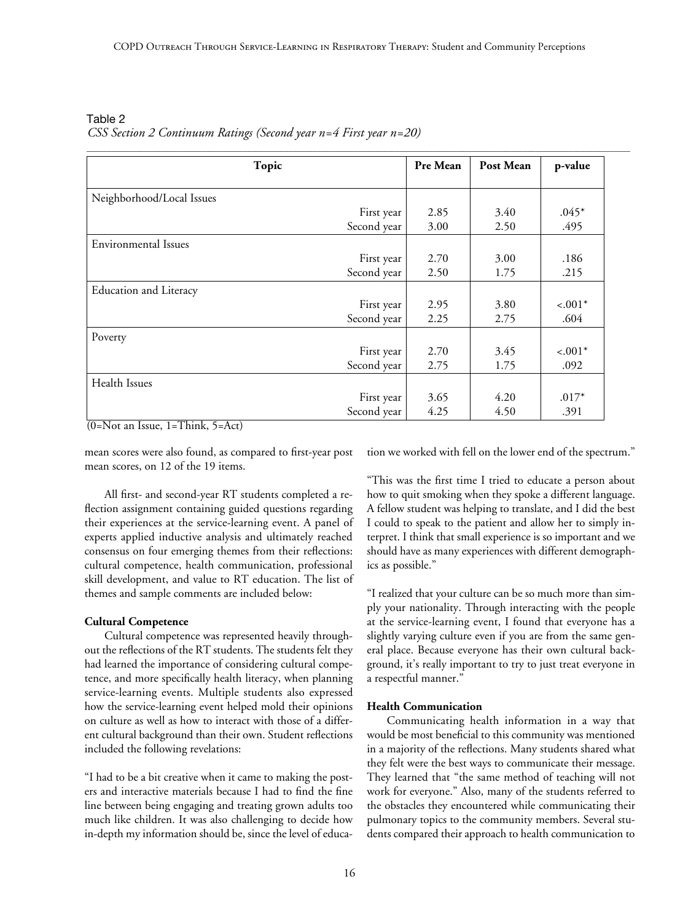Table 2

*CSS Section 2 Continuum Ratings (Second year n=4 First year n=20)*

| Topic | | Pre Mean | Post Mean | p-value |
|---|---|---|---|---|
| Neighborhood/Local Issues | | | | |
| | First year | 2.85 | 3.40 | .045* |
| | Second year | 3.00 | 2.50 | .495 |
| Environmental Issues | | | | |
| | First year | 2.70 | 3.00 | .186 |
| | Second year | 2.50 | 1.75 | .215 |
| Education and Literacy | | | | |
| | First year | 2.95 | 3.80 | <.001* |
| | Second year | 2.25 | 2.75 | .604 |
| Poverty | | | | |
| | First year | 2.70 | 3.45 | <.001* |
| | Second year | 2.75 | 1.75 | .092 |
| Health Issues | | | | |
| | First year | 3.65 | 4.20 | .017* |
| | Second year | 4.25 | 4.50 | .391 |

(0=Not an Issue, 1=Think, 5=Act)

mean scores were also found, as compared to first-year post mean scores, on 12 of the 19 items.

All first- and second-year RT students completed a reflection assignment containing guided questions regarding their experiences at the service-learning event. A panel of experts applied inductive analysis and ultimately reached consensus on four emerging themes from their reflections: cultural competence, health communication, professional skill development, and value to RT education. The list of themes and sample comments are included below:

**Cultural Competence**

Cultural competence was represented heavily throughout the reflections of the RT students. The students felt they had learned the importance of considering cultural competence, and more specifically health literacy, when planning service-learning events. Multiple students also expressed how the service-learning event helped mold their opinions on culture as well as how to interact with those of a different cultural background than their own. Student reflections included the following revelations:

"I had to be a bit creative when it came to making the posters and interactive materials because I had to find the fine line between being engaging and treating grown adults too much like children. It was also challenging to decide how in-depth my information should be, since the level of education we worked with fell on the lower end of the spectrum."

"This was the first time I tried to educate a person about how to quit smoking when they spoke a different language. A fellow student was helping to translate, and I did the best I could to speak to the patient and allow her to simply interpret. I think that small experience is so important and we should have as many experiences with different demographics as possible."

"I realized that your culture can be so much more than simply your nationality. Through interacting with the people at the service-learning event, I found that everyone has a slightly varying culture even if you are from the same general place. Because everyone has their own cultural background, it's really important to try to just treat everyone in a respectful manner."

**Health Communication**

Communicating health information in a way that would be most beneficial to this community was mentioned in a majority of the reflections. Many students shared what they felt were the best ways to communicate their message. They learned that "the same method of teaching will not work for everyone." Also, many of the students referred to the obstacles they encountered while communicating their pulmonary topics to the community members. Several students compared their approach to health communication to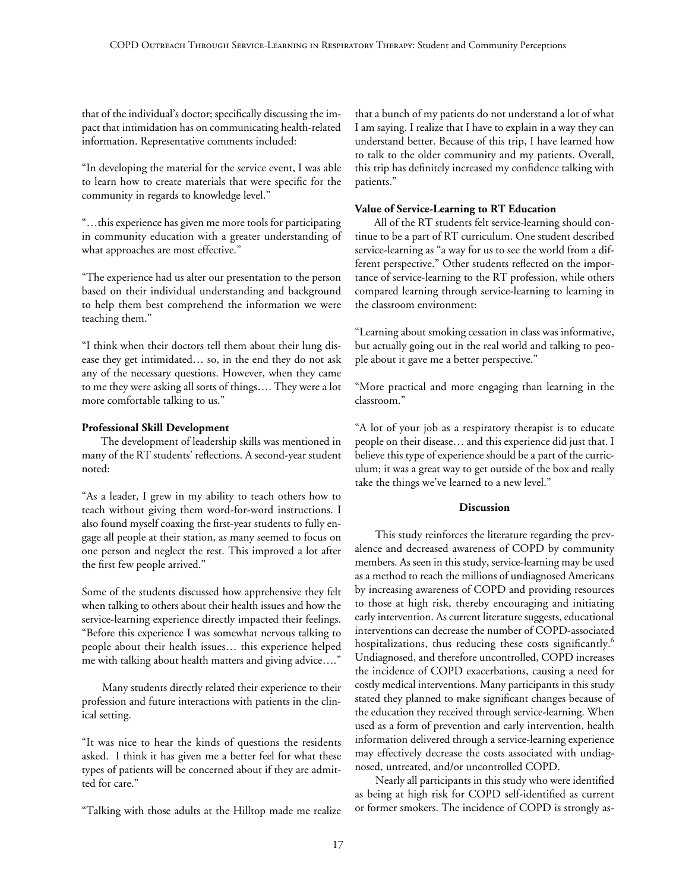that of the individual's doctor; specifically discussing the impact that intimidation has on communicating health-related information. Representative comments included:

"In developing the material for the service event, I was able to learn how to create materials that were specific for the community in regards to knowledge level."

"…this experience has given me more tools for participating in community education with a greater understanding of what approaches are most effective."

"The experience had us alter our presentation to the person based on their individual understanding and background to help them best comprehend the information we were teaching them."

"I think when their doctors tell them about their lung disease they get intimidated… so, in the end they do not ask any of the necessary questions. However, when they came to me they were asking all sorts of things…. They were a lot more comfortable talking to us."

**Professional Skill Development**

The development of leadership skills was mentioned in many of the RT students' reflections. A second-year student noted:

"As a leader, I grew in my ability to teach others how to teach without giving them word-for-word instructions. I also found myself coaxing the first-year students to fully engage all people at their station, as many seemed to focus on one person and neglect the rest. This improved a lot after the first few people arrived."

Some of the students discussed how apprehensive they felt when talking to others about their health issues and how the service-learning experience directly impacted their feelings. "Before this experience I was somewhat nervous talking to people about their health issues… this experience helped me with talking about health matters and giving advice…."

Many students directly related their experience to their profession and future interactions with patients in the clinical setting.

"It was nice to hear the kinds of questions the residents asked. I think it has given me a better feel for what these types of patients will be concerned about if they are admitted for care."

"Talking with those adults at the Hilltop made me realize that a bunch of my patients do not understand a lot of what I am saying. I realize that I have to explain in a way they can understand better. Because of this trip, I have learned how to talk to the older community and my patients. Overall, this trip has definitely increased my confidence talking with patients."

**Value of Service-Learning to RT Education**

All of the RT students felt service-learning should continue to be a part of RT curriculum. One student described service-learning as "a way for us to see the world from a different perspective." Other students reflected on the importance of service-learning to the RT profession, while others compared learning through service-learning to learning in the classroom environment:

"Learning about smoking cessation in class was informative, but actually going out in the real world and talking to people about it gave me a better perspective."

"More practical and more engaging than learning in the classroom."

"A lot of your job as a respiratory therapist is to educate people on their disease… and this experience did just that. I believe this type of experience should be a part of the curriculum; it was a great way to get outside of the box and really take the things we've learned to a new level."

## Discussion

This study reinforces the literature regarding the prevalence and decreased awareness of COPD by community members. As seen in this study, service-learning may be used as a method to reach the millions of undiagnosed Americans by increasing awareness of COPD and providing resources to those at high risk, thereby encouraging and initiating early intervention. As current literature suggests, educational interventions can decrease the number of COPD-associated hospitalizations, thus reducing these costs significantly.[6] Undiagnosed, and therefore uncontrolled, COPD increases the incidence of COPD exacerbations, causing a need for costly medical interventions. Many participants in this study stated they planned to make significant changes because of the education they received through service-learning. When used as a form of prevention and early intervention, health information delivered through a service-learning experience may effectively decrease the costs associated with undiagnosed, untreated, and/or uncontrolled COPD.

Nearly all participants in this study who were identified as being at high risk for COPD self-identified as current or former smokers. The incidence of COPD is strongly as-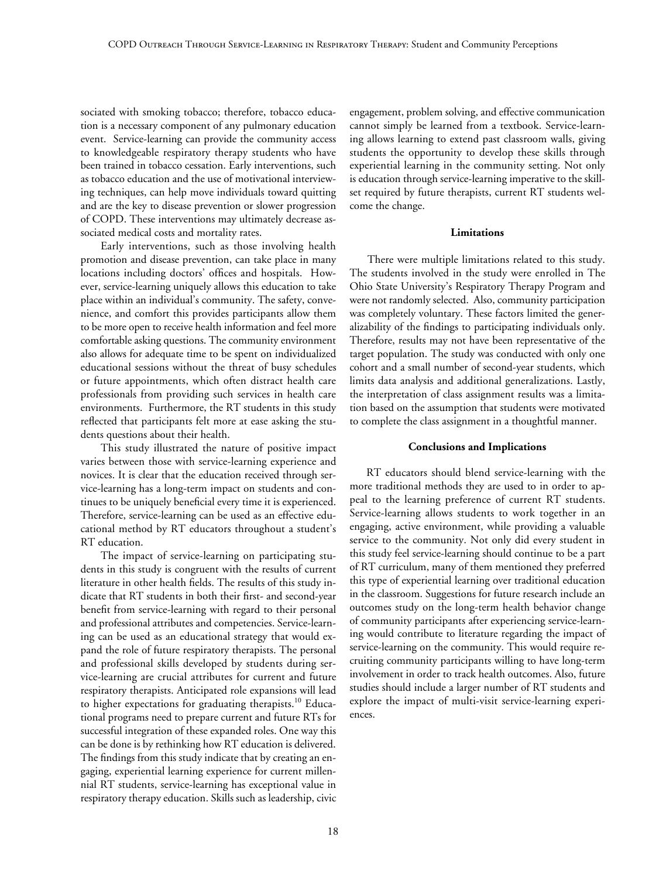sociated with smoking tobacco; therefore, tobacco education is a necessary component of any pulmonary education event. Service-learning can provide the community access to knowledgeable respiratory therapy students who have been trained in tobacco cessation. Early interventions, such as tobacco education and the use of motivational interviewing techniques, can help move individuals toward quitting and are the key to disease prevention or slower progression of COPD. These interventions may ultimately decrease associated medical costs and mortality rates.

Early interventions, such as those involving health promotion and disease prevention, can take place in many locations including doctors' offices and hospitals. However, service-learning uniquely allows this education to take place within an individual's community. The safety, convenience, and comfort this provides participants allow them to be more open to receive health information and feel more comfortable asking questions. The community environment also allows for adequate time to be spent on individualized educational sessions without the threat of busy schedules or future appointments, which often distract health care professionals from providing such services in health care environments. Furthermore, the RT students in this study reflected that participants felt more at ease asking the students questions about their health.

This study illustrated the nature of positive impact varies between those with service-learning experience and novices. It is clear that the education received through service-learning has a long-term impact on students and continues to be uniquely beneficial every time it is experienced. Therefore, service-learning can be used as an effective educational method by RT educators throughout a student's RT education.

The impact of service-learning on participating students in this study is congruent with the results of current literature in other health fields. The results of this study indicate that RT students in both their first- and second-year benefit from service-learning with regard to their personal and professional attributes and competencies. Service-learning can be used as an educational strategy that would expand the role of future respiratory therapists. The personal and professional skills developed by students during service-learning are crucial attributes for current and future respiratory therapists. Anticipated role expansions will lead to higher expectations for graduating therapists.[10] Educational programs need to prepare current and future RTs for successful integration of these expanded roles. One way this can be done is by rethinking how RT education is delivered. The findings from this study indicate that by creating an engaging, experiential learning experience for current millennial RT students, service-learning has exceptional value in respiratory therapy education. Skills such as leadership, civic engagement, problem solving, and effective communication cannot simply be learned from a textbook. Service-learning allows learning to extend past classroom walls, giving students the opportunity to develop these skills through experiential learning in the community setting. Not only is education through service-learning imperative to the skillset required by future therapists, current RT students welcome the change.

## Limitations

There were multiple limitations related to this study. The students involved in the study were enrolled in The Ohio State University's Respiratory Therapy Program and were not randomly selected. Also, community participation was completely voluntary. These factors limited the generalizability of the findings to participating individuals only. Therefore, results may not have been representative of the target population. The study was conducted with only one cohort and a small number of second-year students, which limits data analysis and additional generalizations. Lastly, the interpretation of class assignment results was a limitation based on the assumption that students were motivated to complete the class assignment in a thoughtful manner.

## Conclusions and Implications

RT educators should blend service-learning with the more traditional methods they are used to in order to appeal to the learning preference of current RT students. Service-learning allows students to work together in an engaging, active environment, while providing a valuable service to the community. Not only did every student in this study feel service-learning should continue to be a part of RT curriculum, many of them mentioned they preferred this type of experiential learning over traditional education in the classroom. Suggestions for future research include an outcomes study on the long-term health behavior change of community participants after experiencing service-learning would contribute to literature regarding the impact of service-learning on the community. This would require recruiting community participants willing to have long-term involvement in order to track health outcomes. Also, future studies should include a larger number of RT students and explore the impact of multi-visit service-learning experiences.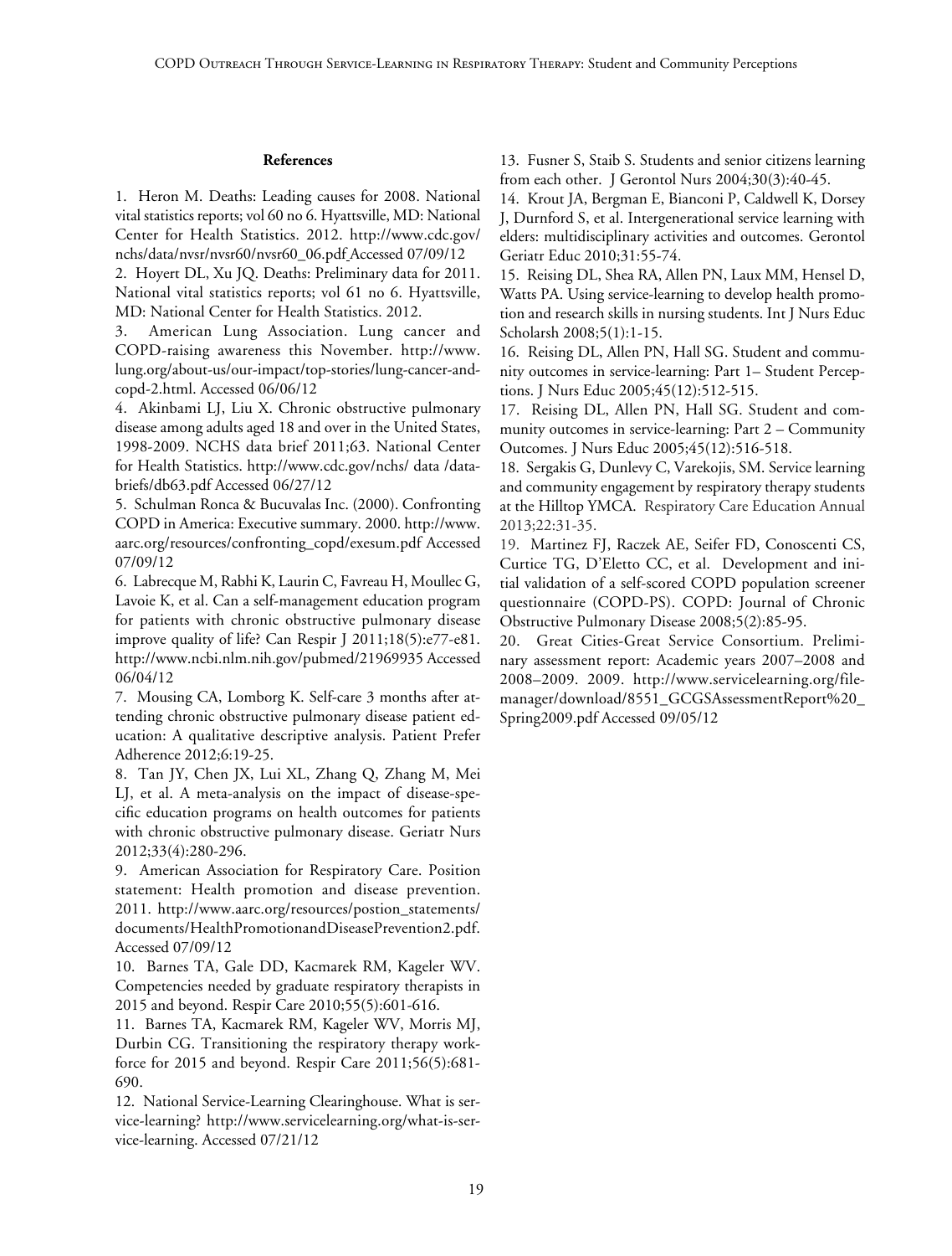### References

1. Heron M. Deaths: Leading causes for 2008. National vital statistics reports; vol 60 no 6. Hyattsville, MD: National Center for Health Statistics. 2012. http://www.cdc.gov/nchs/data/nvsr/nvsr60/nvsr60_06.pdf Accessed 07/09/12

2. Hoyert DL, Xu JQ. Deaths: Preliminary data for 2011. National vital statistics reports; vol 61 no 6. Hyattsville, MD: National Center for Health Statistics. 2012.

3. American Lung Association. Lung cancer and COPD-raising awareness this November. http://www.lung.org/about-us/our-impact/top-stories/lung-cancer-and-copd-2.html. Accessed 06/06/12

4. Akinbami LJ, Liu X. Chronic obstructive pulmonary disease among adults aged 18 and over in the United States, 1998-2009. NCHS data brief 2011;63. National Center for Health Statistics. http://www.cdc.gov/nchs/ data /databriefs/db63.pdf Accessed 06/27/12

5. Schulman Ronca & Bucuvalas Inc. (2000). Confronting COPD in America: Executive summary. 2000. http://www.aarc.org/resources/confronting_copd/exesum.pdf Accessed 07/09/12

6. Labrecque M, Rabhi K, Laurin C, Favreau H, Moullec G, Lavoie K, et al. Can a self-management education program for patients with chronic obstructive pulmonary disease improve quality of life? Can Respir J 2011;18(5):e77-e81. http://www.ncbi.nlm.nih.gov/pubmed/21969935 Accessed 06/04/12

7. Mousing CA, Lomborg K. Self-care 3 months after attending chronic obstructive pulmonary disease patient education: A qualitative descriptive analysis. Patient Prefer Adherence 2012;6:19-25.

8. Tan JY, Chen JX, Lui XL, Zhang Q, Zhang M, Mei LJ, et al. A meta-analysis on the impact of disease-specific education programs on health outcomes for patients with chronic obstructive pulmonary disease. Geriatr Nurs 2012;33(4):280-296.

9. American Association for Respiratory Care. Position statement: Health promotion and disease prevention. 2011. http://www.aarc.org/resources/postion_statements/documents/HealthPromotionandDiseasePrevention2.pdf. Accessed 07/09/12

10. Barnes TA, Gale DD, Kacmarek RM, Kageler WV. Competencies needed by graduate respiratory therapists in 2015 and beyond. Respir Care 2010;55(5):601-616.

11. Barnes TA, Kacmarek RM, Kageler WV, Morris MJ, Durbin CG. Transitioning the respiratory therapy workforce for 2015 and beyond. Respir Care 2011;56(5):681-690.

12. National Service-Learning Clearinghouse. What is service-learning? http://www.servicelearning.org/what-is-service-learning. Accessed 07/21/12

13. Fusner S, Staib S. Students and senior citizens learning from each other. J Gerontol Nurs 2004;30(3):40-45.

14. Krout JA, Bergman E, Bianconi P, Caldwell K, Dorsey J, Durnford S, et al. Intergenerational service learning with elders: multidisciplinary activities and outcomes. Gerontol Geriatr Educ 2010;31:55-74.

15. Reising DL, Shea RA, Allen PN, Laux MM, Hensel D, Watts PA. Using service-learning to develop health promotion and research skills in nursing students. Int J Nurs Educ Scholarsh 2008;5(1):1-15.

16. Reising DL, Allen PN, Hall SG. Student and community outcomes in service-learning: Part 1– Student Perceptions. J Nurs Educ 2005;45(12):512-515.

17. Reising DL, Allen PN, Hall SG. Student and community outcomes in service-learning: Part 2 – Community Outcomes. J Nurs Educ 2005;45(12):516-518.

18. Sergakis G, Dunlevy C, Varekojis, SM. Service learning and community engagement by respiratory therapy students at the Hilltop YMCA. Respiratory Care Education Annual 2013;22:31-35.

19. Martinez FJ, Raczek AE, Seifer FD, Conoscenti CS, Curtice TG, D'Eletto CC, et al. Development and initial validation of a self-scored COPD population screener questionnaire (COPD-PS). COPD: Journal of Chronic Obstructive Pulmonary Disease 2008;5(2):85-95.

20. Great Cities-Great Service Consortium. Preliminary assessment report: Academic years 2007–2008 and 2008–2009. 2009. http://www.servicelearning.org/filemanager/download/8551_GCGSAssessmentReport%20_Spring2009.pdf Accessed 09/05/12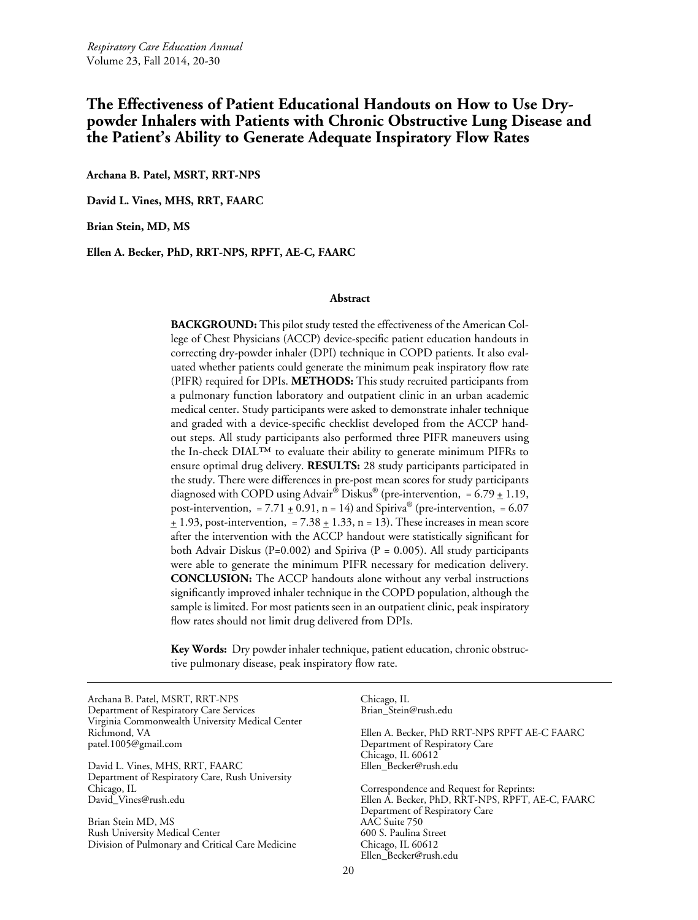# The Effectiveness of Patient Educational Handouts on How to Use Dry-powder Inhalers with Patients with Chronic Obstructive Lung Disease and the Patient's Ability to Generate Adequate Inspiratory Flow Rates

**Archana B. Patel, MSRT, RRT-NPS**

**David L. Vines, MHS, RRT, FAARC**

**Brian Stein, MD, MS**

**Ellen A. Becker, PhD, RRT-NPS, RPFT, AE-C, FAARC**

## Abstract

**BACKGROUND:** This pilot study tested the effectiveness of the American College of Chest Physicians (ACCP) device-specific patient education handouts in correcting dry-powder inhaler (DPI) technique in COPD patients. It also evaluated whether patients could generate the minimum peak inspiratory flow rate (PIFR) required for DPIs. **METHODS:** This study recruited participants from a pulmonary function laboratory and outpatient clinic in an urban academic medical center. Study participants were asked to demonstrate inhaler technique and graded with a device-specific checklist developed from the ACCP handout steps. All study participants also performed three PIFR maneuvers using the In-check DIAL™ to evaluate their ability to generate minimum PIFRs to ensure optimal drug delivery. **RESULTS:** 28 study participants participated in the study. There were differences in pre-post mean scores for study participants diagnosed with COPD using Advair® Diskus® (pre-intervention, = 6.79 ± 1.19, post-intervention, = 7.71 ± 0.91, n = 14) and Spiriva® (pre-intervention, = 6.07 ± 1.93, post-intervention, = 7.38 ± 1.33, n = 13). These increases in mean score after the intervention with the ACCP handout were statistically significant for both Advair Diskus (P=0.002) and Spiriva (P = 0.005). All study participants were able to generate the minimum PIFR necessary for medication delivery. **CONCLUSION:** The ACCP handouts alone without any verbal instructions significantly improved inhaler technique in the COPD population, although the sample is limited. For most patients seen in an outpatient clinic, peak inspiratory flow rates should not limit drug delivered from DPIs.

**Key Words:** Dry powder inhaler technique, patient education, chronic obstructive pulmonary disease, peak inspiratory flow rate.

---

Archana B. Patel, MSRT, RRT-NPS
Department of Respiratory Care Services
Virginia Commonwealth University Medical Center
Richmond, VA
patel.1005@gmail.com

David L. Vines, MHS, RRT, FAARC
Department of Respiratory Care, Rush University
Chicago, IL
David_Vines@rush.edu

Brian Stein MD, MS
Rush University Medical Center
Division of Pulmonary and Critical Care Medicine
Chicago, IL
Brian_Stein@rush.edu

Ellen A. Becker, PhD RRT-NPS RPFT AE-C FAARC
Department of Respiratory Care
Chicago, IL 60612
Ellen_Becker@rush.edu

Correspondence and Request for Reprints:
Ellen A. Becker, PhD, RRT-NPS, RPFT, AE-C, FAARC
Department of Respiratory Care
AAC Suite 750
600 S. Paulina Street
Chicago, IL 60612
Ellen_Becker@rush.edu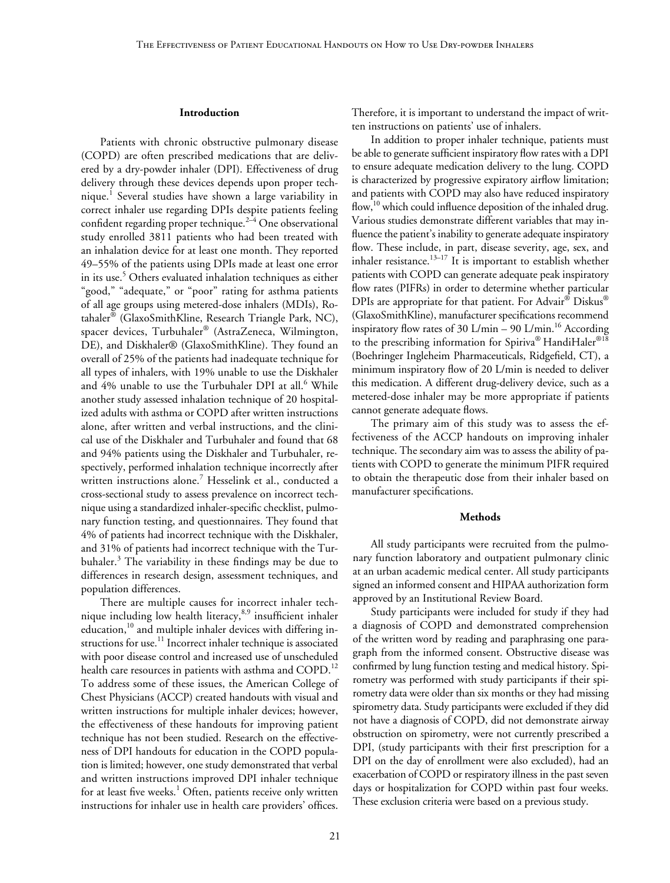## Introduction

Patients with chronic obstructive pulmonary disease (COPD) are often prescribed medications that are delivered by a dry-powder inhaler (DPI). Effectiveness of drug delivery through these devices depends upon proper technique.[1] Several studies have shown a large variability in correct inhaler use regarding DPIs despite patients feeling confident regarding proper technique.[2–4] One observational study enrolled 3811 patients who had been treated with an inhalation device for at least one month. They reported 49–55% of the patients using DPIs made at least one error in its use.[5] Others evaluated inhalation techniques as either "good," "adequate," or "poor" rating for asthma patients of all age groups using metered-dose inhalers (MDIs), Rotahaler® (GlaxoSmithKline, Research Triangle Park, NC), spacer devices, Turbuhaler® (AstraZeneca, Wilmington, DE), and Diskhaler® (GlaxoSmithKline). They found an overall of 25% of the patients had inadequate technique for all types of inhalers, with 19% unable to use the Diskhaler and 4% unable to use the Turbuhaler DPI at all.[6] While another study assessed inhalation technique of 20 hospitalized adults with asthma or COPD after written instructions alone, after written and verbal instructions, and the clinical use of the Diskhaler and Turbuhaler and found that 68 and 94% patients using the Diskhaler and Turbuhaler, respectively, performed inhalation technique incorrectly after written instructions alone.[7] Hesselink et al., conducted a cross-sectional study to assess prevalence on incorrect technique using a standardized inhaler-specific checklist, pulmonary function testing, and questionnaires. They found that 4% of patients had incorrect technique with the Diskhaler, and 31% of patients had incorrect technique with the Turbuhaler.[3] The variability in these findings may be due to differences in research design, assessment techniques, and population differences.

There are multiple causes for incorrect inhaler technique including low health literacy,[8,9] insufficient inhaler education,[10] and multiple inhaler devices with differing instructions for use.[11] Incorrect inhaler technique is associated with poor disease control and increased use of unscheduled health care resources in patients with asthma and COPD.[12] To address some of these issues, the American College of Chest Physicians (ACCP) created handouts with visual and written instructions for multiple inhaler devices; however, the effectiveness of these handouts for improving patient technique has not been studied. Research on the effectiveness of DPI handouts for education in the COPD population is limited; however, one study demonstrated that verbal and written instructions improved DPI inhaler technique for at least five weeks.[1] Often, patients receive only written instructions for inhaler use in health care providers' offices. Therefore, it is important to understand the impact of written instructions on patients' use of inhalers.

In addition to proper inhaler technique, patients must be able to generate sufficient inspiratory flow rates with a DPI to ensure adequate medication delivery to the lung. COPD is characterized by progressive expiratory airflow limitation; and patients with COPD may also have reduced inspiratory flow,[10] which could influence deposition of the inhaled drug. Various studies demonstrate different variables that may influence the patient's inability to generate adequate inspiratory flow. These include, in part, disease severity, age, sex, and inhaler resistance.[13–17] It is important to establish whether patients with COPD can generate adequate peak inspiratory flow rates (PIFRs) in order to determine whether particular DPIs are appropriate for that patient. For Advair® Diskus® (GlaxoSmithKline), manufacturer specifications recommend inspiratory flow rates of 30 L/min – 90 L/min.[16] According to the prescribing information for Spiriva® HandiHaler®[18] (Boehringer Ingleheim Pharmaceuticals, Ridgefield, CT), a minimum inspiratory flow of 20 L/min is needed to deliver this medication. A different drug-delivery device, such as a metered-dose inhaler may be more appropriate if patients cannot generate adequate flows.

The primary aim of this study was to assess the effectiveness of the ACCP handouts on improving inhaler technique. The secondary aim was to assess the ability of patients with COPD to generate the minimum PIFR required to obtain the therapeutic dose from their inhaler based on manufacturer specifications.

## Methods

All study participants were recruited from the pulmonary function laboratory and outpatient pulmonary clinic at an urban academic medical center. All study participants signed an informed consent and HIPAA authorization form approved by an Institutional Review Board.

Study participants were included for study if they had a diagnosis of COPD and demonstrated comprehension of the written word by reading and paraphrasing one paragraph from the informed consent. Obstructive disease was confirmed by lung function testing and medical history. Spirometry was performed with study participants if their spirometry data were older than six months or they had missing spirometry data. Study participants were excluded if they did not have a diagnosis of COPD, did not demonstrate airway obstruction on spirometry, were not currently prescribed a DPI, (study participants with their first prescription for a DPI on the day of enrollment were also excluded), had an exacerbation of COPD or respiratory illness in the past seven days or hospitalization for COPD within past four weeks. These exclusion criteria were based on a previous study.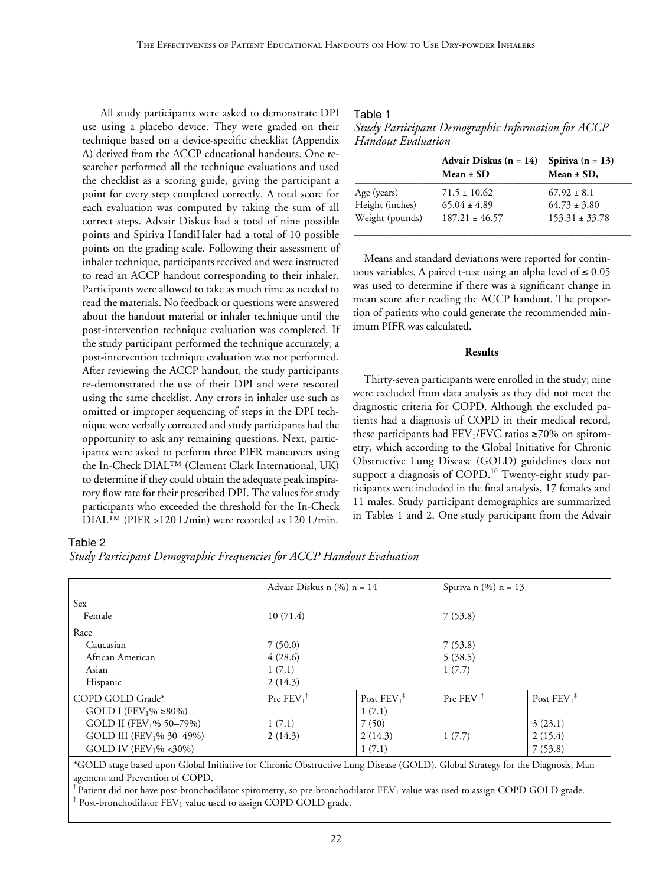All study participants were asked to demonstrate DPI use using a placebo device. They were graded on their technique based on a device-specific checklist (Appendix A) derived from the ACCP educational handouts. One researcher performed all the technique evaluations and used the checklist as a scoring guide, giving the participant a point for every step completed correctly. A total score for each evaluation was computed by taking the sum of all correct steps. Advair Diskus had a total of nine possible points and Spiriva HandiHaler had a total of 10 possible points on the grading scale. Following their assessment of inhaler technique, participants received and were instructed to read an ACCP handout corresponding to their inhaler. Participants were allowed to take as much time as needed to read the materials. No feedback or questions were answered about the handout material or inhaler technique until the post-intervention technique evaluation was completed. If the study participant performed the technique accurately, a post-intervention technique evaluation was not performed. After reviewing the ACCP handout, the study participants re-demonstrated the use of their DPI and were rescored using the same checklist. Any errors in inhaler use such as omitted or improper sequencing of steps in the DPI technique were verbally corrected and study participants had the opportunity to ask any remaining questions. Next, participants were asked to perform three PIFR maneuvers using the In-Check DIAL™ (Clement Clark International, UK) to determine if they could obtain the adequate peak inspiratory flow rate for their prescribed DPI. The values for study participants who exceeded the threshold for the In-Check DIAL™ (PIFR >120 L/min) were recorded as 120 L/min.

Table 1
*Study Participant Demographic Information for ACCP Handout Evaluation*

| | Advair Diskus (n = 14) Mean ± SD | Spiriva (n = 13) Mean ± SD, |
|---|---|---|
| Age (years) | 71.5 ± 10.62 | 67.92 ± 8.1 |
| Height (inches) | 65.04 ± 4.89 | 64.73 ± 3.80 |
| Weight (pounds) | 187.21 ± 46.57 | 153.31 ± 33.78 |

Means and standard deviations were reported for continuous variables. A paired t-test using an alpha level of $\leq 0.05$ was used to determine if there was a significant change in mean score after reading the ACCP handout. The proportion of patients who could generate the recommended minimum PIFR was calculated.

**Results**

Thirty-seven participants were enrolled in the study; nine were excluded from data analysis as they did not meet the diagnostic criteria for COPD. Although the excluded patients had a diagnosis of COPD in their medical record, these participants had $FEV_1$/FVC ratios ≥70% on spirometry, which according to the Global Initiative for Chronic Obstructive Lung Disease (GOLD) guidelines does not support a diagnosis of COPD.[10] Twenty-eight study participants were included in the final analysis, 17 females and 11 males. Study participant demographics are summarized in Tables 1 and 2. One study participant from the Advair

Table 2
*Study Participant Demographic Frequencies for ACCP Handout Evaluation*

| | Advair Diskus n (%) n = 14 | | Spiriva n (%) n = 13 | |
|---|---|---|---|---|
| Sex | | | | |
| Female | 10 (71.4) | | 7 (53.8) | |
| Race | | | | |
| Caucasian | 7 (50.0) | | 7 (53.8) | |
| African American | 4 (28.6) | | 5 (38.5) | |
| Asian | 1 (7.1) | | 1 (7.7) | |
| Hispanic | 2 (14.3) | | | |
| COPD GOLD Grade* | Pre $FEV_1$ † | Post $FEV_1$ ‡ | Pre $FEV_1$ † | Post $FEV_1$ ‡ |
| GOLD I ($FEV_1$% ≥80%) | | 1 (7.1) | | |
| GOLD II ($FEV_1$% 50–79%) | 1 (7.1) | 7 (50) | | 3 (23.1) |
| GOLD III ($FEV_1$% 30–49%) | 2 (14.3) | 2 (14.3) | 1 (7.7) | 2 (15.4) |
| GOLD IV ($FEV_1$% <30%) | | 1 (7.1) | | 7 (53.8) |

*GOLD stage based upon Global Initiative for Chronic Obstructive Lung Disease (GOLD). Global Strategy for the Diagnosis, Management and Prevention of COPD.
† Patient did not have post-bronchodilator spirometry, so pre-bronchodilator $FEV_1$ value was used to assign COPD GOLD grade.
‡ Post-bronchodilator $FEV_1$ value used to assign COPD GOLD grade.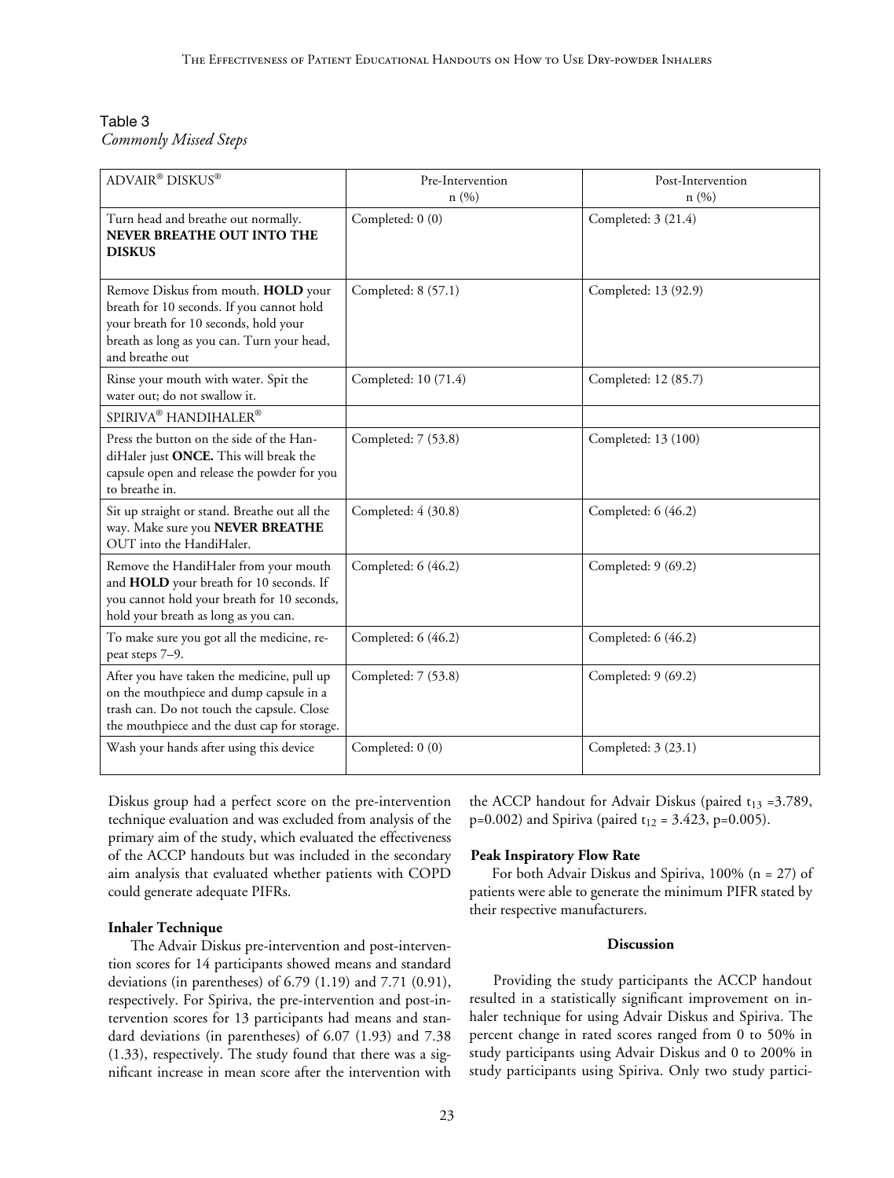Table 3
*Commonly Missed Steps*

| ADVAIR® DISKUS® | Pre-Intervention n (%) | Post-Intervention n (%) |
|---|---|---|
| Turn head and breathe out normally. **NEVER BREATHE OUT INTO THE DISKUS** | Completed: 0 (0) | Completed: 3 (21.4) |
| Remove Diskus from mouth. **HOLD** your breath for 10 seconds. If you cannot hold your breath for 10 seconds, hold your breath as long as you can. Turn your head, and breathe out | Completed: 8 (57.1) | Completed: 13 (92.9) |
| Rinse your mouth with water. Spit the water out; do not swallow it. | Completed: 10 (71.4) | Completed: 12 (85.7) |
| SPIRIVA® HANDIHALER® | | |
| Press the button on the side of the HandiHaler just **ONCE.** This will break the capsule open and release the powder for you to breathe in. | Completed: 7 (53.8) | Completed: 13 (100) |
| Sit up straight or stand. Breathe out all the way. Make sure you **NEVER BREATHE** OUT into the HandiHaler. | Completed: 4 (30.8) | Completed: 6 (46.2) |
| Remove the HandiHaler from your mouth and **HOLD** your breath for 10 seconds. If you cannot hold your breath for 10 seconds, hold your breath as long as you can. | Completed: 6 (46.2) | Completed: 9 (69.2) |
| To make sure you got all the medicine, repeat steps 7–9. | Completed: 6 (46.2) | Completed: 6 (46.2) |
| After you have taken the medicine, pull up on the mouthpiece and dump capsule in a trash can. Do not touch the capsule. Close the mouthpiece and the dust cap for storage. | Completed: 7 (53.8) | Completed: 9 (69.2) |
| Wash your hands after using this device | Completed: 0 (0) | Completed: 3 (23.1) |

Diskus group had a perfect score on the pre-intervention technique evaluation and was excluded from analysis of the primary aim of the study, which evaluated the effectiveness of the ACCP handouts but was included in the secondary aim analysis that evaluated whether patients with COPD could generate adequate PIFRs.

### Inhaler Technique

The Advair Diskus pre-intervention and post-intervention scores for 14 participants showed means and standard deviations (in parentheses) of 6.79 (1.19) and 7.71 (0.91), respectively. For Spiriva, the pre-intervention and post-intervention scores for 13 participants had means and standard deviations (in parentheses) of 6.07 (1.93) and 7.38 (1.33), respectively. The study found that there was a significant increase in mean score after the intervention with the ACCP handout for Advair Diskus (paired $t_{13} = 3.789$, $p = 0.002$) and Spiriva (paired $t_{12} = 3.423$, $p = 0.005$).

### Peak Inspiratory Flow Rate

For both Advair Diskus and Spiriva, 100% (n = 27) of patients were able to generate the minimum PIFR stated by their respective manufacturers.

## Discussion

Providing the study participants the ACCP handout resulted in a statistically significant improvement on inhaler technique for using Advair Diskus and Spiriva. The percent change in rated scores ranged from 0 to 50% in study participants using Advair Diskus and 0 to 200% in study participants using Spiriva. Only two study partici-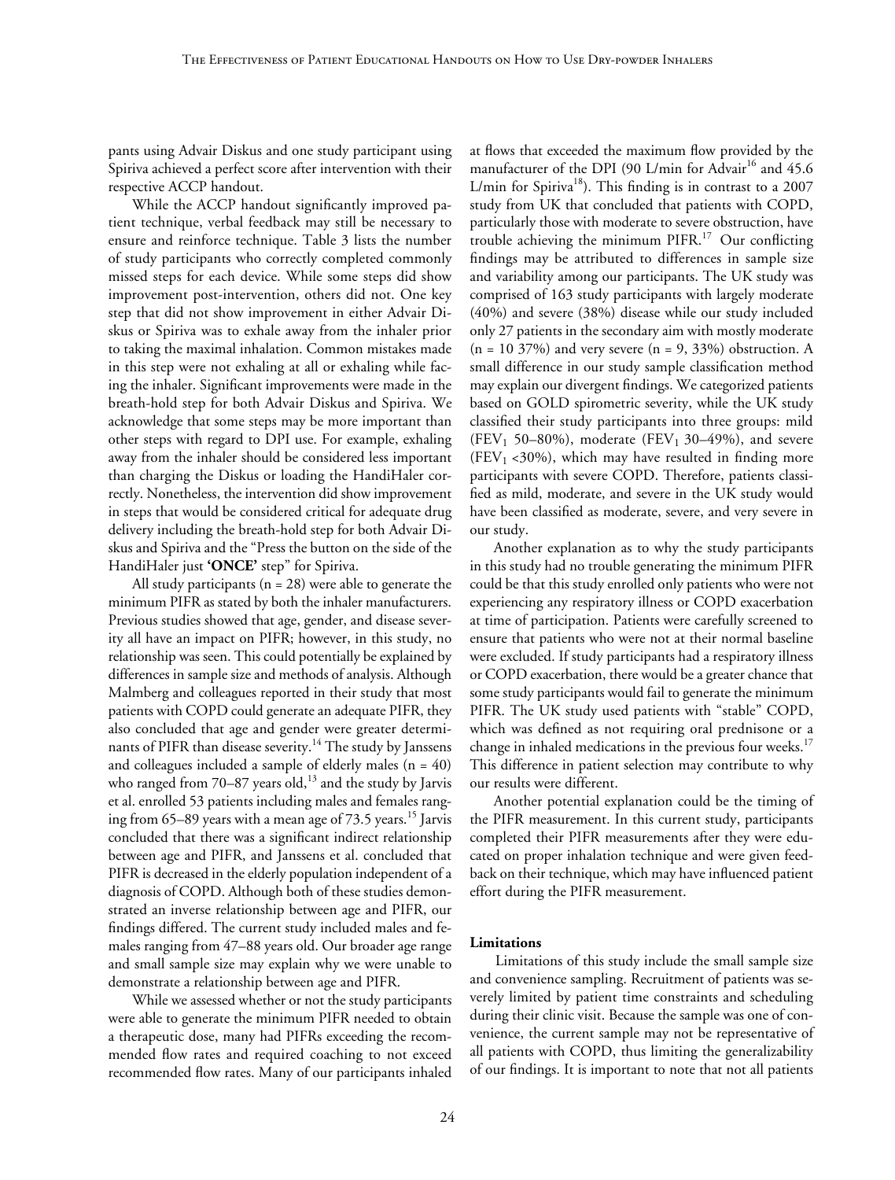pants using Advair Diskus and one study participant using Spiriva achieved a perfect score after intervention with their respective ACCP handout.

While the ACCP handout significantly improved patient technique, verbal feedback may still be necessary to ensure and reinforce technique. Table 3 lists the number of study participants who correctly completed commonly missed steps for each device. While some steps did show improvement post-intervention, others did not. One key step that did not show improvement in either Advair Diskus or Spiriva was to exhale away from the inhaler prior to taking the maximal inhalation. Common mistakes made in this step were not exhaling at all or exhaling while facing the inhaler. Significant improvements were made in the breath-hold step for both Advair Diskus and Spiriva. We acknowledge that some steps may be more important than other steps with regard to DPI use. For example, exhaling away from the inhaler should be considered less important than charging the Diskus or loading the HandiHaler correctly. Nonetheless, the intervention did show improvement in steps that would be considered critical for adequate drug delivery including the breath-hold step for both Advair Diskus and Spiriva and the "Press the button on the side of the HandiHaler just **'ONCE'** step" for Spiriva.

All study participants (n = 28) were able to generate the minimum PIFR as stated by both the inhaler manufacturers. Previous studies showed that age, gender, and disease severity all have an impact on PIFR; however, in this study, no relationship was seen. This could potentially be explained by differences in sample size and methods of analysis. Although Malmberg and colleagues reported in their study that most patients with COPD could generate an adequate PIFR, they also concluded that age and gender were greater determinants of PIFR than disease severity.[14] The study by Janssens and colleagues included a sample of elderly males (n = 40) who ranged from 70–87 years old,[13] and the study by Jarvis et al. enrolled 53 patients including males and females ranging from 65–89 years with a mean age of 73.5 years.[15] Jarvis concluded that there was a significant indirect relationship between age and PIFR, and Janssens et al. concluded that PIFR is decreased in the elderly population independent of a diagnosis of COPD. Although both of these studies demonstrated an inverse relationship between age and PIFR, our findings differed. The current study included males and females ranging from 47–88 years old. Our broader age range and small sample size may explain why we were unable to demonstrate a relationship between age and PIFR.

While we assessed whether or not the study participants were able to generate the minimum PIFR needed to obtain a therapeutic dose, many had PIFRs exceeding the recommended flow rates and required coaching to not exceed recommended flow rates. Many of our participants inhaled at flows that exceeded the maximum flow provided by the manufacturer of the DPI (90 L/min for Advair[16] and 45.6 L/min for Spiriva[18]). This finding is in contrast to a 2007 study from UK that concluded that patients with COPD, particularly those with moderate to severe obstruction, have trouble achieving the minimum PIFR.[17] Our conflicting findings may be attributed to differences in sample size and variability among our participants. The UK study was comprised of 163 study participants with largely moderate (40%) and severe (38%) disease while our study included only 27 patients in the secondary aim with mostly moderate (n = 10 37%) and very severe (n = 9, 33%) obstruction. A small difference in our study sample classification method may explain our divergent findings. We categorized patients based on GOLD spirometric severity, while the UK study classified their study participants into three groups: mild ($FEV_1$ 50–80%), moderate ($FEV_1$ 30–49%), and severe ($FEV_1$ <30%), which may have resulted in finding more participants with severe COPD. Therefore, patients classified as mild, moderate, and severe in the UK study would have been classified as moderate, severe, and very severe in our study.

Another explanation as to why the study participants in this study had no trouble generating the minimum PIFR could be that this study enrolled only patients who were not experiencing any respiratory illness or COPD exacerbation at time of participation. Patients were carefully screened to ensure that patients who were not at their normal baseline were excluded. If study participants had a respiratory illness or COPD exacerbation, there would be a greater chance that some study participants would fail to generate the minimum PIFR. The UK study used patients with "stable" COPD, which was defined as not requiring oral prednisone or a change in inhaled medications in the previous four weeks.[17] This difference in patient selection may contribute to why our results were different.

Another potential explanation could be the timing of the PIFR measurement. In this current study, participants completed their PIFR measurements after they were educated on proper inhalation technique and were given feedback on their technique, which may have influenced patient effort during the PIFR measurement.

### Limitations

Limitations of this study include the small sample size and convenience sampling. Recruitment of patients was severely limited by patient time constraints and scheduling during their clinic visit. Because the sample was one of convenience, the current sample may not be representative of all patients with COPD, thus limiting the generalizability of our findings. It is important to note that not all patients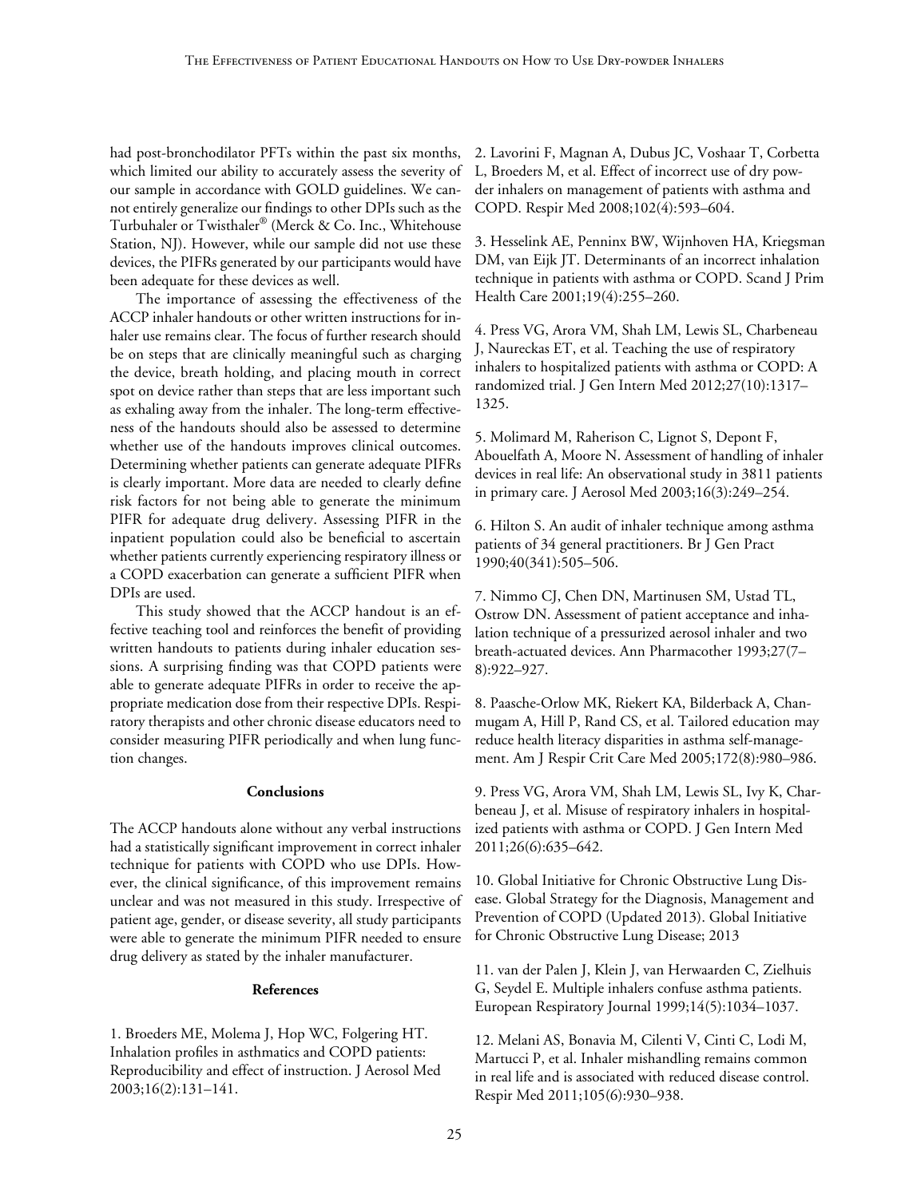had post-bronchodilator PFTs within the past six months, which limited our ability to accurately assess the severity of our sample in accordance with GOLD guidelines. We cannot entirely generalize our findings to other DPIs such as the Turbuhaler or Twisthaler® (Merck & Co. Inc., Whitehouse Station, NJ). However, while our sample did not use these devices, the PIFRs generated by our participants would have been adequate for these devices as well.

The importance of assessing the effectiveness of the ACCP inhaler handouts or other written instructions for inhaler use remains clear. The focus of further research should be on steps that are clinically meaningful such as charging the device, breath holding, and placing mouth in correct spot on device rather than steps that are less important such as exhaling away from the inhaler. The long-term effectiveness of the handouts should also be assessed to determine whether use of the handouts improves clinical outcomes. Determining whether patients can generate adequate PIFRs is clearly important. More data are needed to clearly define risk factors for not being able to generate the minimum PIFR for adequate drug delivery. Assessing PIFR in the inpatient population could also be beneficial to ascertain whether patients currently experiencing respiratory illness or a COPD exacerbation can generate a sufficient PIFR when DPIs are used.

This study showed that the ACCP handout is an effective teaching tool and reinforces the benefit of providing written handouts to patients during inhaler education sessions. A surprising finding was that COPD patients were able to generate adequate PIFRs in order to receive the appropriate medication dose from their respective DPIs. Respiratory therapists and other chronic disease educators need to consider measuring PIFR periodically and when lung function changes.

## Conclusions

The ACCP handouts alone without any verbal instructions had a statistically significant improvement in correct inhaler technique for patients with COPD who use DPIs. However, the clinical significance, of this improvement remains unclear and was not measured in this study. Irrespective of patient age, gender, or disease severity, all study participants were able to generate the minimum PIFR needed to ensure drug delivery as stated by the inhaler manufacturer.

## References

1. Broeders ME, Molema J, Hop WC, Folgering HT. Inhalation profiles in asthmatics and COPD patients: Reproducibility and effect of instruction. J Aerosol Med 2003;16(2):131–141.

2. Lavorini F, Magnan A, Dubus JC, Voshaar T, Corbetta L, Broeders M, et al. Effect of incorrect use of dry powder inhalers on management of patients with asthma and COPD. Respir Med 2008;102(4):593–604.

3. Hesselink AE, Penninx BW, Wijnhoven HA, Kriegsman DM, van Eijk JT. Determinants of an incorrect inhalation technique in patients with asthma or COPD. Scand J Prim Health Care 2001;19(4):255–260.

4. Press VG, Arora VM, Shah LM, Lewis SL, Charbeneau J, Naureckas ET, et al. Teaching the use of respiratory inhalers to hospitalized patients with asthma or COPD: A randomized trial. J Gen Intern Med 2012;27(10):1317–1325.

5. Molimard M, Raherison C, Lignot S, Depont F, Abouelfath A, Moore N. Assessment of handling of inhaler devices in real life: An observational study in 3811 patients in primary care. J Aerosol Med 2003;16(3):249–254.

6. Hilton S. An audit of inhaler technique among asthma patients of 34 general practitioners. Br J Gen Pract 1990;40(341):505–506.

7. Nimmo CJ, Chen DN, Martinusen SM, Ustad TL, Ostrow DN. Assessment of patient acceptance and inhalation technique of a pressurized aerosol inhaler and two breath-actuated devices. Ann Pharmacother 1993;27(7–8):922–927.

8. Paasche-Orlow MK, Riekert KA, Bilderback A, Chanmugam A, Hill P, Rand CS, et al. Tailored education may reduce health literacy disparities in asthma self-management. Am J Respir Crit Care Med 2005;172(8):980–986.

9. Press VG, Arora VM, Shah LM, Lewis SL, Ivy K, Charbeneau J, et al. Misuse of respiratory inhalers in hospitalized patients with asthma or COPD. J Gen Intern Med 2011;26(6):635–642.

10. Global Initiative for Chronic Obstructive Lung Disease. Global Strategy for the Diagnosis, Management and Prevention of COPD (Updated 2013). Global Initiative for Chronic Obstructive Lung Disease; 2013

11. van der Palen J, Klein J, van Herwaarden C, Zielhuis G, Seydel E. Multiple inhalers confuse asthma patients. European Respiratory Journal 1999;14(5):1034–1037.

12. Melani AS, Bonavia M, Cilenti V, Cinti C, Lodi M, Martucci P, et al. Inhaler mishandling remains common in real life and is associated with reduced disease control. Respir Med 2011;105(6):930–938.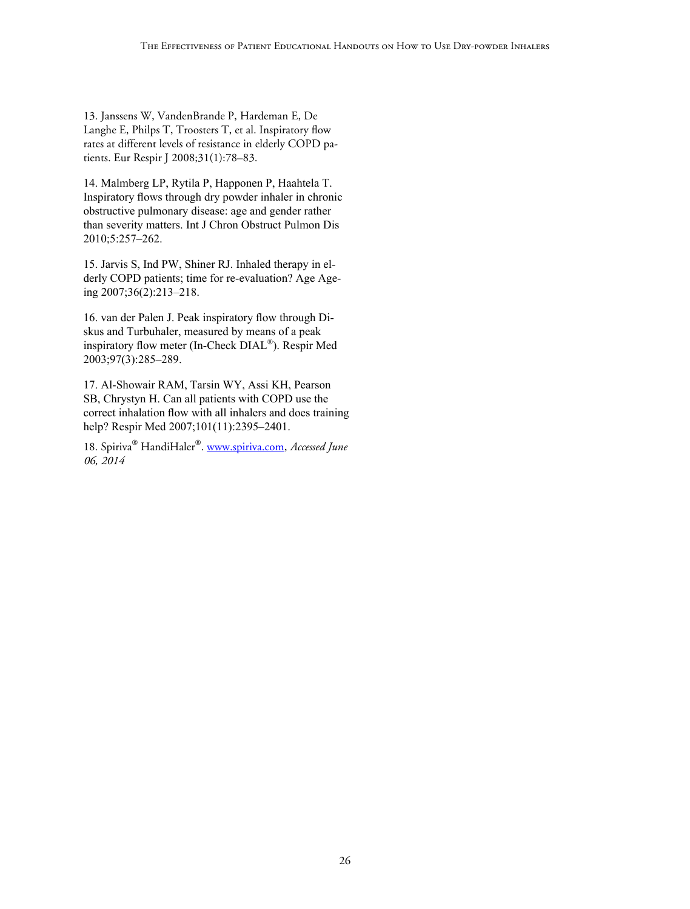13. Janssens W, VandenBrande P, Hardeman E, De Langhe E, Philps T, Troosters T, et al. Inspiratory flow rates at different levels of resistance in elderly COPD patients. Eur Respir J 2008;31(1):78–83.

14. Malmberg LP, Rytila P, Happonen P, Haahtela T. Inspiratory flows through dry powder inhaler in chronic obstructive pulmonary disease: age and gender rather than severity matters. Int J Chron Obstruct Pulmon Dis 2010;5:257–262.

15. Jarvis S, Ind PW, Shiner RJ. Inhaled therapy in elderly COPD patients; time for re-evaluation? Age Ageing 2007;36(2):213–218.

16. van der Palen J. Peak inspiratory flow through Diskus and Turbuhaler, measured by means of a peak inspiratory flow meter (In-Check DIAL®). Respir Med 2003;97(3):285–289.

17. Al-Showair RAM, Tarsin WY, Assi KH, Pearson SB, Chrystyn H. Can all patients with COPD use the correct inhalation flow with all inhalers and does training help? Respir Med 2007;101(11):2395–2401.

18. Spiriva® HandiHaler®. www.spiriva.com, *Accessed June 06, 2014*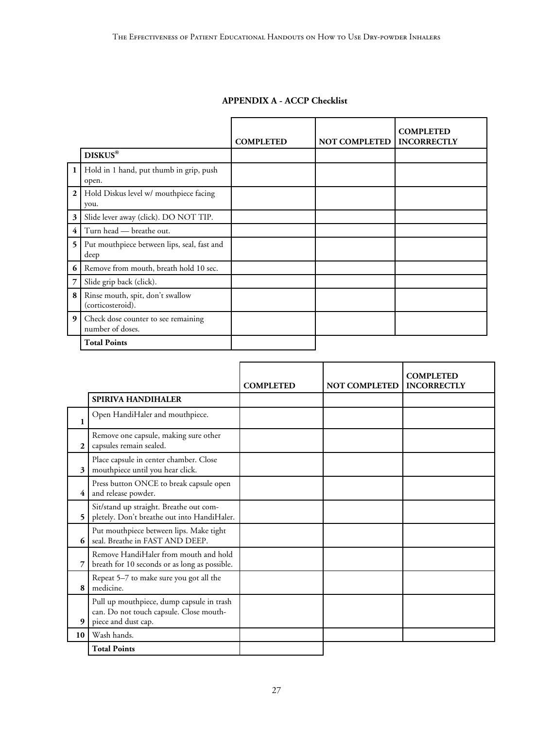## APPENDIX A - ACCP Checklist

| | DISKUS® | COMPLETED | NOT COMPLETED | COMPLETED INCORRECTLY |
|---|---|---|---|---|
| 1 | Hold in 1 hand, put thumb in grip, push open. | | | |
| 2 | Hold Diskus level w/ mouthpiece facing you. | | | |
| 3 | Slide lever away (click). DO NOT TIP. | | | |
| 4 | Turn head — breathe out. | | | |
| 5 | Put mouthpiece between lips, seal, fast and deep | | | |
| 6 | Remove from mouth, breath hold 10 sec. | | | |
| 7 | Slide grip back (click). | | | |
| 8 | Rinse mouth, spit, don't swallow (corticosteroid). | | | |
| 9 | Check dose counter to see remaining number of doses. | | | |
| | **Total Points** | | | |

| | SPIRIVA HANDIHALER | COMPLETED | NOT COMPLETED | COMPLETED INCORRECTLY |
|---|---|---|---|---|
| 1 | Open HandiHaler and mouthpiece. | | | |
| 2 | Remove one capsule, making sure other capsules remain sealed. | | | |
| 3 | Place capsule in center chamber. Close mouthpiece until you hear click. | | | |
| 4 | Press button ONCE to break capsule open and release powder. | | | |
| 5 | Sit/stand up straight. Breathe out completely. Don't breathe out into HandiHaler. | | | |
| 6 | Put mouthpiece between lips. Make tight seal. Breathe in FAST AND DEEP. | | | |
| 7 | Remove HandiHaler from mouth and hold breath for 10 seconds or as long as possible. | | | |
| 8 | Repeat 5–7 to make sure you got all the medicine. | | | |
| 9 | Pull up mouthpiece, dump capsule in trash can. Do not touch capsule. Close mouthpiece and dust cap. | | | |
| 10 | Wash hands. | | | |
| | **Total Points** | | | |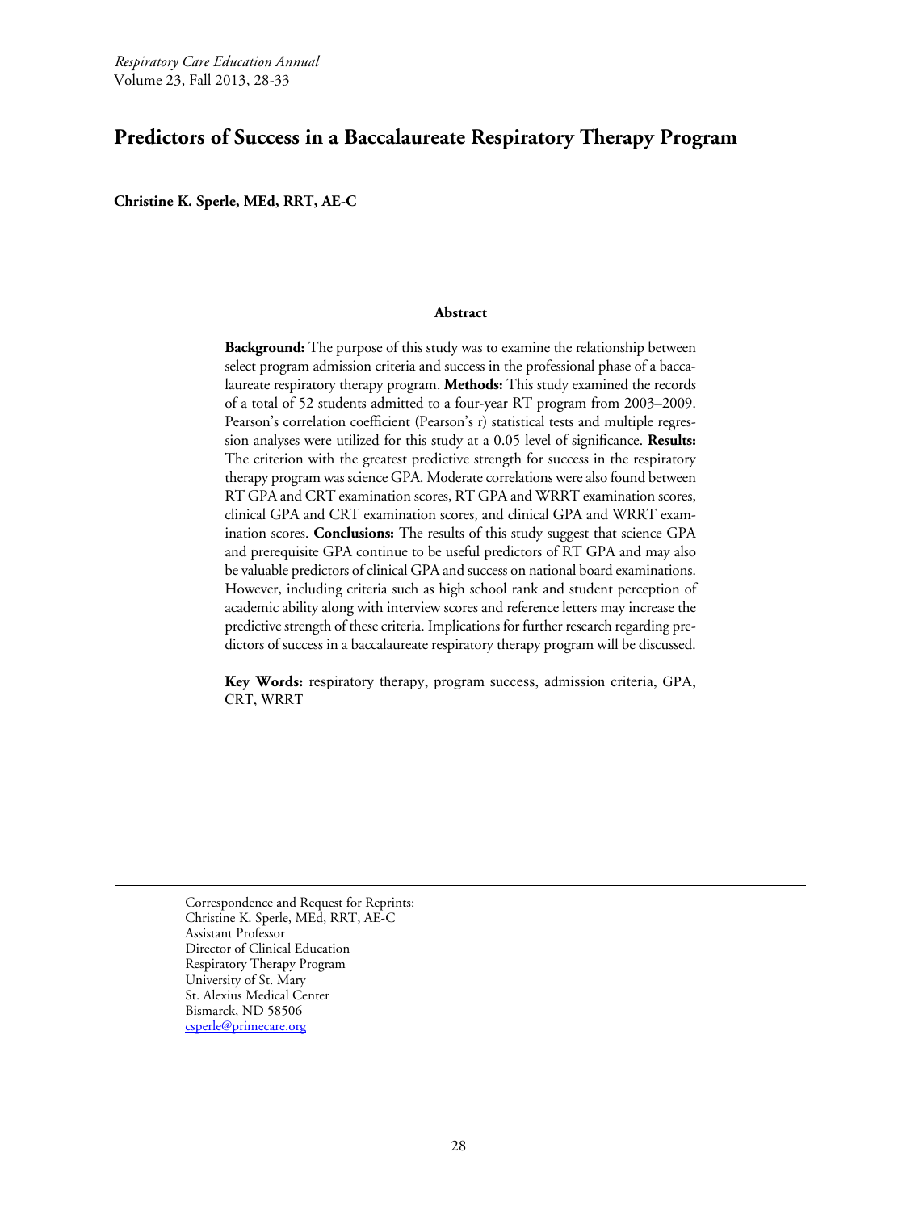# Predictors of Success in a Baccalaureate Respiratory Therapy Program

**Christine K. Sperle, MEd, RRT, AE-C**

### Abstract

**Background:** The purpose of this study was to examine the relationship between select program admission criteria and success in the professional phase of a baccalaureate respiratory therapy program. **Methods:** This study examined the records of a total of 52 students admitted to a four-year RT program from 2003–2009. Pearson's correlation coefficient (Pearson's r) statistical tests and multiple regression analyses were utilized for this study at a 0.05 level of significance. **Results:** The criterion with the greatest predictive strength for success in the respiratory therapy program was science GPA. Moderate correlations were also found between RT GPA and CRT examination scores, RT GPA and WRRT examination scores, clinical GPA and CRT examination scores, and clinical GPA and WRRT examination scores. **Conclusions:** The results of this study suggest that science GPA and prerequisite GPA continue to be useful predictors of RT GPA and may also be valuable predictors of clinical GPA and success on national board examinations. However, including criteria such as high school rank and student perception of academic ability along with interview scores and reference letters may increase the predictive strength of these criteria. Implications for further research regarding predictors of success in a baccalaureate respiratory therapy program will be discussed.

**Key Words:** respiratory therapy, program success, admission criteria, GPA, CRT, WRRT

---

Correspondence and Request for Reprints:
Christine K. Sperle, MEd, RRT, AE-C
Assistant Professor
Director of Clinical Education
Respiratory Therapy Program
University of St. Mary
St. Alexius Medical Center
Bismarck, ND 58506
csperle@primecare.org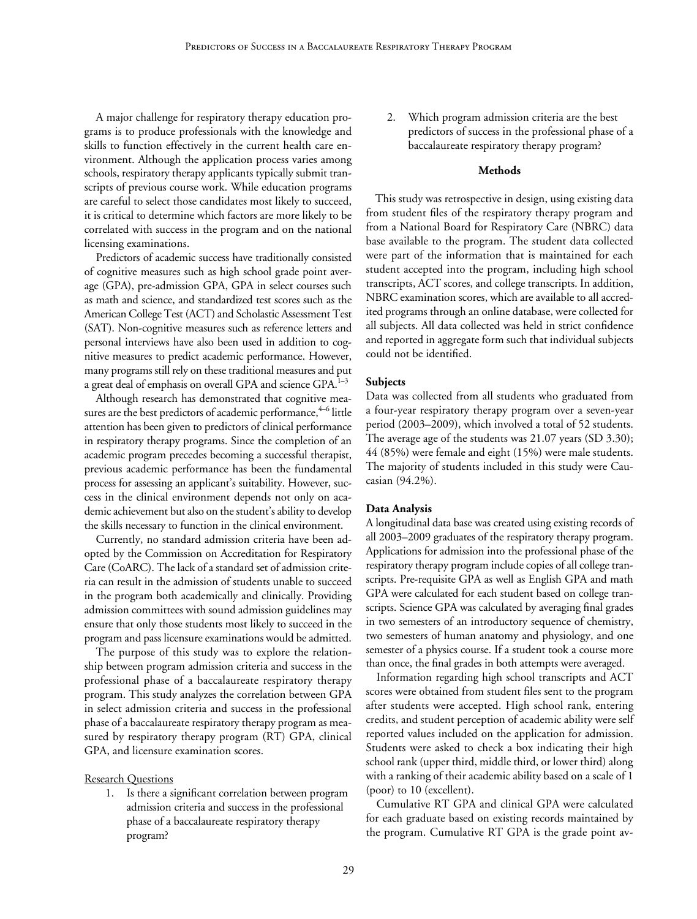A major challenge for respiratory therapy education programs is to produce professionals with the knowledge and skills to function effectively in the current health care environment. Although the application process varies among schools, respiratory therapy applicants typically submit transcripts of previous course work. While education programs are careful to select those candidates most likely to succeed, it is critical to determine which factors are more likely to be correlated with success in the program and on the national licensing examinations.

Predictors of academic success have traditionally consisted of cognitive measures such as high school grade point average (GPA), pre-admission GPA, GPA in select courses such as math and science, and standardized test scores such as the American College Test (ACT) and Scholastic Assessment Test (SAT). Non-cognitive measures such as reference letters and personal interviews have also been used in addition to cognitive measures to predict academic performance. However, many programs still rely on these traditional measures and put a great deal of emphasis on overall GPA and science GPA.[1–3]

Although research has demonstrated that cognitive measures are the best predictors of academic performance,[4–6] little attention has been given to predictors of clinical performance in respiratory therapy programs. Since the completion of an academic program precedes becoming a successful therapist, previous academic performance has been the fundamental process for assessing an applicant's suitability. However, success in the clinical environment depends not only on academic achievement but also on the student's ability to develop the skills necessary to function in the clinical environment.

Currently, no standard admission criteria have been adopted by the Commission on Accreditation for Respiratory Care (CoARC). The lack of a standard set of admission criteria can result in the admission of students unable to succeed in the program both academically and clinically. Providing admission committees with sound admission guidelines may ensure that only those students most likely to succeed in the program and pass licensure examinations would be admitted.

The purpose of this study was to explore the relationship between program admission criteria and success in the professional phase of a baccalaureate respiratory therapy program. This study analyzes the correlation between GPA in select admission criteria and success in the professional phase of a baccalaureate respiratory therapy program as measured by respiratory therapy program (RT) GPA, clinical GPA, and licensure examination scores.

Research Questions

1. Is there a significant correlation between program admission criteria and success in the professional phase of a baccalaureate respiratory therapy program?
2. Which program admission criteria are the best predictors of success in the professional phase of a baccalaureate respiratory therapy program?

## Methods

This study was retrospective in design, using existing data from student files of the respiratory therapy program and from a National Board for Respiratory Care (NBRC) data base available to the program. The student data collected were part of the information that is maintained for each student accepted into the program, including high school transcripts, ACT scores, and college transcripts. In addition, NBRC examination scores, which are available to all accredited programs through an online database, were collected for all subjects. All data collected was held in strict confidence and reported in aggregate form such that individual subjects could not be identified.

### Subjects

Data was collected from all students who graduated from a four-year respiratory therapy program over a seven-year period (2003–2009), which involved a total of 52 students. The average age of the students was 21.07 years (SD 3.30); 44 (85%) were female and eight (15%) were male students. The majority of students included in this study were Caucasian (94.2%).

### Data Analysis

A longitudinal data base was created using existing records of all 2003–2009 graduates of the respiratory therapy program. Applications for admission into the professional phase of the respiratory therapy program include copies of all college transcripts. Pre-requisite GPA as well as English GPA and math GPA were calculated for each student based on college transcripts. Science GPA was calculated by averaging final grades in two semesters of an introductory sequence of chemistry, two semesters of human anatomy and physiology, and one semester of a physics course. If a student took a course more than once, the final grades in both attempts were averaged.

Information regarding high school transcripts and ACT scores were obtained from student files sent to the program after students were accepted. High school rank, entering credits, and student perception of academic ability were self reported values included on the application for admission. Students were asked to check a box indicating their high school rank (upper third, middle third, or lower third) along with a ranking of their academic ability based on a scale of 1 (poor) to 10 (excellent).

Cumulative RT GPA and clinical GPA were calculated for each graduate based on existing records maintained by the program. Cumulative RT GPA is the grade point av-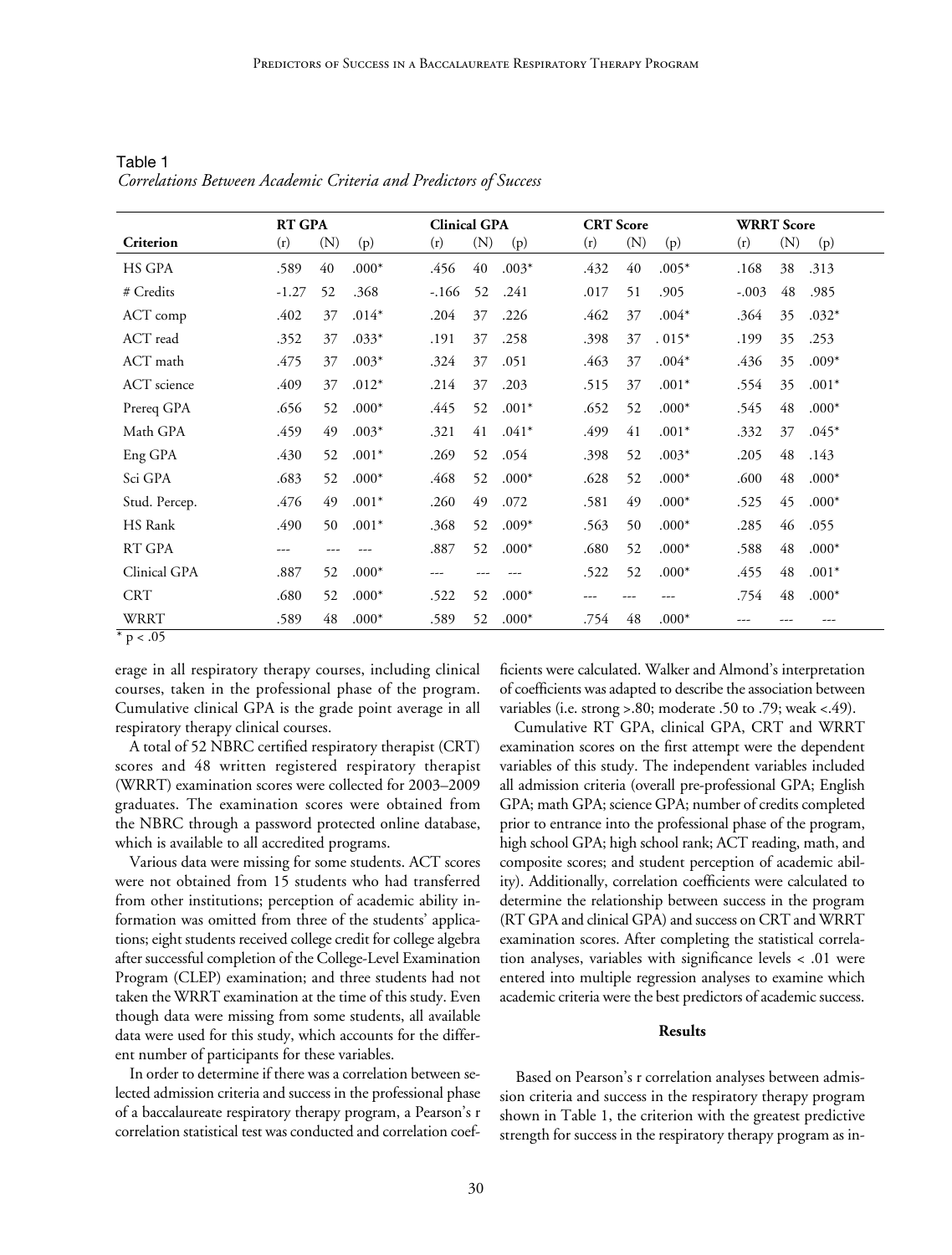Table 1
*Correlations Between Academic Criteria and Predictors of Success*

| | RT GPA | | | Clinical GPA | | | CRT Score | | | WRRT Score | | |
|---|---|---|---|---|---|---|---|---|---|---|---|---|
| **Criterion** | (r) | (N) | (p) | (r) | (N) | (p) | (r) | (N) | (p) | (r) | (N) | (p) |
| HS GPA | .589 | 40 | .000* | .456 | 40 | .003* | .432 | 40 | .005* | .168 | 38 | .313 |
| # Credits | -1.27 | 52 | .368 | -.166 | 52 | .241 | .017 | 51 | .905 | -.003 | 48 | .985 |
| ACT comp | .402 | 37 | .014* | .204 | 37 | .226 | .462 | 37 | .004* | .364 | 35 | .032* |
| ACT read | .352 | 37 | .033* | .191 | 37 | .258 | .398 | 37 | . 015* | .199 | 35 | .253 |
| ACT math | .475 | 37 | .003* | .324 | 37 | .051 | .463 | 37 | .004* | .436 | 35 | .009* |
| ACT science | .409 | 37 | .012* | .214 | 37 | .203 | .515 | 37 | .001* | .554 | 35 | .001* |
| Prereq GPA | .656 | 52 | .000* | .445 | 52 | .001* | .652 | 52 | .000* | .545 | 48 | .000* |
| Math GPA | .459 | 49 | .003* | .321 | 41 | .041* | .499 | 41 | .001* | .332 | 37 | .045* |
| Eng GPA | .430 | 52 | .001* | .269 | 52 | .054 | .398 | 52 | .003* | .205 | 48 | .143 |
| Sci GPA | .683 | 52 | .000* | .468 | 52 | .000* | .628 | 52 | .000* | .600 | 48 | .000* |
| Stud. Percep. | .476 | 49 | .001* | .260 | 49 | .072 | .581 | 49 | .000* | .525 | 45 | .000* |
| HS Rank | .490 | 50 | .001* | .368 | 52 | .009* | .563 | 50 | .000* | .285 | 46 | .055 |
| RT GPA | --- | --- | --- | .887 | 52 | .000* | .680 | 52 | .000* | .588 | 48 | .000* |
| Clinical GPA | .887 | 52 | .000* | --- | --- | --- | .522 | 52 | .000* | .455 | 48 | .001* |
| CRT | .680 | 52 | .000* | .522 | 52 | .000* | --- | --- | --- | .754 | 48 | .000* |
| WRRT | .589 | 48 | .000* | .589 | 52 | .000* | .754 | 48 | .000* | --- | --- | --- |

\* $p < .05$

erage in all respiratory therapy courses, including clinical courses, taken in the professional phase of the program. Cumulative clinical GPA is the grade point average in all respiratory therapy clinical courses.

A total of 52 NBRC certified respiratory therapist (CRT) scores and 48 written registered respiratory therapist (WRRT) examination scores were collected for 2003–2009 graduates. The examination scores were obtained from the NBRC through a password protected online database, which is available to all accredited programs.

Various data were missing for some students. ACT scores were not obtained from 15 students who had transferred from other institutions; perception of academic ability information was omitted from three of the students' applications; eight students received college credit for college algebra after successful completion of the College-Level Examination Program (CLEP) examination; and three students had not taken the WRRT examination at the time of this study. Even though data were missing from some students, all available data were used for this study, which accounts for the different number of participants for these variables.

In order to determine if there was a correlation between selected admission criteria and success in the professional phase of a baccalaureate respiratory therapy program, a Pearson's r correlation statistical test was conducted and correlation coefficients were calculated. Walker and Almond's interpretation of coefficients was adapted to describe the association between variables (i.e. strong >.80; moderate .50 to .79; weak <.49).

Cumulative RT GPA, clinical GPA, CRT and WRRT examination scores on the first attempt were the dependent variables of this study. The independent variables included all admission criteria (overall pre-professional GPA; English GPA; math GPA; science GPA; number of credits completed prior to entrance into the professional phase of the program, high school GPA; high school rank; ACT reading, math, and composite scores; and student perception of academic ability). Additionally, correlation coefficients were calculated to determine the relationship between success in the program (RT GPA and clinical GPA) and success on CRT and WRRT examination scores. After completing the statistical correlation analyses, variables with significance levels < .01 were entered into multiple regression analyses to examine which academic criteria were the best predictors of academic success.

### Results

Based on Pearson's r correlation analyses between admission criteria and success in the respiratory therapy program shown in Table 1, the criterion with the greatest predictive strength for success in the respiratory therapy program as in-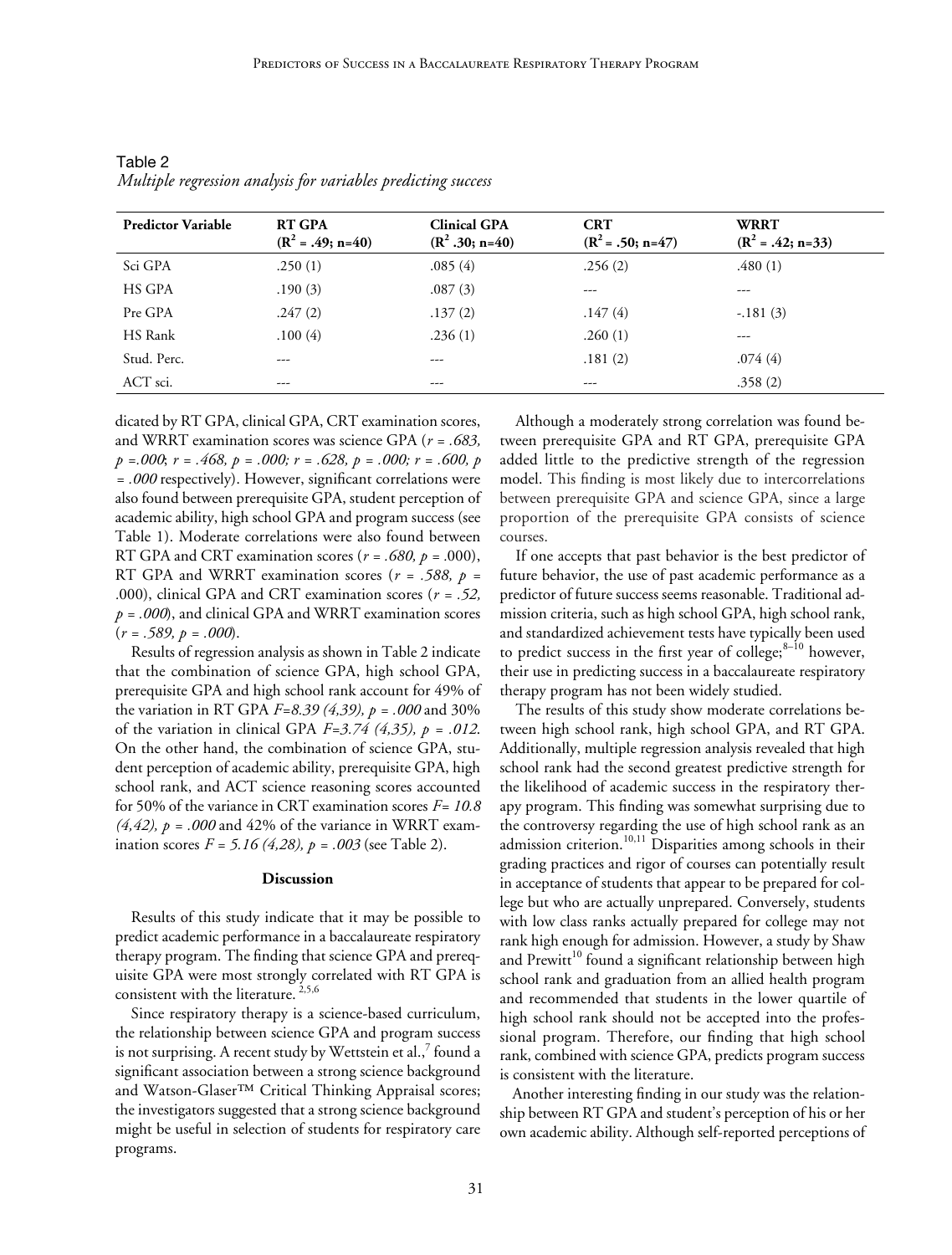Table 2
*Multiple regression analysis for variables predicting success*

| Predictor Variable | RT GPA ($R^2$ = .49; n=40) | Clinical GPA ($R^2$ .30; n=40) | CRT ($R^2$ = .50; n=47) | WRRT ($R^2$ = .42; n=33) |
|---|---|---|---|---|
| Sci GPA | .250 (1) | .085 (4) | .256 (2) | .480 (1) |
| HS GPA | .190 (3) | .087 (3) | --- | --- |
| Pre GPA | .247 (2) | .137 (2) | .147 (4) | -.181 (3) |
| HS Rank | .100 (4) | .236 (1) | .260 (1) | --- |
| Stud. Perc. | --- | --- | .181 (2) | .074 (4) |
| ACT sci. | --- | --- | --- | .358 (2) |

dicated by RT GPA, clinical GPA, CRT examination scores, and WRRT examination scores was science GPA (*r = .683, p =.000*; *r = .468, p = .000; r = .628, p = .000; r = .600, p = .000* respectively). However, significant correlations were also found between prerequisite GPA, student perception of academic ability, high school GPA and program success (see Table 1). Moderate correlations were also found between RT GPA and CRT examination scores (*r = .680, p* = .000), RT GPA and WRRT examination scores (*r = .588, p* = .000), clinical GPA and CRT examination scores (*r = .52, p = .000*), and clinical GPA and WRRT examination scores (*r = .589, p = .000*).

Results of regression analysis as shown in Table 2 indicate that the combination of science GPA, high school GPA, prerequisite GPA and high school rank account for 49% of the variation in RT GPA *F=8.39 (4,39), p = .000* and 30% of the variation in clinical GPA *F=3.74 (4,35), p = .012*. On the other hand, the combination of science GPA, student perception of academic ability, prerequisite GPA, high school rank, and ACT science reasoning scores accounted for 50% of the variance in CRT examination scores *F= 10.8 (4,42), p = .000* and 42% of the variance in WRRT examination scores *F = 5.16 (4,28), p = .003* (see Table 2).

## Discussion

Results of this study indicate that it may be possible to predict academic performance in a baccalaureate respiratory therapy program. The finding that science GPA and prerequisite GPA were most strongly correlated with RT GPA is consistent with the literature. [2,5,6]

Since respiratory therapy is a science-based curriculum, the relationship between science GPA and program success is not surprising. A recent study by Wettstein et al.,[7] found a significant association between a strong science background and Watson-Glaser™ Critical Thinking Appraisal scores; the investigators suggested that a strong science background might be useful in selection of students for respiratory care programs.

Although a moderately strong correlation was found between prerequisite GPA and RT GPA, prerequisite GPA added little to the predictive strength of the regression model. This finding is most likely due to intercorrelations between prerequisite GPA and science GPA, since a large proportion of the prerequisite GPA consists of science courses.

If one accepts that past behavior is the best predictor of future behavior, the use of past academic performance as a predictor of future success seems reasonable. Traditional admission criteria, such as high school GPA, high school rank, and standardized achievement tests have typically been used to predict success in the first year of college;[8–10] however, their use in predicting success in a baccalaureate respiratory therapy program has not been widely studied.

The results of this study show moderate correlations between high school rank, high school GPA, and RT GPA. Additionally, multiple regression analysis revealed that high school rank had the second greatest predictive strength for the likelihood of academic success in the respiratory therapy program. This finding was somewhat surprising due to the controversy regarding the use of high school rank as an admission criterion.[10,11] Disparities among schools in their grading practices and rigor of courses can potentially result in acceptance of students that appear to be prepared for college but who are actually unprepared. Conversely, students with low class ranks actually prepared for college may not rank high enough for admission. However, a study by Shaw and Prewitt[10] found a significant relationship between high school rank and graduation from an allied health program and recommended that students in the lower quartile of high school rank should not be accepted into the professional program. Therefore, our finding that high school rank, combined with science GPA, predicts program success is consistent with the literature.

Another interesting finding in our study was the relationship between RT GPA and student's perception of his or her own academic ability. Although self-reported perceptions of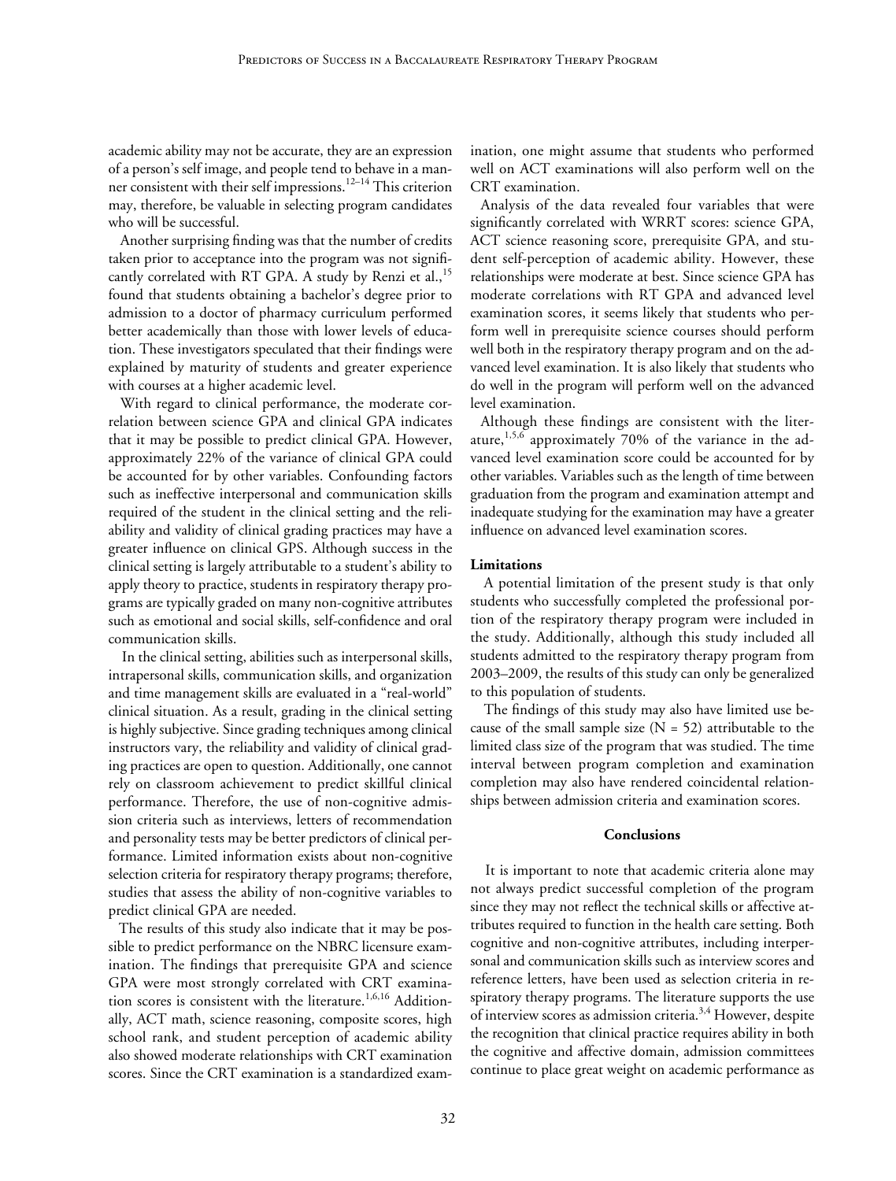academic ability may not be accurate, they are an expression of a person's self image, and people tend to behave in a manner consistent with their self impressions.[12–14] This criterion may, therefore, be valuable in selecting program candidates who will be successful.

Another surprising finding was that the number of credits taken prior to acceptance into the program was not significantly correlated with RT GPA. A study by Renzi et al.,[15] found that students obtaining a bachelor's degree prior to admission to a doctor of pharmacy curriculum performed better academically than those with lower levels of education. These investigators speculated that their findings were explained by maturity of students and greater experience with courses at a higher academic level.

With regard to clinical performance, the moderate correlation between science GPA and clinical GPA indicates that it may be possible to predict clinical GPA. However, approximately 22% of the variance of clinical GPA could be accounted for by other variables. Confounding factors such as ineffective interpersonal and communication skills required of the student in the clinical setting and the reliability and validity of clinical grading practices may have a greater influence on clinical GPS. Although success in the clinical setting is largely attributable to a student's ability to apply theory to practice, students in respiratory therapy programs are typically graded on many non-cognitive attributes such as emotional and social skills, self-confidence and oral communication skills.

In the clinical setting, abilities such as interpersonal skills, intrapersonal skills, communication skills, and organization and time management skills are evaluated in a "real-world" clinical situation. As a result, grading in the clinical setting is highly subjective. Since grading techniques among clinical instructors vary, the reliability and validity of clinical grading practices are open to question. Additionally, one cannot rely on classroom achievement to predict skillful clinical performance. Therefore, the use of non-cognitive admission criteria such as interviews, letters of recommendation and personality tests may be better predictors of clinical performance. Limited information exists about non-cognitive selection criteria for respiratory therapy programs; therefore, studies that assess the ability of non-cognitive variables to predict clinical GPA are needed.

The results of this study also indicate that it may be possible to predict performance on the NBRC licensure examination. The findings that prerequisite GPA and science GPA were most strongly correlated with CRT examination scores is consistent with the literature.[1,6,16] Additionally, ACT math, science reasoning, composite scores, high school rank, and student perception of academic ability also showed moderate relationships with CRT examination scores. Since the CRT examination is a standardized examination, one might assume that students who performed well on ACT examinations will also perform well on the CRT examination.

Analysis of the data revealed four variables that were significantly correlated with WRRT scores: science GPA, ACT science reasoning score, prerequisite GPA, and student self-perception of academic ability. However, these relationships were moderate at best. Since science GPA has moderate correlations with RT GPA and advanced level examination scores, it seems likely that students who perform well in prerequisite science courses should perform well both in the respiratory therapy program and on the advanced level examination. It is also likely that students who do well in the program will perform well on the advanced level examination.

Although these findings are consistent with the literature,[1,5,6] approximately 70% of the variance in the advanced level examination score could be accounted for by other variables. Variables such as the length of time between graduation from the program and examination attempt and inadequate studying for the examination may have a greater influence on advanced level examination scores.

#### Limitations

A potential limitation of the present study is that only students who successfully completed the professional portion of the respiratory therapy program were included in the study. Additionally, although this study included all students admitted to the respiratory therapy program from 2003–2009, the results of this study can only be generalized to this population of students.

The findings of this study may also have limited use because of the small sample size (N = 52) attributable to the limited class size of the program that was studied. The time interval between program completion and examination completion may also have rendered coincidental relationships between admission criteria and examination scores.

### Conclusions

It is important to note that academic criteria alone may not always predict successful completion of the program since they may not reflect the technical skills or affective attributes required to function in the health care setting. Both cognitive and non-cognitive attributes, including interpersonal and communication skills such as interview scores and reference letters, have been used as selection criteria in respiratory therapy programs. The literature supports the use of interview scores as admission criteria.[3,4] However, despite the recognition that clinical practice requires ability in both the cognitive and affective domain, admission committees continue to place great weight on academic performance as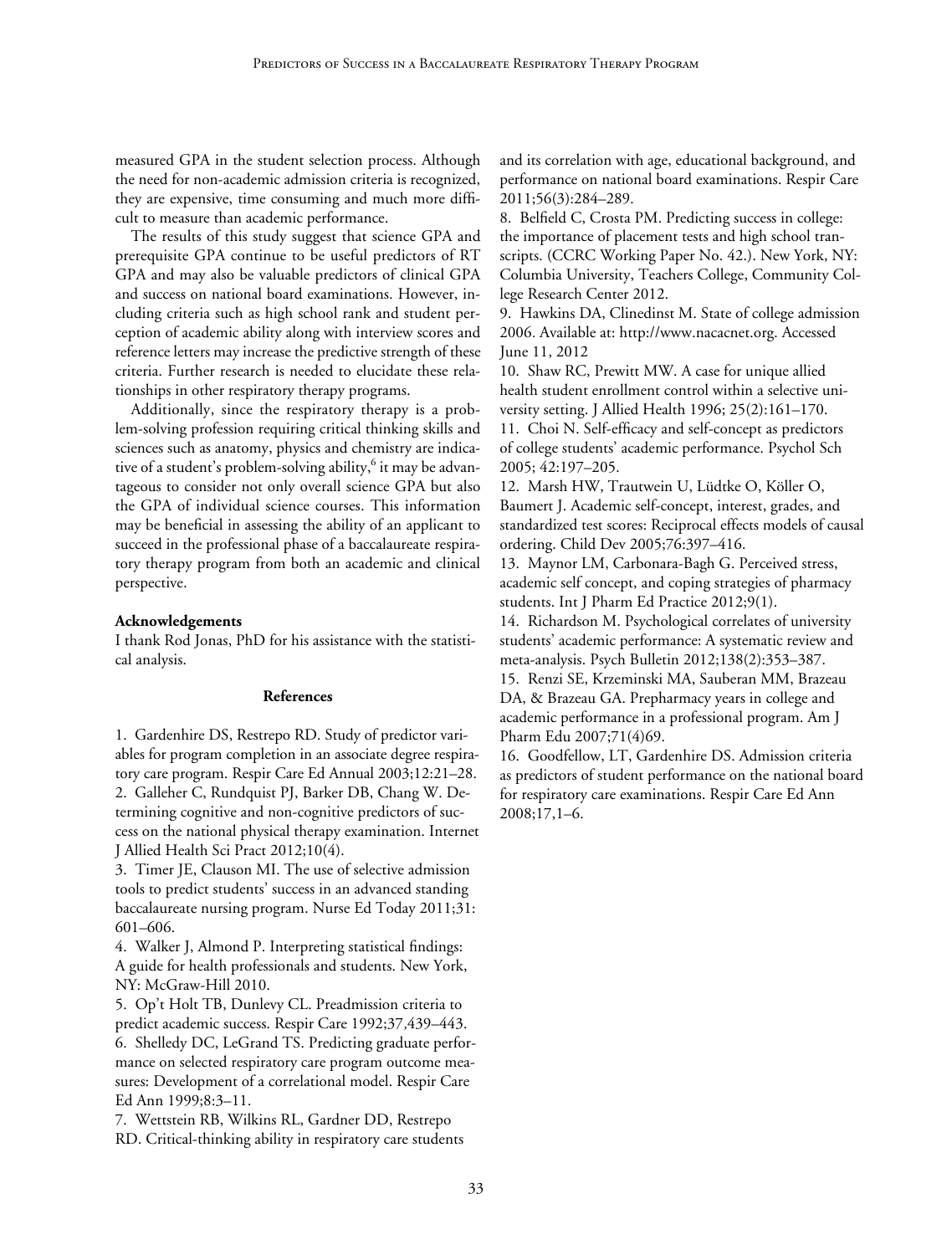measured GPA in the student selection process. Although the need for non-academic admission criteria is recognized, they are expensive, time consuming and much more difficult to measure than academic performance.

The results of this study suggest that science GPA and prerequisite GPA continue to be useful predictors of RT GPA and may also be valuable predictors of clinical GPA and success on national board examinations. However, including criteria such as high school rank and student perception of academic ability along with interview scores and reference letters may increase the predictive strength of these criteria. Further research is needed to elucidate these relationships in other respiratory therapy programs.

Additionally, since the respiratory therapy is a problem-solving profession requiring critical thinking skills and sciences such as anatomy, physics and chemistry are indicative of a student's problem-solving ability,[6] it may be advantageous to consider not only overall science GPA but also the GPA of individual science courses. This information may be beneficial in assessing the ability of an applicant to succeed in the professional phase of a baccalaureate respiratory therapy program from both an academic and clinical perspective.

**Acknowledgements**

I thank Rod Jonas, PhD for his assistance with the statistical analysis.

## References

1. Gardenhire DS, Restrepo RD. Study of predictor variables for program completion in an associate degree respiratory care program. Respir Care Ed Annual 2003;12:21–28.
2. Galleher C, Rundquist PJ, Barker DB, Chang W. Determining cognitive and non-cognitive predictors of success on the national physical therapy examination. Internet J Allied Health Sci Pract 2012;10(4).
3. Timer JE, Clauson MI. The use of selective admission tools to predict students' success in an advanced standing baccalaureate nursing program. Nurse Ed Today 2011;31: 601–606.
4. Walker J, Almond P. Interpreting statistical findings: A guide for health professionals and students. New York, NY: McGraw-Hill 2010.
5. Op't Holt TB, Dunlevy CL. Preadmission criteria to predict academic success. Respir Care 1992;37,439–443.
6. Shelledy DC, LeGrand TS. Predicting graduate performance on selected respiratory care program outcome measures: Development of a correlational model. Respir Care Ed Ann 1999;8:3–11.
7. Wettstein RB, Wilkins RL, Gardner DD, Restrepo RD. Critical-thinking ability in respiratory care students and its correlation with age, educational background, and performance on national board examinations. Respir Care 2011;56(3):284–289.
8. Belfield C, Crosta PM. Predicting success in college: the importance of placement tests and high school transcripts. (CCRC Working Paper No. 42.). New York, NY: Columbia University, Teachers College, Community College Research Center 2012.
9. Hawkins DA, Clinedinst M. State of college admission 2006. Available at: http://www.nacacnet.org. Accessed June 11, 2012
10. Shaw RC, Prewitt MW. A case for unique allied health student enrollment control within a selective university setting. J Allied Health 1996; 25(2):161–170.
11. Choi N. Self-efficacy and self-concept as predictors of college students' academic performance. Psychol Sch 2005; 42:197–205.
12. Marsh HW, Trautwein U, Lüdtke O, Köller O, Baumert J. Academic self-concept, interest, grades, and standardized test scores: Reciprocal effects models of causal ordering. Child Dev 2005;76:397–416.
13. Maynor LM, Carbonara-Bagh G. Perceived stress, academic self concept, and coping strategies of pharmacy students. Int J Pharm Ed Practice 2012;9(1).
14. Richardson M. Psychological correlates of university students' academic performance: A systematic review and meta-analysis. Psych Bulletin 2012;138(2):353–387.
15. Renzi SE, Krzeminski MA, Sauberan MM, Brazeau DA, & Brazeau GA. Prepharmacy years in college and academic performance in a professional program. Am J Pharm Edu 2007;71(4)69.
16. Goodfellow, LT, Gardenhire DS. Admission criteria as predictors of student performance on the national board for respiratory care examinations. Respir Care Ed Ann 2008;17,1–6.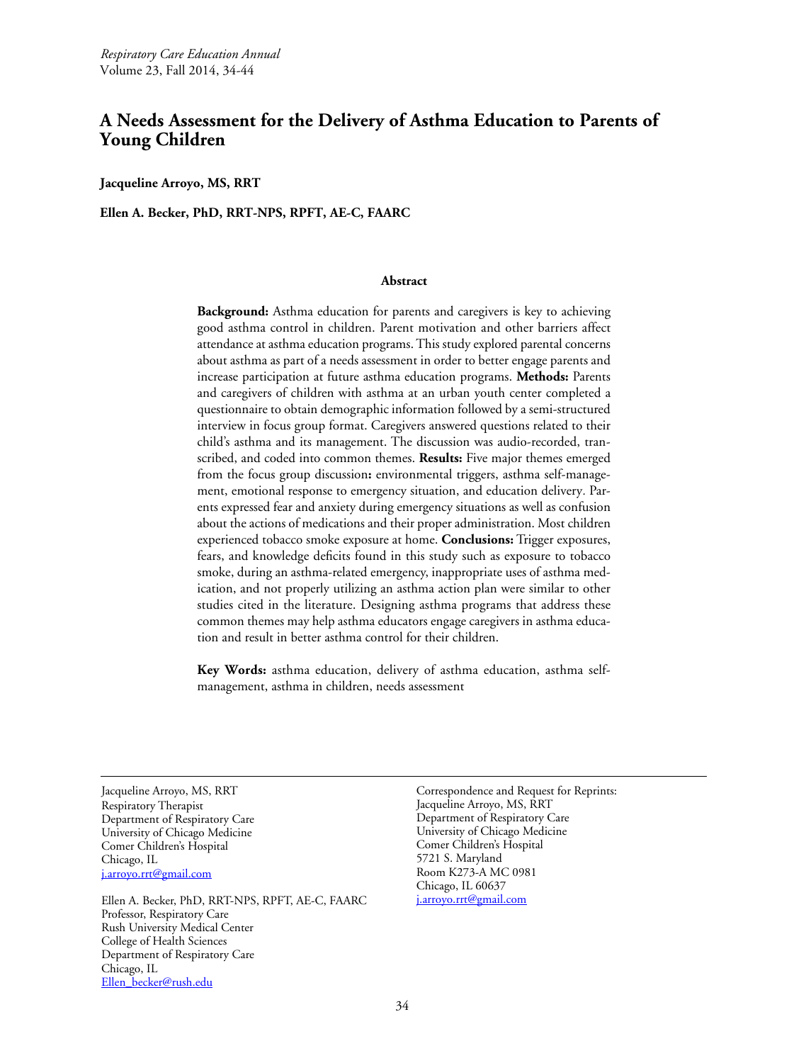# A Needs Assessment for the Delivery of Asthma Education to Parents of Young Children

**Jacqueline Arroyo, MS, RRT**

**Ellen A. Becker, PhD, RRT-NPS, RPFT, AE-C, FAARC**

## Abstract

**Background:** Asthma education for parents and caregivers is key to achieving good asthma control in children. Parent motivation and other barriers affect attendance at asthma education programs. This study explored parental concerns about asthma as part of a needs assessment in order to better engage parents and increase participation at future asthma education programs. **Methods:** Parents and caregivers of children with asthma at an urban youth center completed a questionnaire to obtain demographic information followed by a semi-structured interview in focus group format. Caregivers answered questions related to their child's asthma and its management. The discussion was audio-recorded, transcribed, and coded into common themes. **Results:** Five major themes emerged from the focus group discussion**:** environmental triggers, asthma self-management, emotional response to emergency situation, and education delivery. Parents expressed fear and anxiety during emergency situations as well as confusion about the actions of medications and their proper administration. Most children experienced tobacco smoke exposure at home. **Conclusions:** Trigger exposures, fears, and knowledge deficits found in this study such as exposure to tobacco smoke, during an asthma-related emergency, inappropriate uses of asthma medication, and not properly utilizing an asthma action plan were similar to other studies cited in the literature. Designing asthma programs that address these common themes may help asthma educators engage caregivers in asthma education and result in better asthma control for their children.

**Key Words:** asthma education, delivery of asthma education, asthma self-management, asthma in children, needs assessment

---

Jacqueline Arroyo, MS, RRT
Respiratory Therapist
Department of Respiratory Care
University of Chicago Medicine
Comer Children's Hospital
Chicago, IL
j.arroyo.rrt@gmail.com

Ellen A. Becker, PhD, RRT-NPS, RPFT, AE-C, FAARC
Professor, Respiratory Care
Rush University Medical Center
College of Health Sciences
Department of Respiratory Care
Chicago, IL
Ellen_becker@rush.edu

Correspondence and Request for Reprints:
Jacqueline Arroyo, MS, RRT
Department of Respiratory Care
University of Chicago Medicine
Comer Children's Hospital
5721 S. Maryland
Room K273-A MC 0981
Chicago, IL 60637
j.arroyo.rrt@gmail.com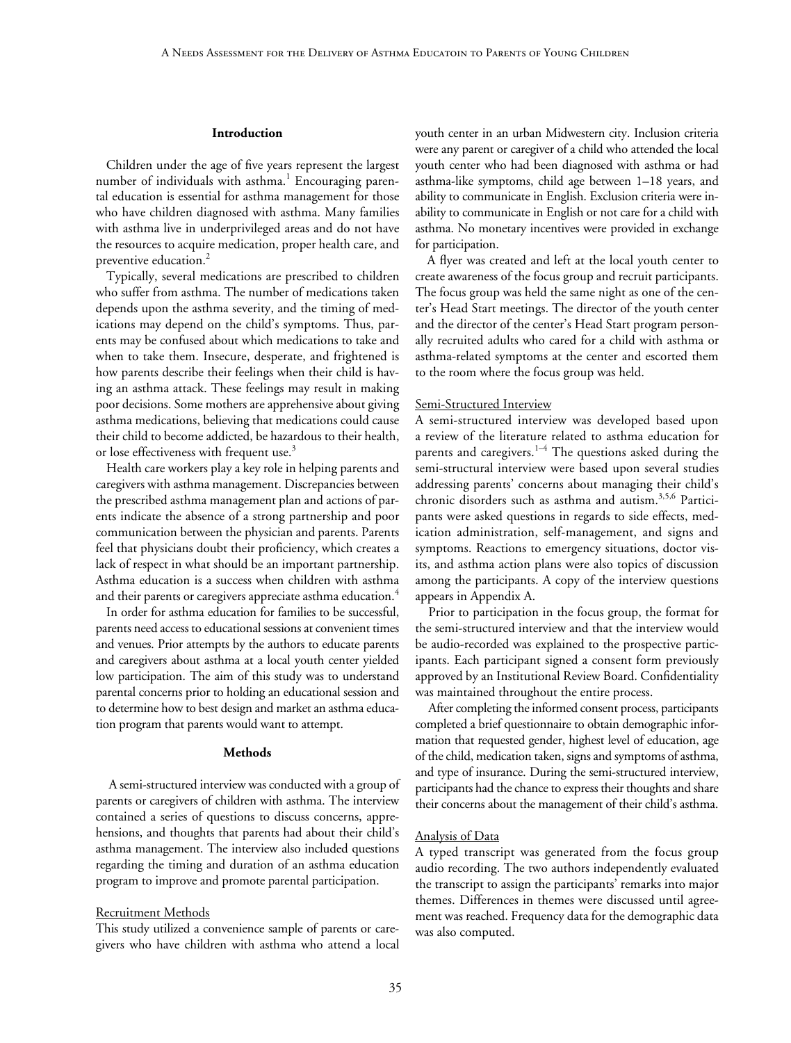## Introduction

Children under the age of five years represent the largest number of individuals with asthma.[1] Encouraging parental education is essential for asthma management for those who have children diagnosed with asthma. Many families with asthma live in underprivileged areas and do not have the resources to acquire medication, proper health care, and preventive education.[2]

Typically, several medications are prescribed to children who suffer from asthma. The number of medications taken depends upon the asthma severity, and the timing of medications may depend on the child's symptoms. Thus, parents may be confused about which medications to take and when to take them. Insecure, desperate, and frightened is how parents describe their feelings when their child is having an asthma attack. These feelings may result in making poor decisions. Some mothers are apprehensive about giving asthma medications, believing that medications could cause their child to become addicted, be hazardous to their health, or lose effectiveness with frequent use.[3]

Health care workers play a key role in helping parents and caregivers with asthma management. Discrepancies between the prescribed asthma management plan and actions of parents indicate the absence of a strong partnership and poor communication between the physician and parents. Parents feel that physicians doubt their proficiency, which creates a lack of respect in what should be an important partnership. Asthma education is a success when children with asthma and their parents or caregivers appreciate asthma education.[4]

In order for asthma education for families to be successful, parents need access to educational sessions at convenient times and venues. Prior attempts by the authors to educate parents and caregivers about asthma at a local youth center yielded low participation. The aim of this study was to understand parental concerns prior to holding an educational session and to determine how to best design and market an asthma education program that parents would want to attempt.

## Methods

A semi-structured interview was conducted with a group of parents or caregivers of children with asthma. The interview contained a series of questions to discuss concerns, apprehensions, and thoughts that parents had about their child's asthma management. The interview also included questions regarding the timing and duration of an asthma education program to improve and promote parental participation.

### Recruitment Methods

This study utilized a convenience sample of parents or caregivers who have children with asthma who attend a local youth center in an urban Midwestern city. Inclusion criteria were any parent or caregiver of a child who attended the local youth center who had been diagnosed with asthma or had asthma-like symptoms, child age between 1–18 years, and ability to communicate in English. Exclusion criteria were inability to communicate in English or not care for a child with asthma. No monetary incentives were provided in exchange for participation.

A flyer was created and left at the local youth center to create awareness of the focus group and recruit participants. The focus group was held the same night as one of the center's Head Start meetings. The director of the youth center and the director of the center's Head Start program personally recruited adults who cared for a child with asthma or asthma-related symptoms at the center and escorted them to the room where the focus group was held.

### Semi-Structured Interview

A semi-structured interview was developed based upon a review of the literature related to asthma education for parents and caregivers.[1–4] The questions asked during the semi-structural interview were based upon several studies addressing parents' concerns about managing their child's chronic disorders such as asthma and autism.[3,5,6] Participants were asked questions in regards to side effects, medication administration, self-management, and signs and symptoms. Reactions to emergency situations, doctor visits, and asthma action plans were also topics of discussion among the participants. A copy of the interview questions appears in Appendix A.

Prior to participation in the focus group, the format for the semi-structured interview and that the interview would be audio-recorded was explained to the prospective participants. Each participant signed a consent form previously approved by an Institutional Review Board. Confidentiality was maintained throughout the entire process.

After completing the informed consent process, participants completed a brief questionnaire to obtain demographic information that requested gender, highest level of education, age of the child, medication taken, signs and symptoms of asthma, and type of insurance. During the semi-structured interview, participants had the chance to express their thoughts and share their concerns about the management of their child's asthma.

### Analysis of Data

A typed transcript was generated from the focus group audio recording. The two authors independently evaluated the transcript to assign the participants' remarks into major themes. Differences in themes were discussed until agreement was reached. Frequency data for the demographic data was also computed.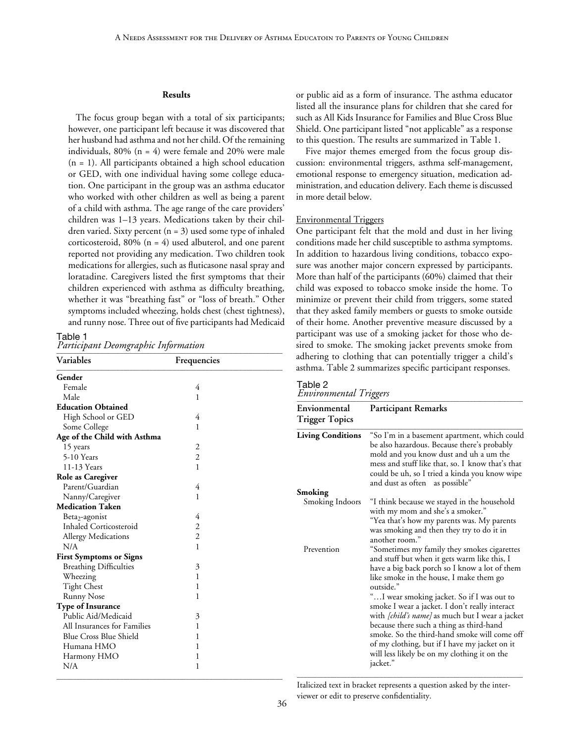## Results

The focus group began with a total of six participants; however, one participant left because it was discovered that her husband had asthma and not her child. Of the remaining individuals, 80% (n = 4) were female and 20% were male (n = 1). All participants obtained a high school education or GED, with one individual having some college education. One participant in the group was an asthma educator who worked with other children as well as being a parent of a child with asthma. The age range of the care providers' children was 1–13 years. Medications taken by their children varied. Sixty percent (n = 3) used some type of inhaled corticosteroid, 80% (n = 4) used albuterol, and one parent reported not providing any medication. Two children took medications for allergies, such as fluticasone nasal spray and loratadine. Caregivers listed the first symptoms that their children experienced with asthma as difficulty breathing, whether it was "breathing fast" or "loss of breath." Other symptoms included wheezing, holds chest (chest tightness), and runny nose. Three out of five participants had Medicaid or public aid as a form of insurance. The asthma educator listed all the insurance plans for children that she cared for such as All Kids Insurance for Families and Blue Cross Blue Shield. One participant listed "not applicable" as a response to this question. The results are summarized in Table 1.

Table 1
*Participant Deomgraphic Information*

| Variables | Frequencies |
|---|---|
| **Gender** | |
| Female | 4 |
| Male | 1 |
| **Education Obtained** | |
| High School or GED | 4 |
| Some College | 1 |
| **Age of the Child with Asthma** | |
| 15 years | 2 |
| 5-10 Years | 2 |
| 11-13 Years | 1 |
| **Role as Caregiver** | |
| Parent/Guardian | 4 |
| Nanny/Caregiver | 1 |
| **Medication Taken** | |
| $Beta_2$-agonist | 4 |
| Inhaled Corticosteroid | 2 |
| Allergy Medications | 2 |
| N/A | 1 |
| **First Symptoms or Signs** | |
| Breathing Difficulties | 3 |
| Wheezing | 1 |
| Tight Chest | 1 |
| Runny Nose | 1 |
| **Type of Insurance** | |
| Public Aid/Medicaid | 3 |
| All Insurances for Families | 1 |
| Blue Cross Blue Shield | 1 |
| Humana HMO | 1 |
| Harmony HMO | 1 |
| N/A | 1 |

Five major themes emerged from the focus group discussion: environmental triggers, asthma self-management, emotional response to emergency situation, medication administration, and education delivery. Each theme is discussed in more detail below.

### Environmental Triggers

One participant felt that the mold and dust in her living conditions made her child susceptible to asthma symptoms. In addition to hazardous living conditions, tobacco exposure was another major concern expressed by participants. More than half of the participants (60%) claimed that their child was exposed to tobacco smoke inside the home. To minimize or prevent their child from triggers, some stated that they asked family members or guests to smoke outside of their home. Another preventive measure discussed by a participant was use of a smoking jacket for those who desired to smoke. The smoking jacket prevents smoke from adhering to clothing that can potentially trigger a child's asthma. Table 2 summarizes specific participant responses.

Table 2
*Environmental Triggers*

| Envionmental Trigger Topics | Participant Remarks |
|---|---|
| **Living Conditions** | "So I'm in a basement apartment, which could be also hazardous. Because there's probably mold and you know dust and uh a um the mess and stuff like that, so. I know that's that could be uh, so I tried a kinda you know wipe and dust as often as possible" |
| **Smoking** | |
| Smoking Indoors | "I think because we stayed in the household with my mom and she's a smoker." "Yea that's how my parents was. My parents was smoking and then they try to do it in another room." |
| Prevention | "Sometimes my family they smokes cigarettes and stuff but when it gets warm like this, I have a big back porch so I know a lot of them like smoke in the house, I make them go outside." "…I wear smoking jacket. So if I was out to smoke I wear a jacket. I don't really interact with *[child's name]* as much but I wear a jacket because there such a thing as third-hand smoke. So the third-hand smoke will come off of my clothing, but if I have my jacket on it will less likely be on my clothing it on the jacket." |

Italicized text in bracket represents a question asked by the interviewer or edit to preserve confidentiality.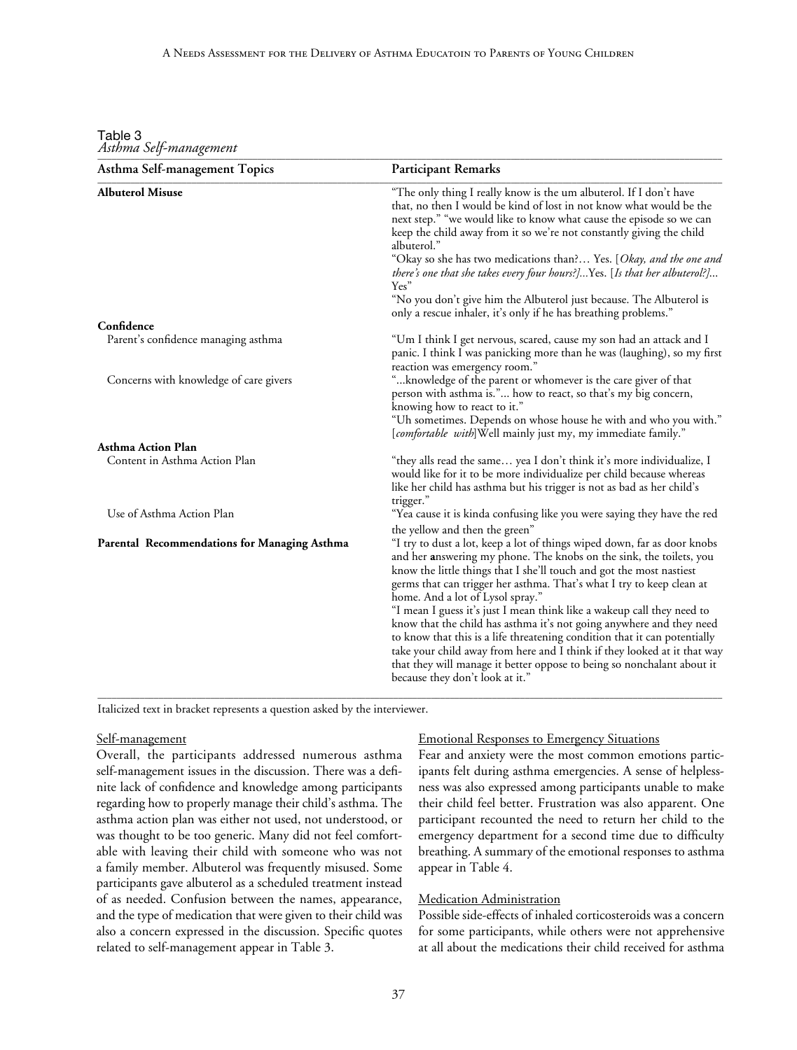Table 3
*Asthma Self-management*

| Asthma Self-management Topics | Participant Remarks |
|---|---|
| **Albuterol Misuse** | "The only thing I really know is the um albuterol. If I don't have that, no then I would be kind of lost in not know what would be the next step." "we would like to know what cause the episode so we can keep the child away from it so we're not constantly giving the child albuterol." "Okay so she has two medications than?… Yes. [*Okay, and the one and there's one that she takes every four hours?]*...Yes. [*Is that her albuterol?]*... Yes" "No you don't give him the Albuterol just because. The Albuterol is only a rescue inhaler, it's only if he has breathing problems." |
| **Confidence** | |
| Parent's confidence managing asthma | "Um I think I get nervous, scared, cause my son had an attack and I panic. I think I was panicking more than he was (laughing), so my first reaction was emergency room." |
| Concerns with knowledge of care givers | "...knowledge of the parent or whomever is the care giver of that person with asthma is."... how to react, so that's my big concern, knowing how to react to it." "Uh sometimes. Depends on whose house he with and who you with." [*comfortable with*]Well mainly just my, my immediate family." |
| **Asthma Action Plan** | |
| Content in Asthma Action Plan | "they alls read the same… yea I don't think it's more individualize, I would like for it to be more individualize per child because whereas like her child has asthma but his trigger is not as bad as her child's trigger." |
| Use of Asthma Action Plan | "Yea cause it is kinda confusing like you were saying they have the red the yellow and then the green" |
| **Parental Recommendations for Managing Asthma** | "I try to dust a lot, keep a lot of things wiped down, far as door knobs and her answering my phone. The knobs on the sink, the toilets, you know the little things that I she'll touch and got the most nastiest germs that can trigger her asthma. That's what I try to keep clean at home. And a lot of Lysol spray." "I mean I guess it's just I mean think like a wakeup call they need to know that the child has asthma it's not going anywhere and they need to know that this is a life threatening condition that it can potentially take your child away from here and I think if they looked at it that way that they will manage it better oppose to being so nonchalant about it because they don't look at it." |

Italicized text in bracket represents a question asked by the interviewer.

Self-management

Overall, the participants addressed numerous asthma self-management issues in the discussion. There was a definite lack of confidence and knowledge among participants regarding how to properly manage their child's asthma. The asthma action plan was either not used, not understood, or was thought to be too generic. Many did not feel comfortable with leaving their child with someone who was not a family member. Albuterol was frequently misused. Some participants gave albuterol as a scheduled treatment instead of as needed. Confusion between the names, appearance, and the type of medication that were given to their child was also a concern expressed in the discussion. Specific quotes related to self-management appear in Table 3.

Emotional Responses to Emergency Situations

Fear and anxiety were the most common emotions participants felt during asthma emergencies. A sense of helplessness was also expressed among participants unable to make their child feel better. Frustration was also apparent. One participant recounted the need to return her child to the emergency department for a second time due to difficulty breathing. A summary of the emotional responses to asthma appear in Table 4.

Medication Administration

Possible side-effects of inhaled corticosteroids was a concern for some participants, while others were not apprehensive at all about the medications their child received for asthma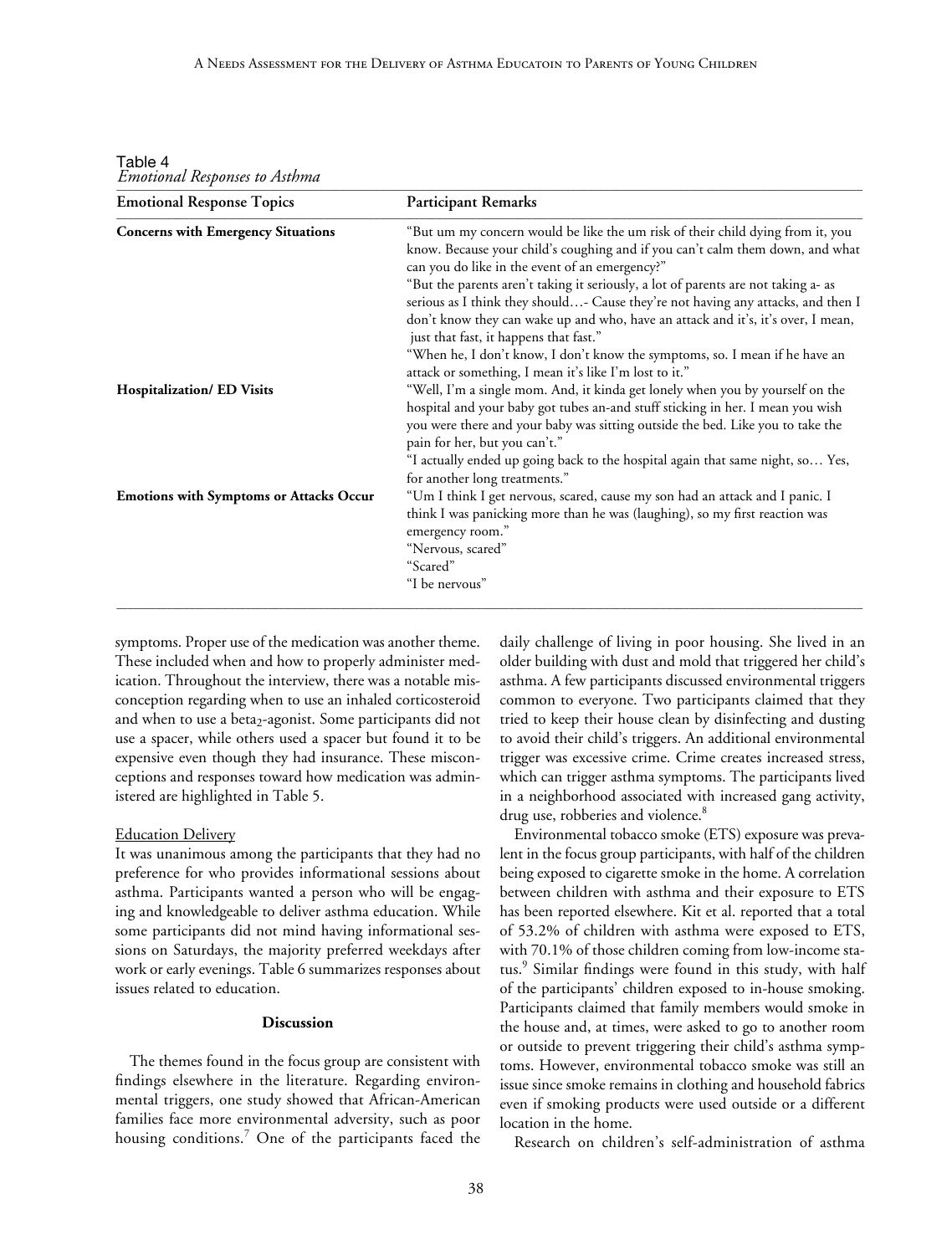Table 4
*Emotional Responses to Asthma*

| Emotional Response Topics | Participant Remarks |
| --- | --- |
| **Concerns with Emergency Situations** | "But um my concern would be like the um risk of their child dying from it, you know. Because your child's coughing and if you can't calm them down, and what can you do like in the event of an emergency?" "But the parents aren't taking it seriously, a lot of parents are not taking a- as serious as I think they should…- Cause they're not having any attacks, and then I don't know they can wake up and who, have an attack and it's, it's over, I mean, just that fast, it happens that fast." "When he, I don't know, I don't know the symptoms, so. I mean if he have an attack or something, I mean it's like I'm lost to it." |
| **Hospitalization/ ED Visits** | "Well, I'm a single mom. And, it kinda get lonely when you by yourself on the hospital and your baby got tubes an-and stuff sticking in her. I mean you wish you were there and your baby was sitting outside the bed. Like you to take the pain for her, but you can't." "I actually ended up going back to the hospital again that same night, so… Yes, for another long treatments." |
| **Emotions with Symptoms or Attacks Occur** | "Um I think I get nervous, scared, cause my son had an attack and I panic. I think I was panicking more than he was (laughing), so my first reaction was emergency room." "Nervous, scared" "Scared" "I be nervous" |

symptoms. Proper use of the medication was another theme. These included when and how to properly administer medication. Throughout the interview, there was a notable misconception regarding when to use an inhaled corticosteroid and when to use a beta$_2$-agonist. Some participants did not use a spacer, while others used a spacer but found it to be expensive even though they had insurance. These misconceptions and responses toward how medication was administered are highlighted in Table 5.

Education Delivery

It was unanimous among the participants that they had no preference for who provides informational sessions about asthma. Participants wanted a person who will be engaging and knowledgeable to deliver asthma education. While some participants did not mind having informational sessions on Saturdays, the majority preferred weekdays after work or early evenings. Table 6 summarizes responses about issues related to education.

## Discussion

The themes found in the focus group are consistent with findings elsewhere in the literature. Regarding environmental triggers, one study showed that African-American families face more environmental adversity, such as poor housing conditions.[7] One of the participants faced the daily challenge of living in poor housing. She lived in an older building with dust and mold that triggered her child's asthma. A few participants discussed environmental triggers common to everyone. Two participants claimed that they tried to keep their house clean by disinfecting and dusting to avoid their child's triggers. An additional environmental trigger was excessive crime. Crime creates increased stress, which can trigger asthma symptoms. The participants lived in a neighborhood associated with increased gang activity, drug use, robberies and violence.[8]

Environmental tobacco smoke (ETS) exposure was prevalent in the focus group participants, with half of the children being exposed to cigarette smoke in the home. A correlation between children with asthma and their exposure to ETS has been reported elsewhere. Kit et al. reported that a total of 53.2% of children with asthma were exposed to ETS, with 70.1% of those children coming from low-income status.[9] Similar findings were found in this study, with half of the participants' children exposed to in-house smoking. Participants claimed that family members would smoke in the house and, at times, were asked to go to another room or outside to prevent triggering their child's asthma symptoms. However, environmental tobacco smoke was still an issue since smoke remains in clothing and household fabrics even if smoking products were used outside or a different location in the home.

Research on children's self-administration of asthma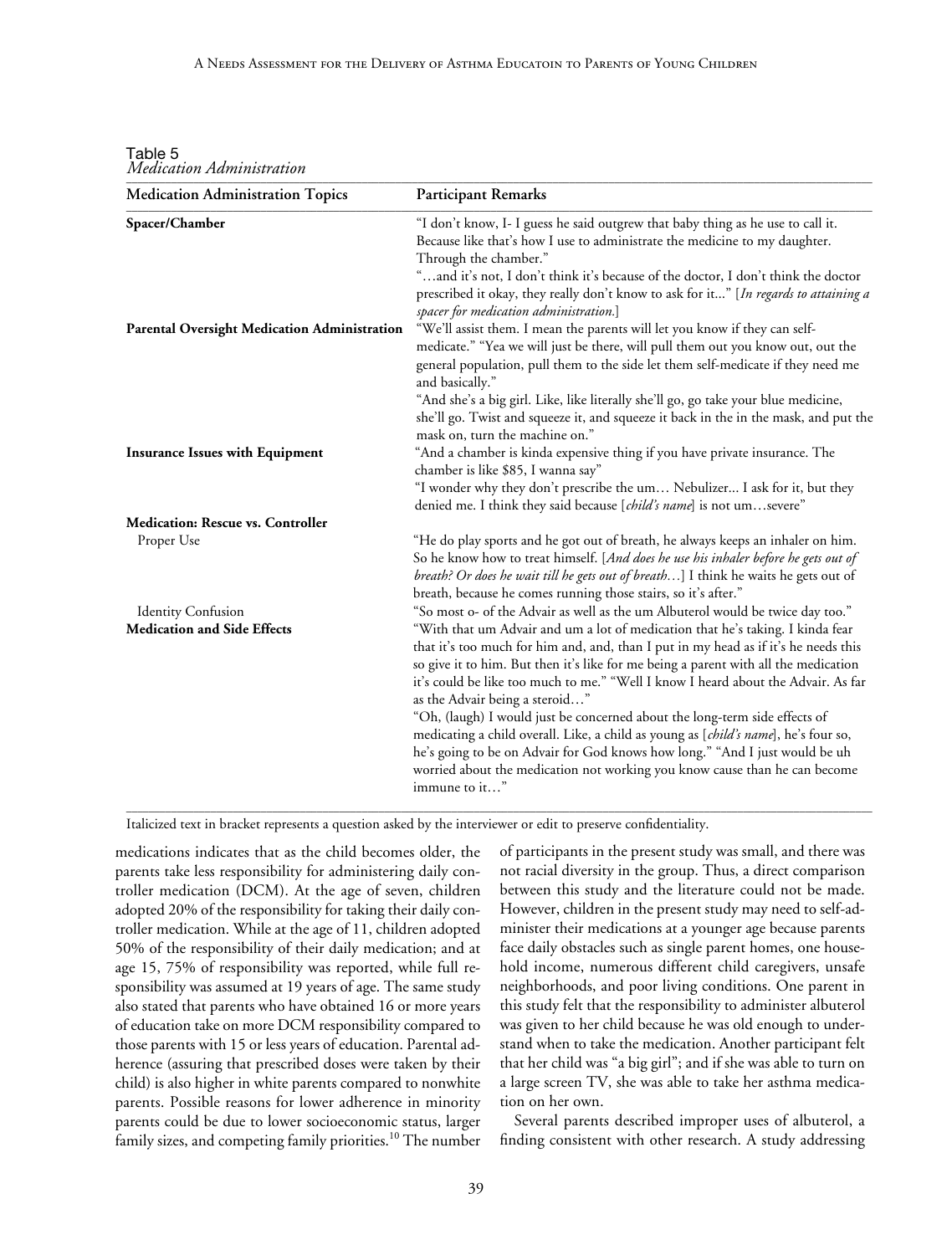Table 5
*Medication Administration*

| Medication Administration Topics | Participant Remarks |
|---|---|
| **Spacer/Chamber** | "I don't know, I- I guess he said outgrew that baby thing as he use to call it. Because like that's how I use to administrate the medicine to my daughter. Through the chamber." "…and it's not, I don't think it's because of the doctor, I don't think the doctor prescribed it okay, they really don't know to ask for it..." [*In regards to attaining a spacer for medication administration.*] |
| **Parental Oversight Medication Administration** | "We'll assist them. I mean the parents will let you know if they can self-medicate." "Yea we will just be there, will pull them out you know out, out the general population, pull them to the side let them self-medicate if they need me and basically." "And she's a big girl. Like, like literally she'll go, go take your blue medicine, she'll go. Twist and squeeze it, and squeeze it back in the in the mask, and put the mask on, turn the machine on." |
| **Insurance Issues with Equipment** | "And a chamber is kinda expensive thing if you have private insurance. The chamber is like $85, I wanna say" "I wonder why they don't prescribe the um… Nebulizer... I ask for it, but they denied me. I think they said because [*child's name*] is not um…severe" |
| **Medication: Rescue vs. Controller** | |
| Proper Use | "He do play sports and he got out of breath, he always keeps an inhaler on him. So he know how to treat himself. [*And does he use his inhaler before he gets out of breath? Or does he wait till he gets out of breath…*] I think he waits he gets out of breath, because he comes running those stairs, so it's after." |
| Identity Confusion | "So most o- of the Advair as well as the um Albuterol would be twice day too." |
| **Medication and Side Effects** | "With that um Advair and um a lot of medication that he's taking. I kinda fear that it's too much for him and, and, than I put in my head as if it's he needs this so give it to him. But then it's like for me being a parent with all the medication it's could be like too much to me." "Well I know I heard about the Advair. As far as the Advair being a steroid…" "Oh, (laugh) I would just be concerned about the long-term side effects of medicating a child overall. Like, a child as young as [*child's name*], he's four so, he's going to be on Advair for God knows how long." "And I just would be uh worried about the medication not working you know cause than he can become immune to it…" |

Italicized text in bracket represents a question asked by the interviewer or edit to preserve confidentiality.

medications indicates that as the child becomes older, the parents take less responsibility for administering daily controller medication (DCM). At the age of seven, children adopted 20% of the responsibility for taking their daily controller medication. While at the age of 11, children adopted 50% of the responsibility of their daily medication; and at age 15, 75% of responsibility was reported, while full responsibility was assumed at 19 years of age. The same study also stated that parents who have obtained 16 or more years of education take on more DCM responsibility compared to those parents with 15 or less years of education. Parental adherence (assuring that prescribed doses were taken by their child) is also higher in white parents compared to nonwhite parents. Possible reasons for lower adherence in minority parents could be due to lower socioeconomic status, larger family sizes, and competing family priorities.[10] The number of participants in the present study was small, and there was not racial diversity in the group. Thus, a direct comparison between this study and the literature could not be made. However, children in the present study may need to self-administer their medications at a younger age because parents face daily obstacles such as single parent homes, one household income, numerous different child caregivers, unsafe neighborhoods, and poor living conditions. One parent in this study felt that the responsibility to administer albuterol was given to her child because he was old enough to understand when to take the medication. Another participant felt that her child was "a big girl"; and if she was able to turn on a large screen TV, she was able to take her asthma medication on her own.

Several parents described improper uses of albuterol, a finding consistent with other research. A study addressing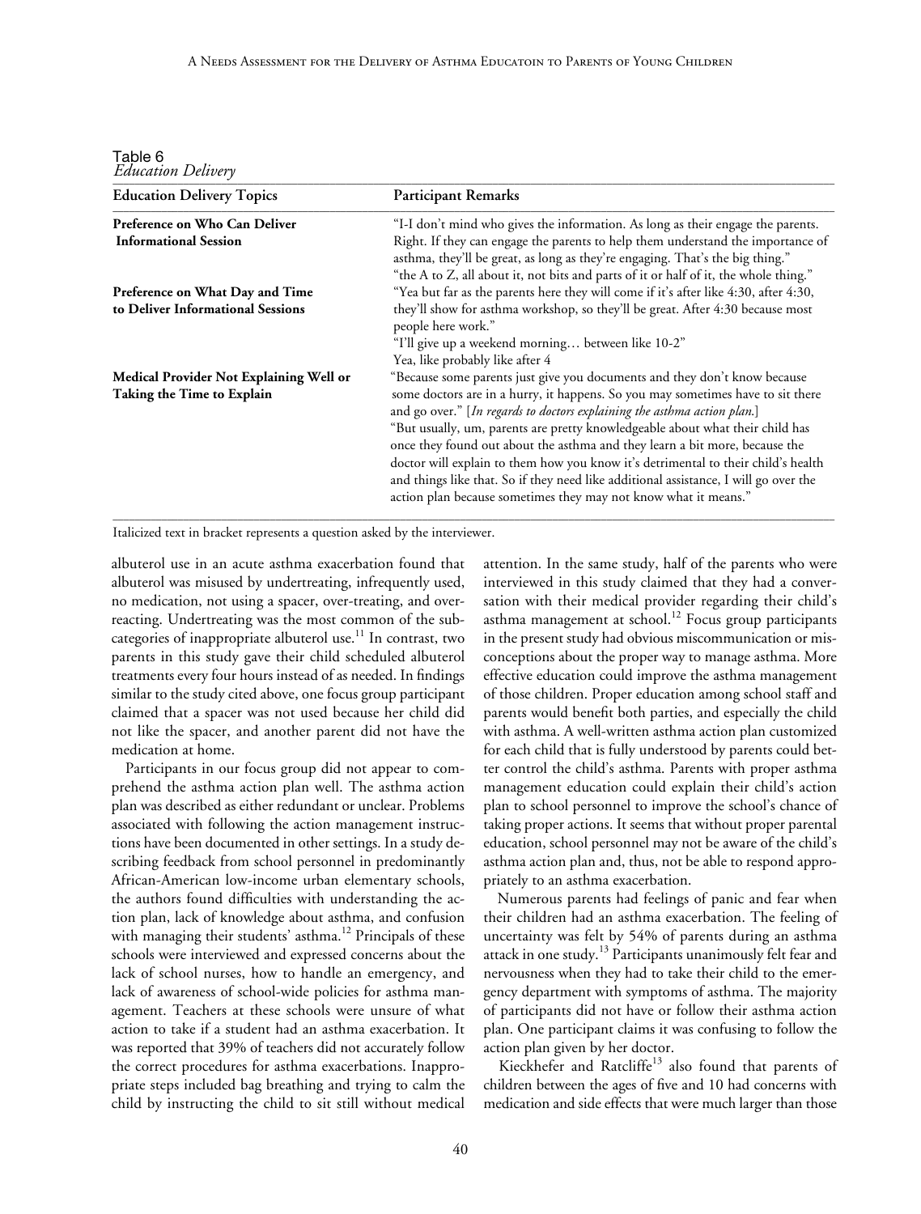Table 6
*Education Delivery*

| Education Delivery Topics | Participant Remarks |
|---|---|
| **Preference on Who Can Deliver Informational Session** | "I-I don't mind who gives the information. As long as their engage the parents. Right. If they can engage the parents to help them understand the importance of asthma, they'll be great, as long as they're engaging. That's the big thing." "the A to Z, all about it, not bits and parts of it or half of it, the whole thing." |
| **Preference on What Day and Time to Deliver Informational Sessions** | "Yea but far as the parents here they will come if it's after like 4:30, after 4:30, they'll show for asthma workshop, so they'll be great. After 4:30 because most people here work." "I'll give up a weekend morning… between like 10-2" Yea, like probably like after 4 |
| **Medical Provider Not Explaining Well or Taking the Time to Explain** | "Because some parents just give you documents and they don't know because some doctors are in a hurry, it happens. So you may sometimes have to sit there and go over." [*In regards to doctors explaining the asthma action plan.*] "But usually, um, parents are pretty knowledgeable about what their child has once they found out about the asthma and they learn a bit more, because the doctor will explain to them how you know it's detrimental to their child's health and things like that. So if they need like additional assistance, I will go over the action plan because sometimes they may not know what it means." |

Italicized text in bracket represents a question asked by the interviewer.

albuterol use in an acute asthma exacerbation found that albuterol was misused by undertreating, infrequently used, no medication, not using a spacer, over-treating, and overreacting. Undertreating was the most common of the subcategories of inappropriate albuterol use.[11] In contrast, two parents in this study gave their child scheduled albuterol treatments every four hours instead of as needed. In findings similar to the study cited above, one focus group participant claimed that a spacer was not used because her child did not like the spacer, and another parent did not have the medication at home.

Participants in our focus group did not appear to comprehend the asthma action plan well. The asthma action plan was described as either redundant or unclear. Problems associated with following the action management instructions have been documented in other settings. In a study describing feedback from school personnel in predominantly African-American low-income urban elementary schools, the authors found difficulties with understanding the action plan, lack of knowledge about asthma, and confusion with managing their students' asthma.[12] Principals of these schools were interviewed and expressed concerns about the lack of school nurses, how to handle an emergency, and lack of awareness of school-wide policies for asthma management. Teachers at these schools were unsure of what action to take if a student had an asthma exacerbation. It was reported that 39% of teachers did not accurately follow the correct procedures for asthma exacerbations. Inappropriate steps included bag breathing and trying to calm the child by instructing the child to sit still without medical attention. In the same study, half of the parents who were interviewed in this study claimed that they had a conversation with their medical provider regarding their child's asthma management at school.[12] Focus group participants in the present study had obvious miscommunication or misconceptions about the proper way to manage asthma. More effective education could improve the asthma management of those children. Proper education among school staff and parents would benefit both parties, and especially the child with asthma. A well-written asthma action plan customized for each child that is fully understood by parents could better control the child's asthma. Parents with proper asthma management education could explain their child's action plan to school personnel to improve the school's chance of taking proper actions. It seems that without proper parental education, school personnel may not be aware of the child's asthma action plan and, thus, not be able to respond appropriately to an asthma exacerbation.

Numerous parents had feelings of panic and fear when their children had an asthma exacerbation. The feeling of uncertainty was felt by 54% of parents during an asthma attack in one study.[13] Participants unanimously felt fear and nervousness when they had to take their child to the emergency department with symptoms of asthma. The majority of participants did not have or follow their asthma action plan. One participant claims it was confusing to follow the action plan given by her doctor.

Kieckhefer and Ratcliffe[13] also found that parents of children between the ages of five and 10 had concerns with medication and side effects that were much larger than those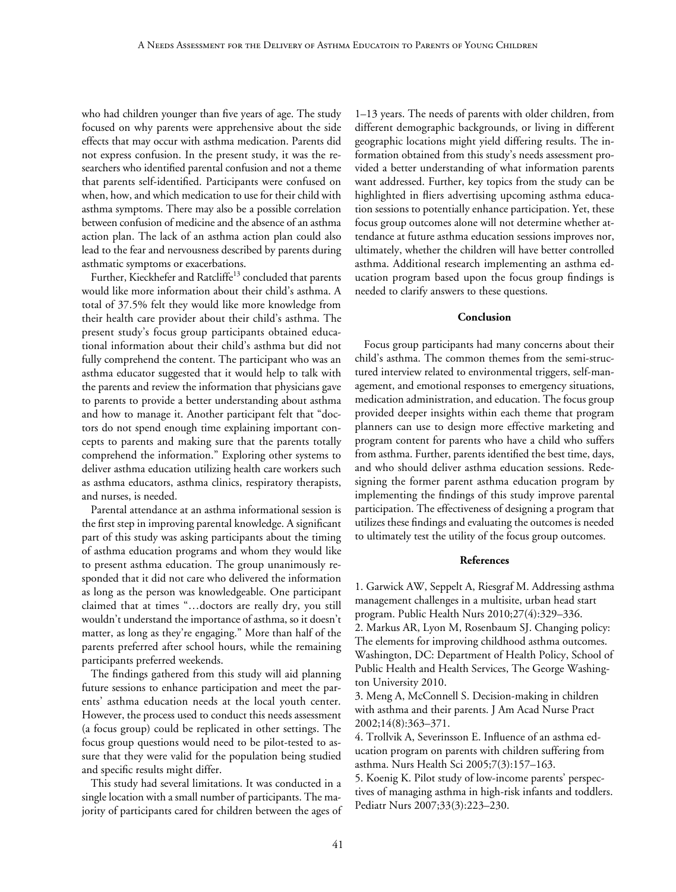who had children younger than five years of age. The study focused on why parents were apprehensive about the side effects that may occur with asthma medication. Parents did not express confusion. In the present study, it was the researchers who identified parental confusion and not a theme that parents self-identified. Participants were confused on when, how, and which medication to use for their child with asthma symptoms. There may also be a possible correlation between confusion of medicine and the absence of an asthma action plan. The lack of an asthma action plan could also lead to the fear and nervousness described by parents during asthmatic symptoms or exacerbations.

Further, Kieckhefer and Ratcliffe[13] concluded that parents would like more information about their child's asthma. A total of 37.5% felt they would like more knowledge from their health care provider about their child's asthma. The present study's focus group participants obtained educational information about their child's asthma but did not fully comprehend the content. The participant who was an asthma educator suggested that it would help to talk with the parents and review the information that physicians gave to parents to provide a better understanding about asthma and how to manage it. Another participant felt that "doctors do not spend enough time explaining important concepts to parents and making sure that the parents totally comprehend the information." Exploring other systems to deliver asthma education utilizing health care workers such as asthma educators, asthma clinics, respiratory therapists, and nurses, is needed.

Parental attendance at an asthma informational session is the first step in improving parental knowledge. A significant part of this study was asking participants about the timing of asthma education programs and whom they would like to present asthma education. The group unanimously responded that it did not care who delivered the information as long as the person was knowledgeable. One participant claimed that at times "…doctors are really dry, you still wouldn't understand the importance of asthma, so it doesn't matter, as long as they're engaging." More than half of the parents preferred after school hours, while the remaining participants preferred weekends.

The findings gathered from this study will aid planning future sessions to enhance participation and meet the parents' asthma education needs at the local youth center. However, the process used to conduct this needs assessment (a focus group) could be replicated in other settings. The focus group questions would need to be pilot-tested to assure that they were valid for the population being studied and specific results might differ.

This study had several limitations. It was conducted in a single location with a small number of participants. The majority of participants cared for children between the ages of 1–13 years. The needs of parents with older children, from different demographic backgrounds, or living in different geographic locations might yield differing results. The information obtained from this study's needs assessment provided a better understanding of what information parents want addressed. Further, key topics from the study can be highlighted in fliers advertising upcoming asthma education sessions to potentially enhance participation. Yet, these focus group outcomes alone will not determine whether attendance at future asthma education sessions improves nor, ultimately, whether the children will have better controlled asthma. Additional research implementing an asthma education program based upon the focus group findings is needed to clarify answers to these questions.

## Conclusion

Focus group participants had many concerns about their child's asthma. The common themes from the semi-structured interview related to environmental triggers, self-management, and emotional responses to emergency situations, medication administration, and education. The focus group provided deeper insights within each theme that program planners can use to design more effective marketing and program content for parents who have a child who suffers from asthma. Further, parents identified the best time, days, and who should deliver asthma education sessions. Redesigning the former parent asthma education program by implementing the findings of this study improve parental participation. The effectiveness of designing a program that utilizes these findings and evaluating the outcomes is needed to ultimately test the utility of the focus group outcomes.

## References

1. Garwick AW, Seppelt A, Riesgraf M. Addressing asthma management challenges in a multisite, urban head start program. Public Health Nurs 2010;27(4):329–336.
2. Markus AR, Lyon M, Rosenbaum SJ. Changing policy: The elements for improving childhood asthma outcomes. Washington, DC: Department of Health Policy, School of Public Health and Health Services, The George Washington University 2010.
3. Meng A, McConnell S. Decision-making in children with asthma and their parents. J Am Acad Nurse Pract 2002;14(8):363–371.
4. Trollvik A, Severinsson E. Influence of an asthma education program on parents with children suffering from asthma. Nurs Health Sci 2005;7(3):157–163.
5. Koenig K. Pilot study of low-income parents' perspectives of managing asthma in high-risk infants and toddlers. Pediatr Nurs 2007;33(3):223–230.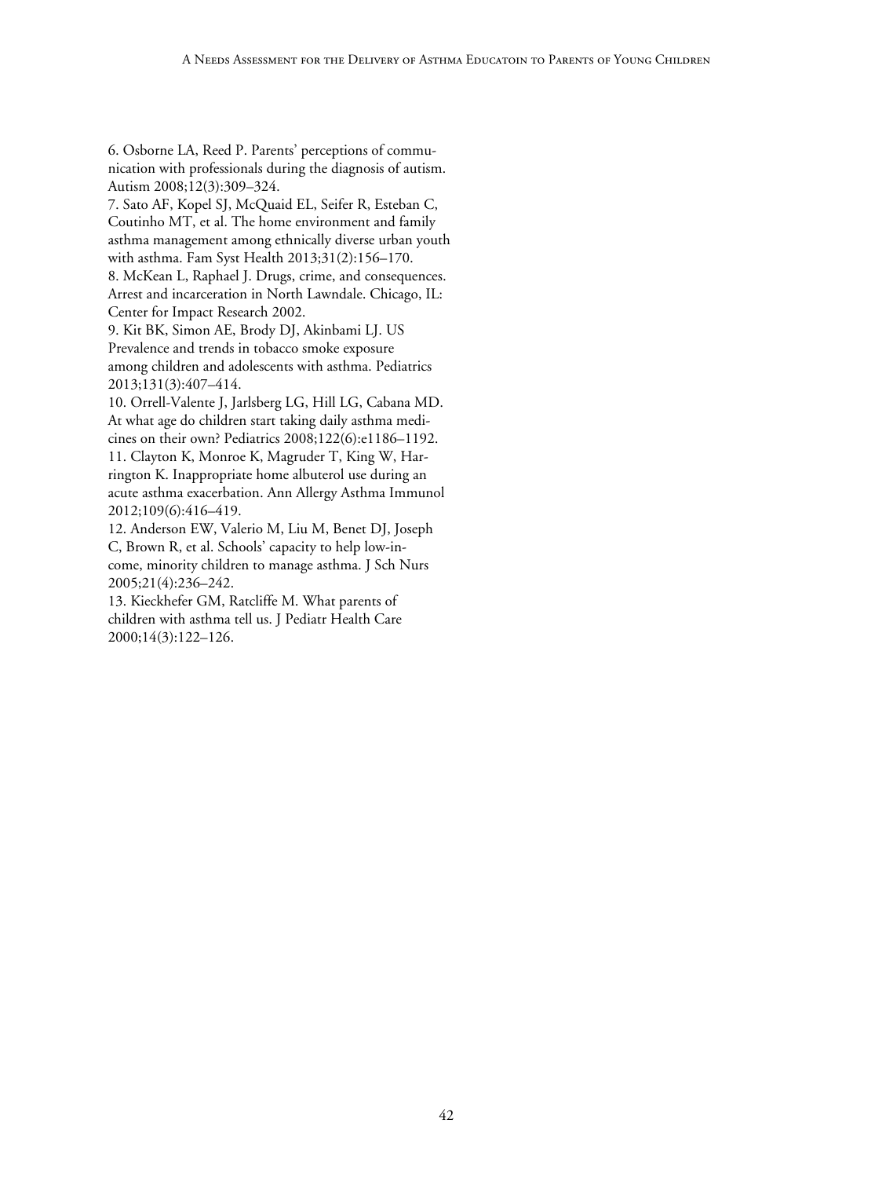6. Osborne LA, Reed P. Parents' perceptions of communication with professionals during the diagnosis of autism. Autism 2008;12(3):309–324.

7. Sato AF, Kopel SJ, McQuaid EL, Seifer R, Esteban C, Coutinho MT, et al. The home environment and family asthma management among ethnically diverse urban youth with asthma. Fam Syst Health 2013;31(2):156–170.

8. McKean L, Raphael J. Drugs, crime, and consequences. Arrest and incarceration in North Lawndale. Chicago, IL: Center for Impact Research 2002.

9. Kit BK, Simon AE, Brody DJ, Akinbami LJ. US Prevalence and trends in tobacco smoke exposure among children and adolescents with asthma. Pediatrics 2013;131(3):407–414.

10. Orrell-Valente J, Jarlsberg LG, Hill LG, Cabana MD. At what age do children start taking daily asthma medicines on their own? Pediatrics 2008;122(6):e1186–1192.

11. Clayton K, Monroe K, Magruder T, King W, Harrington K. Inappropriate home albuterol use during an acute asthma exacerbation. Ann Allergy Asthma Immunol 2012;109(6):416–419.

12. Anderson EW, Valerio M, Liu M, Benet DJ, Joseph C, Brown R, et al. Schools' capacity to help low-income, minority children to manage asthma. J Sch Nurs 2005;21(4):236–242.

13. Kieckhefer GM, Ratcliffe M. What parents of children with asthma tell us. J Pediatr Health Care 2000;14(3):122–126.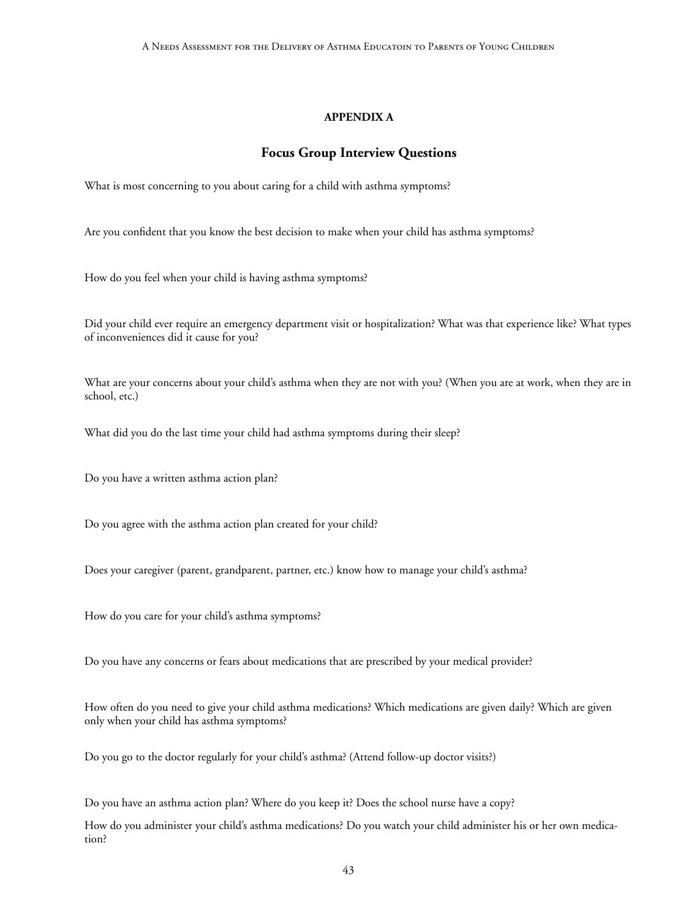## APPENDIX A

## Focus Group Interview Questions

What is most concerning to you about caring for a child with asthma symptoms?

Are you confident that you know the best decision to make when your child has asthma symptoms?

How do you feel when your child is having asthma symptoms?

Did your child ever require an emergency department visit or hospitalization? What was that experience like? What types of inconveniences did it cause for you?

What are your concerns about your child's asthma when they are not with you? (When you are at work, when they are in school, etc.)

What did you do the last time your child had asthma symptoms during their sleep?

Do you have a written asthma action plan?

Do you agree with the asthma action plan created for your child?

Does your caregiver (parent, grandparent, partner, etc.) know how to manage your child's asthma?

How do you care for your child's asthma symptoms?

Do you have any concerns or fears about medications that are prescribed by your medical provider?

How often do you need to give your child asthma medications? Which medications are given daily? Which are given only when your child has asthma symptoms?

Do you go to the doctor regularly for your child's asthma? (Attend follow-up doctor visits?)

Do you have an asthma action plan? Where do you keep it? Does the school nurse have a copy?

How do you administer your child's asthma medications? Do you watch your child administer his or her own medication?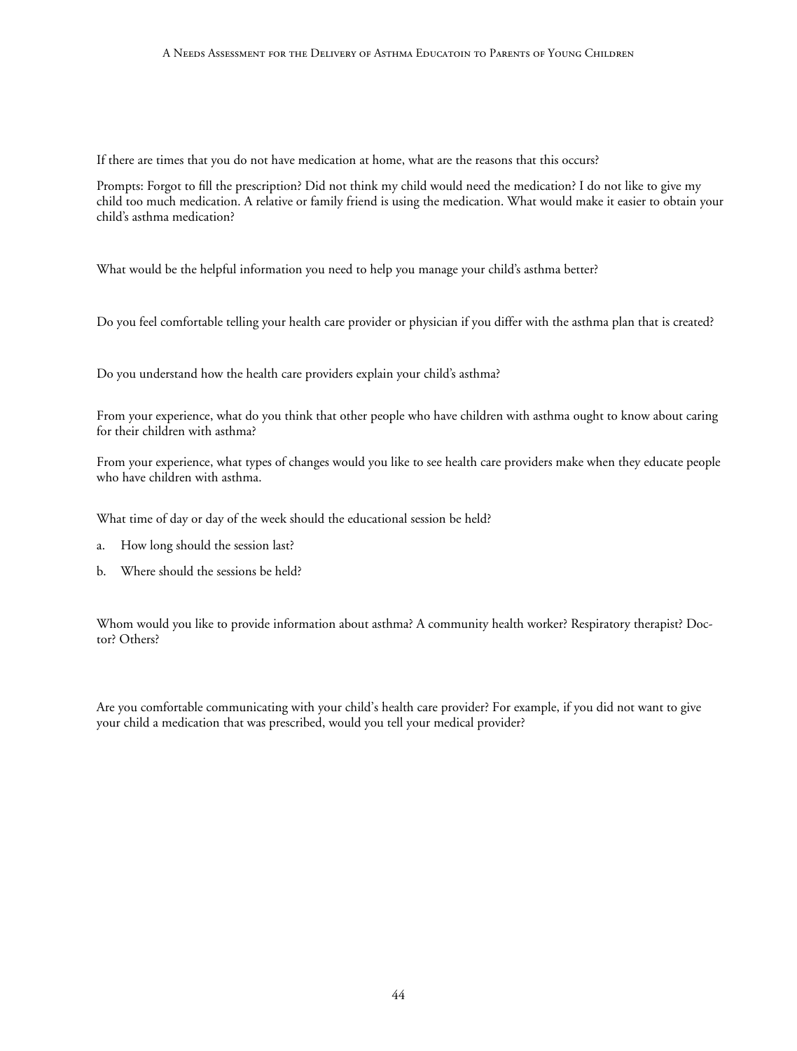If there are times that you do not have medication at home, what are the reasons that this occurs?

Prompts: Forgot to fill the prescription? Did not think my child would need the medication? I do not like to give my child too much medication. A relative or family friend is using the medication. What would make it easier to obtain your child's asthma medication?

What would be the helpful information you need to help you manage your child's asthma better?

Do you feel comfortable telling your health care provider or physician if you differ with the asthma plan that is created?

Do you understand how the health care providers explain your child's asthma?

From your experience, what do you think that other people who have children with asthma ought to know about caring for their children with asthma?

From your experience, what types of changes would you like to see health care providers make when they educate people who have children with asthma.

What time of day or day of the week should the educational session be held?

a. How long should the session last?

b. Where should the sessions be held?

Whom would you like to provide information about asthma? A community health worker? Respiratory therapist? Doctor? Others?

Are you comfortable communicating with your child's health care provider? For example, if you did not want to give your child a medication that was prescribed, would you tell your medical provider?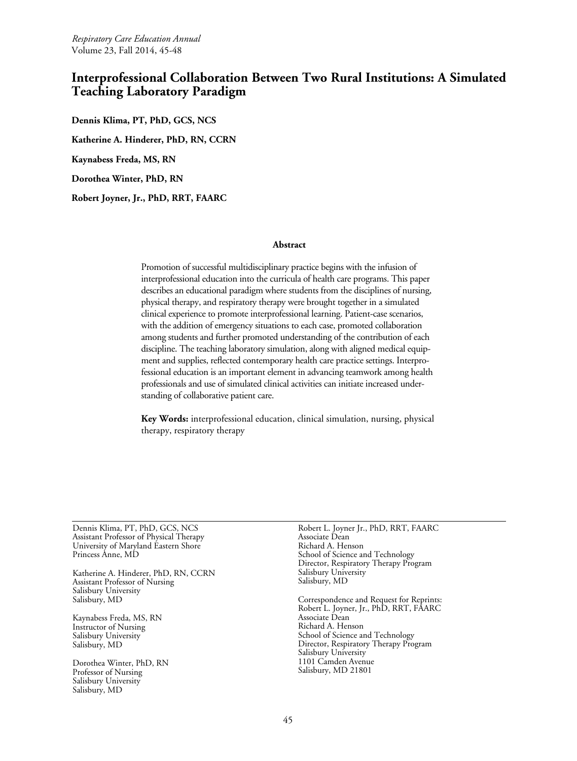# Interprofessional Collaboration Between Two Rural Institutions: A Simulated Teaching Laboratory Paradigm

**Dennis Klima, PT, PhD, GCS, NCS**

**Katherine A. Hinderer, PhD, RN, CCRN**

**Kaynabess Freda, MS, RN**

**Dorothea Winter, PhD, RN**

**Robert Joyner, Jr., PhD, RRT, FAARC**

### Abstract

Promotion of successful multidisciplinary practice begins with the infusion of interprofessional education into the curricula of health care programs. This paper describes an educational paradigm where students from the disciplines of nursing, physical therapy, and respiratory therapy were brought together in a simulated clinical experience to promote interprofessional learning. Patient-case scenarios, with the addition of emergency situations to each case, promoted collaboration among students and further promoted understanding of the contribution of each discipline. The teaching laboratory simulation, along with aligned medical equipment and supplies, reflected contemporary health care practice settings. Interprofessional education is an important element in advancing teamwork among health professionals and use of simulated clinical activities can initiate increased understanding of collaborative patient care.

**Key Words:** interprofessional education, clinical simulation, nursing, physical therapy, respiratory therapy

---

Dennis Klima, PT, PhD, GCS, NCS
Assistant Professor of Physical Therapy
University of Maryland Eastern Shore
Princess Anne, MD

Katherine A. Hinderer, PhD, RN, CCRN
Assistant Professor of Nursing
Salisbury University
Salisbury, MD

Kaynabess Freda, MS, RN
Instructor of Nursing
Salisbury University
Salisbury, MD

Dorothea Winter, PhD, RN
Professor of Nursing
Salisbury University
Salisbury, MD

Robert L. Joyner Jr., PhD, RRT, FAARC
Associate Dean
Richard A. Henson
School of Science and Technology
Director, Respiratory Therapy Program
Salisbury University
Salisbury, MD

Correspondence and Request for Reprints:
Robert L. Joyner, Jr., PhD, RRT, FAARC
Associate Dean
Richard A. Henson
School of Science and Technology
Director, Respiratory Therapy Program
Salisbury University
1101 Camden Avenue
Salisbury, MD 21801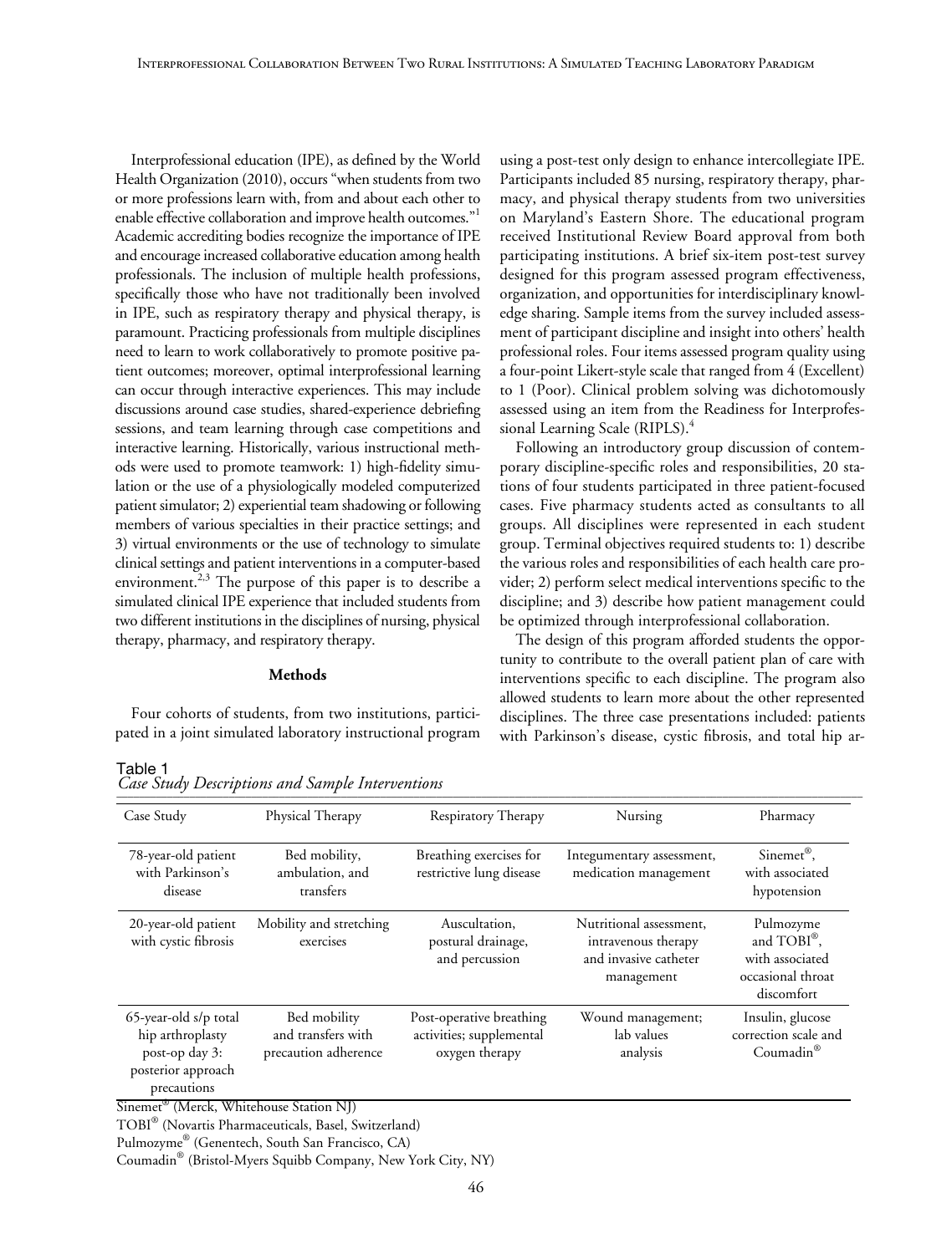Interprofessional education (IPE), as defined by the World Health Organization (2010), occurs "when students from two or more professions learn with, from and about each other to enable effective collaboration and improve health outcomes."[1] Academic accrediting bodies recognize the importance of IPE and encourage increased collaborative education among health professionals. The inclusion of multiple health professions, specifically those who have not traditionally been involved in IPE, such as respiratory therapy and physical therapy, is paramount. Practicing professionals from multiple disciplines need to learn to work collaboratively to promote positive patient outcomes; moreover, optimal interprofessional learning can occur through interactive experiences. This may include discussions around case studies, shared-experience debriefing sessions, and team learning through case competitions and interactive learning. Historically, various instructional methods were used to promote teamwork: 1) high-fidelity simulation or the use of a physiologically modeled computerized patient simulator; 2) experiential team shadowing or following members of various specialties in their practice settings; and 3) virtual environments or the use of technology to simulate clinical settings and patient interventions in a computer-based environment.[2,3] The purpose of this paper is to describe a simulated clinical IPE experience that included students from two different institutions in the disciplines of nursing, physical therapy, pharmacy, and respiratory therapy.

## Methods

Four cohorts of students, from two institutions, participated in a joint simulated laboratory instructional program using a post-test only design to enhance intercollegiate IPE. Participants included 85 nursing, respiratory therapy, pharmacy, and physical therapy students from two universities on Maryland's Eastern Shore. The educational program received Institutional Review Board approval from both participating institutions. A brief six-item post-test survey designed for this program assessed program effectiveness, organization, and opportunities for interdisciplinary knowledge sharing. Sample items from the survey included assessment of participant discipline and insight into others' health professional roles. Four items assessed program quality using a four-point Likert-style scale that ranged from 4 (Excellent) to 1 (Poor). Clinical problem solving was dichotomously assessed using an item from the Readiness for Interprofessional Learning Scale (RIPLS).[4]

Following an introductory group discussion of contemporary discipline-specific roles and responsibilities, 20 stations of four students participated in three patient-focused cases. Five pharmacy students acted as consultants to all groups. All disciplines were represented in each student group. Terminal objectives required students to: 1) describe the various roles and responsibilities of each health care provider; 2) perform select medical interventions specific to the discipline; and 3) describe how patient management could be optimized through interprofessional collaboration.

The design of this program afforded students the opportunity to contribute to the overall patient plan of care with interventions specific to each discipline. The program also allowed students to learn more about the other represented disciplines. The three case presentations included: patients with Parkinson's disease, cystic fibrosis, and total hip ar-

Table 1
*Case Study Descriptions and Sample Interventions*

| Case Study | Physical Therapy | Respiratory Therapy | Nursing | Pharmacy |
|---|---|---|---|---|
| 78-year-old patient with Parkinson's disease | Bed mobility, ambulation, and transfers | Breathing exercises for restrictive lung disease | Integumentary assessment, medication management | Sinemet®, with associated hypotension |
| 20-year-old patient with cystic fibrosis | Mobility and stretching exercises | Auscultation, postural drainage, and percussion | Nutritional assessment, intravenous therapy and invasive catheter management | Pulmozyme and TOBI®, with associated occasional throat discomfort |
| 65-year-old s/p total hip arthroplasty post-op day 3: posterior approach precautions | Bed mobility and transfers with precaution adherence | Post-operative breathing activities; supplemental oxygen therapy | Wound management; lab values analysis | Insulin, glucose correction scale and Coumadin® |

Sinemet® (Merck, Whitehouse Station NJ)
TOBI® (Novartis Pharmaceuticals, Basel, Switzerland)
Pulmozyme® (Genentech, South San Francisco, CA)
Coumadin® (Bristol-Myers Squibb Company, New York City, NY)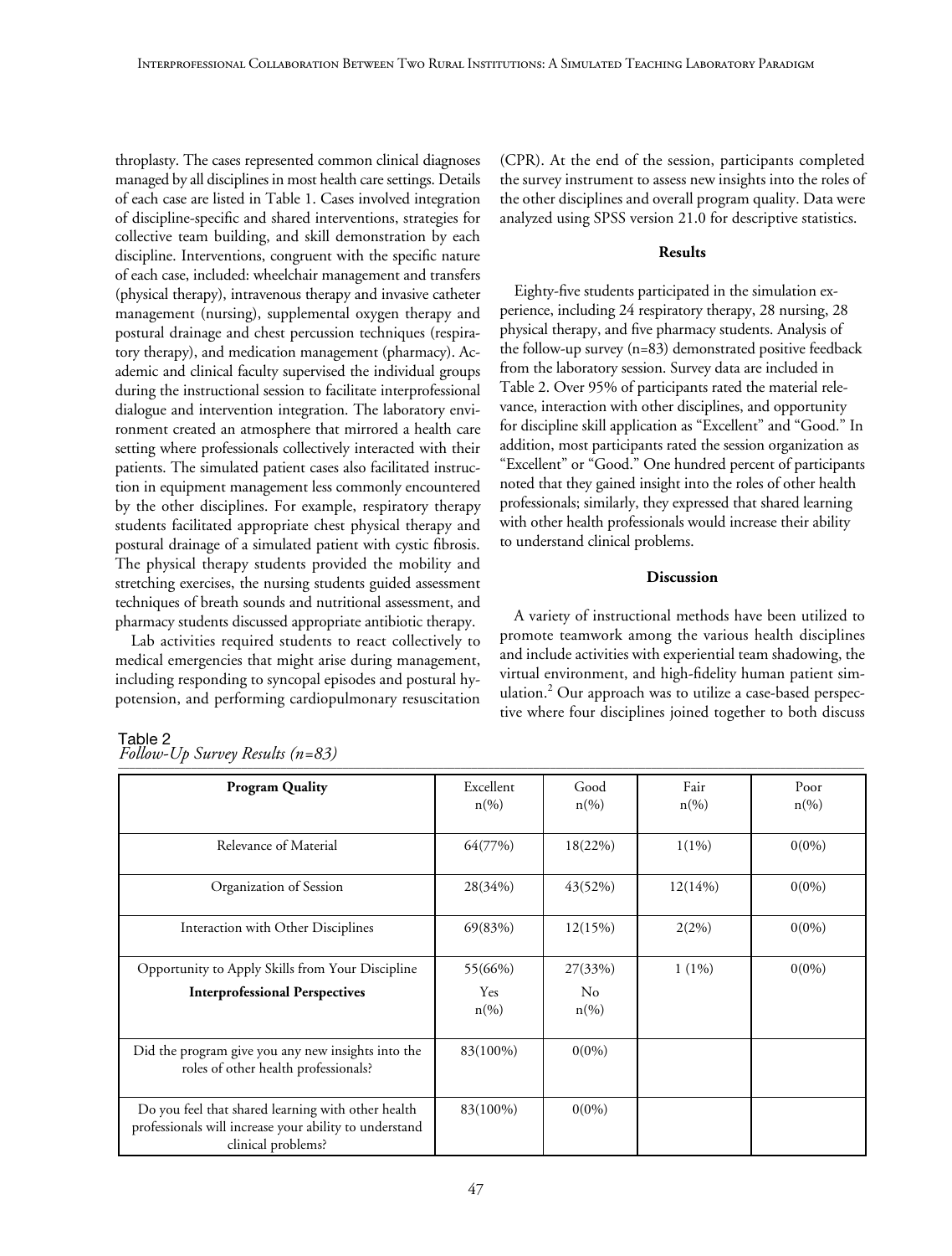throplasty. The cases represented common clinical diagnoses managed by all disciplines in most health care settings. Details of each case are listed in Table 1. Cases involved integration of discipline-specific and shared interventions, strategies for collective team building, and skill demonstration by each discipline. Interventions, congruent with the specific nature of each case, included: wheelchair management and transfers (physical therapy), intravenous therapy and invasive catheter management (nursing), supplemental oxygen therapy and postural drainage and chest percussion techniques (respiratory therapy), and medication management (pharmacy). Academic and clinical faculty supervised the individual groups during the instructional session to facilitate interprofessional dialogue and intervention integration. The laboratory environment created an atmosphere that mirrored a health care setting where professionals collectively interacted with their patients. The simulated patient cases also facilitated instruction in equipment management less commonly encountered by the other disciplines. For example, respiratory therapy students facilitated appropriate chest physical therapy and postural drainage of a simulated patient with cystic fibrosis. The physical therapy students provided the mobility and stretching exercises, the nursing students guided assessment techniques of breath sounds and nutritional assessment, and pharmacy students discussed appropriate antibiotic therapy.

Lab activities required students to react collectively to medical emergencies that might arise during management, including responding to syncopal episodes and postural hypotension, and performing cardiopulmonary resuscitation (CPR). At the end of the session, participants completed the survey instrument to assess new insights into the roles of the other disciplines and overall program quality. Data were analyzed using SPSS version 21.0 for descriptive statistics.

## Results

Eighty-five students participated in the simulation experience, including 24 respiratory therapy, 28 nursing, 28 physical therapy, and five pharmacy students. Analysis of the follow-up survey (n=83) demonstrated positive feedback from the laboratory session. Survey data are included in Table 2. Over 95% of participants rated the material relevance, interaction with other disciplines, and opportunity for discipline skill application as "Excellent" and "Good." In addition, most participants rated the session organization as "Excellent" or "Good." One hundred percent of participants noted that they gained insight into the roles of other health professionals; similarly, they expressed that shared learning with other health professionals would increase their ability to understand clinical problems.

## Discussion

A variety of instructional methods have been utilized to promote teamwork among the various health disciplines and include activities with experiential team shadowing, the virtual environment, and high-fidelity human patient simulation.[2] Our approach was to utilize a case-based perspective where four disciplines joined together to both discuss

Table 2
*Follow-Up Survey Results (n=83)*

| **Program Quality** | Excellent n(%) | Good n(%) | Fair n(%) | Poor n(%) |
|---|---|---|---|---|
| Relevance of Material | 64(77%) | 18(22%) | 1(1%) | 0(0%) |
| Organization of Session | 28(34%) | 43(52%) | 12(14%) | 0(0%) |
| Interaction with Other Disciplines | 69(83%) | 12(15%) | 2(2%) | 0(0%) |
| Opportunity to Apply Skills from Your Discipline | 55(66%) | 27(33%) | 1 (1%) | 0(0%) |
| **Interprofessional Perspectives** | Yes n(%) | No n(%) | | |
| Did the program give you any new insights into the roles of other health professionals? | 83(100%) | 0(0%) | | |
| Do you feel that shared learning with other health professionals will increase your ability to understand clinical problems? | 83(100%) | 0(0%) | | |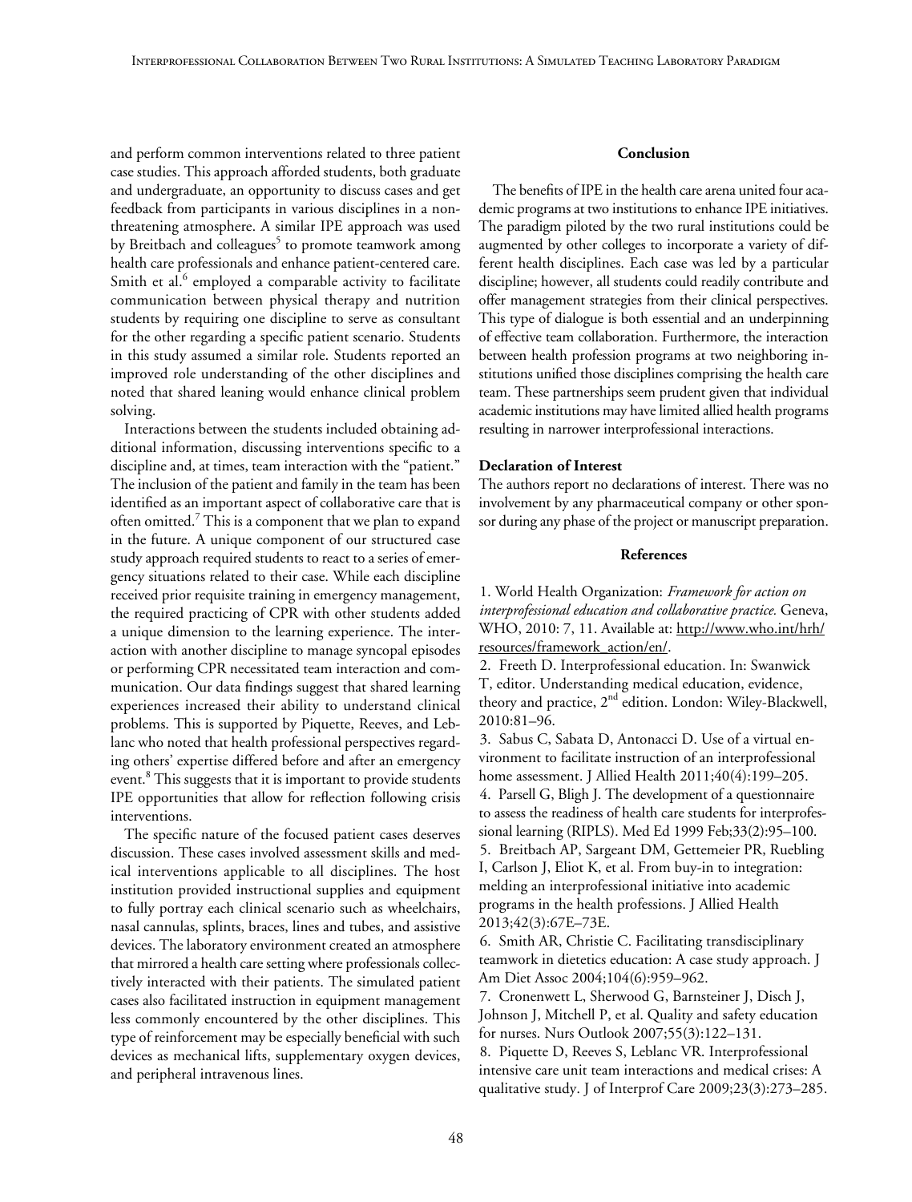and perform common interventions related to three patient case studies. This approach afforded students, both graduate and undergraduate, an opportunity to discuss cases and get feedback from participants in various disciplines in a non-threatening atmosphere. A similar IPE approach was used by Breitbach and colleagues[5] to promote teamwork among health care professionals and enhance patient-centered care. Smith et al.[6] employed a comparable activity to facilitate communication between physical therapy and nutrition students by requiring one discipline to serve as consultant for the other regarding a specific patient scenario. Students in this study assumed a similar role. Students reported an improved role understanding of the other disciplines and noted that shared leaning would enhance clinical problem solving.

Interactions between the students included obtaining additional information, discussing interventions specific to a discipline and, at times, team interaction with the "patient." The inclusion of the patient and family in the team has been identified as an important aspect of collaborative care that is often omitted.[7] This is a component that we plan to expand in the future. A unique component of our structured case study approach required students to react to a series of emergency situations related to their case. While each discipline received prior requisite training in emergency management, the required practicing of CPR with other students added a unique dimension to the learning experience. The interaction with another discipline to manage syncopal episodes or performing CPR necessitated team interaction and communication. Our data findings suggest that shared learning experiences increased their ability to understand clinical problems. This is supported by Piquette, Reeves, and Leblanc who noted that health professional perspectives regarding others' expertise differed before and after an emergency event.[8] This suggests that it is important to provide students IPE opportunities that allow for reflection following crisis interventions.

The specific nature of the focused patient cases deserves discussion. These cases involved assessment skills and medical interventions applicable to all disciplines. The host institution provided instructional supplies and equipment to fully portray each clinical scenario such as wheelchairs, nasal cannulas, splints, braces, lines and tubes, and assistive devices. The laboratory environment created an atmosphere that mirrored a health care setting where professionals collectively interacted with their patients. The simulated patient cases also facilitated instruction in equipment management less commonly encountered by the other disciplines. This type of reinforcement may be especially beneficial with such devices as mechanical lifts, supplementary oxygen devices, and peripheral intravenous lines.

## Conclusion

The benefits of IPE in the health care arena united four academic programs at two institutions to enhance IPE initiatives. The paradigm piloted by the two rural institutions could be augmented by other colleges to incorporate a variety of different health disciplines. Each case was led by a particular discipline; however, all students could readily contribute and offer management strategies from their clinical perspectives. This type of dialogue is both essential and an underpinning of effective team collaboration. Furthermore, the interaction between health profession programs at two neighboring institutions unified those disciplines comprising the health care team. These partnerships seem prudent given that individual academic institutions may have limited allied health programs resulting in narrower interprofessional interactions.

### Declaration of Interest

The authors report no declarations of interest. There was no involvement by any pharmaceutical company or other sponsor during any phase of the project or manuscript preparation.

## References

1. World Health Organization: *Framework for action on interprofessional education and collaborative practice.* Geneva, WHO, 2010: 7, 11. Available at: http://www.who.int/hrh/resources/framework_action/en/.
2. Freeth D. Interprofessional education. In: Swanwick T, editor. Understanding medical education, evidence, theory and practice, 2nd edition. London: Wiley-Blackwell, 2010:81–96.
3. Sabus C, Sabata D, Antonacci D. Use of a virtual environment to facilitate instruction of an interprofessional home assessment. J Allied Health 2011;40(4):199–205.
4. Parsell G, Bligh J. The development of a questionnaire to assess the readiness of health care students for interprofessional learning (RIPLS). Med Ed 1999 Feb;33(2):95–100.
5. Breitbach AP, Sargeant DM, Gettemeier PR, Ruebling I, Carlson J, Eliot K, et al. From buy-in to integration: melding an interprofessional initiative into academic programs in the health professions. J Allied Health 2013;42(3):67E–73E.
6. Smith AR, Christie C. Facilitating transdisciplinary teamwork in dietetics education: A case study approach. J Am Diet Assoc 2004;104(6):959–962.
7. Cronenwett L, Sherwood G, Barnsteiner J, Disch J, Johnson J, Mitchell P, et al. Quality and safety education for nurses. Nurs Outlook 2007;55(3):122–131.
8. Piquette D, Reeves S, Leblanc VR. Interprofessional intensive care unit team interactions and medical crises: A qualitative study. J of Interprof Care 2009;23(3):273–285.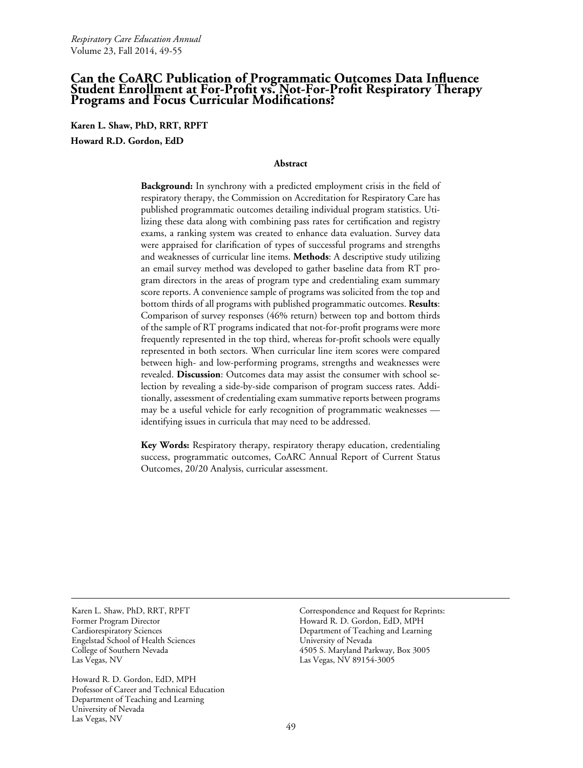# Can the CoARC Publication of Programmatic Outcomes Data Influence Student Enrollment at For-Profit vs. Not-For-Profit Respiratory Therapy Programs and Focus Curricular Modifications?

**Karen L. Shaw, PhD, RRT, RPFT**

**Howard R.D. Gordon, EdD**

## Abstract

**Background:** In synchrony with a predicted employment crisis in the field of respiratory therapy, the Commission on Accreditation for Respiratory Care has published programmatic outcomes detailing individual program statistics. Utilizing these data along with combining pass rates for certification and registry exams, a ranking system was created to enhance data evaluation. Survey data were appraised for clarification of types of successful programs and strengths and weaknesses of curricular line items. **Methods**: A descriptive study utilizing an email survey method was developed to gather baseline data from RT program directors in the areas of program type and credentialing exam summary score reports. A convenience sample of programs was solicited from the top and bottom thirds of all programs with published programmatic outcomes. **Results**: Comparison of survey responses (46% return) between top and bottom thirds of the sample of RT programs indicated that not-for-profit programs were more frequently represented in the top third, whereas for-profit schools were equally represented in both sectors. When curricular line item scores were compared between high- and low-performing programs, strengths and weaknesses were revealed. **Discussion**: Outcomes data may assist the consumer with school selection by revealing a side-by-side comparison of program success rates. Additionally, assessment of credentialing exam summative reports between programs may be a useful vehicle for early recognition of programmatic weaknesses — identifying issues in curricula that may need to be addressed.

**Key Words:** Respiratory therapy, respiratory therapy education, credentialing success, programmatic outcomes, CoARC Annual Report of Current Status Outcomes, 20/20 Analysis, curricular assessment.

---

Karen L. Shaw, PhD, RRT, RPFT
Former Program Director
Cardiorespiratory Sciences
Engelstad School of Health Sciences
College of Southern Nevada
Las Vegas, NV

Howard R. D. Gordon, EdD, MPH
Professor of Career and Technical Education
Department of Teaching and Learning
University of Nevada
Las Vegas, NV

Correspondence and Request for Reprints:
Howard R. D. Gordon, EdD, MPH
Department of Teaching and Learning
University of Nevada
4505 S. Maryland Parkway, Box 3005
Las Vegas, NV 89154-3005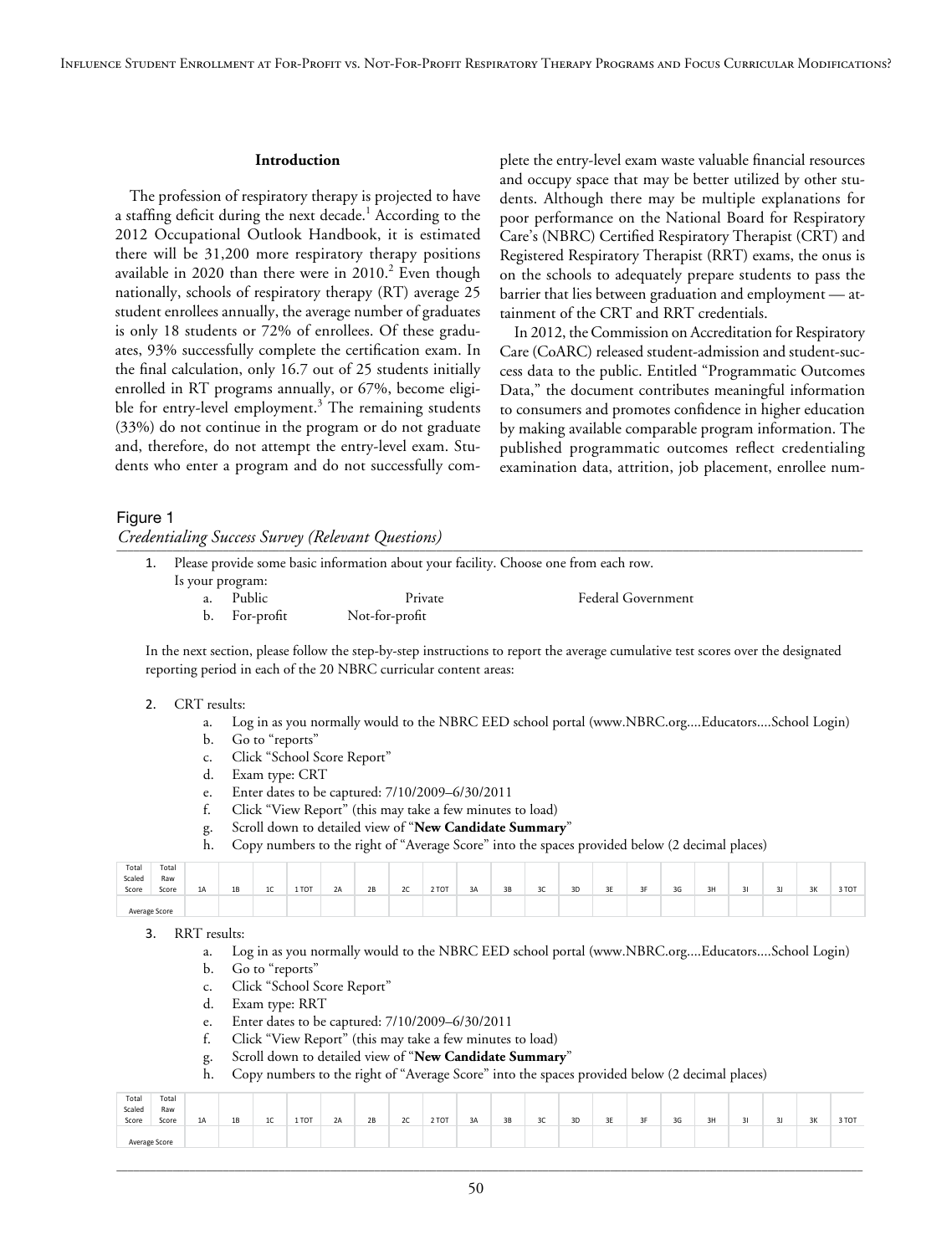## Introduction

The profession of respiratory therapy is projected to have a staffing deficit during the next decade.[1] According to the 2012 Occupational Outlook Handbook, it is estimated there will be 31,200 more respiratory therapy positions available in 2020 than there were in 2010.[2] Even though nationally, schools of respiratory therapy (RT) average 25 student enrollees annually, the average number of graduates is only 18 students or 72% of enrollees. Of these graduates, 93% successfully complete the certification exam. In the final calculation, only 16.7 out of 25 students initially enrolled in RT programs annually, or 67%, become eligible for entry-level employment.[3] The remaining students (33%) do not continue in the program or do not graduate and, therefore, do not attempt the entry-level exam. Students who enter a program and do not successfully complete the entry-level exam waste valuable financial resources and occupy space that may be better utilized by other students. Although there may be multiple explanations for poor performance on the National Board for Respiratory Care's (NBRC) Certified Respiratory Therapist (CRT) and Registered Respiratory Therapist (RRT) exams, the onus is on the schools to adequately prepare students to pass the barrier that lies between graduation and employment — attainment of the CRT and RRT credentials.

In 2012, the Commission on Accreditation for Respiratory Care (CoARC) released student-admission and student-success data to the public. Entitled "Programmatic Outcomes Data," the document contributes meaningful information to consumers and promotes confidence in higher education by making available comparable program information. The published programmatic outcomes reflect credentialing examination data, attrition, job placement, enrollee num-

Figure 1

*Credentialing Success Survey (Relevant Questions)*

1. Please provide some basic information about your facility. Choose one from each row.
   Is your program:
   a. Public — Private — Federal Government
   b. For-profit — Not-for-profit

In the next section, please follow the step-by-step instructions to report the average cumulative test scores over the designated reporting period in each of the 20 NBRC curricular content areas:

2. CRT results:
   a. Log in as you normally would to the NBRC EED school portal (www.NBRC.org....Educators....School Login)
   b. Go to "reports"
   c. Click "School Score Report"
   d. Exam type: CRT
   e. Enter dates to be captured: 7/10/2009–6/30/2011
   f. Click "View Report" (this may take a few minutes to load)
   g. Scroll down to detailed view of "**New Candidate Summary**"
   h. Copy numbers to the right of "Average Score" into the spaces provided below (2 decimal places)

| Total Scaled Score | Total Raw Score | 1A | 1B | 1C | 1 TOT | 2A | 2B | 2C | 2 TOT | 3A | 3B | 3C | 3D | 3E | 3F | 3G | 3H | 3I | 3J | 3K | 3 TOT |
|---|---|---|---|---|---|---|---|---|---|---|---|---|---|---|---|---|---|---|---|---|---|
| Average Score | | | | | | | | | | | | | | | | | | | | | |

3. RRT results:
   a. Log in as you normally would to the NBRC EED school portal (www.NBRC.org....Educators....School Login)
   b. Go to "reports"
   c. Click "School Score Report"
   d. Exam type: RRT
   e. Enter dates to be captured: 7/10/2009–6/30/2011
   f. Click "View Report" (this may take a few minutes to load)
   g. Scroll down to detailed view of "**New Candidate Summary**"
   h. Copy numbers to the right of "Average Score" into the spaces provided below (2 decimal places)

| Total Scaled Score | Total Raw Score | 1A | 1B | 1C | 1 TOT | 2A | 2B | 2C | 2 TOT | 3A | 3B | 3C | 3D | 3E | 3F | 3G | 3H | 3I | 3J | 3K | 3 TOT |
|---|---|---|---|---|---|---|---|---|---|---|---|---|---|---|---|---|---|---|---|---|---|
| Average Score | | | | | | | | | | | | | | | | | | | | | |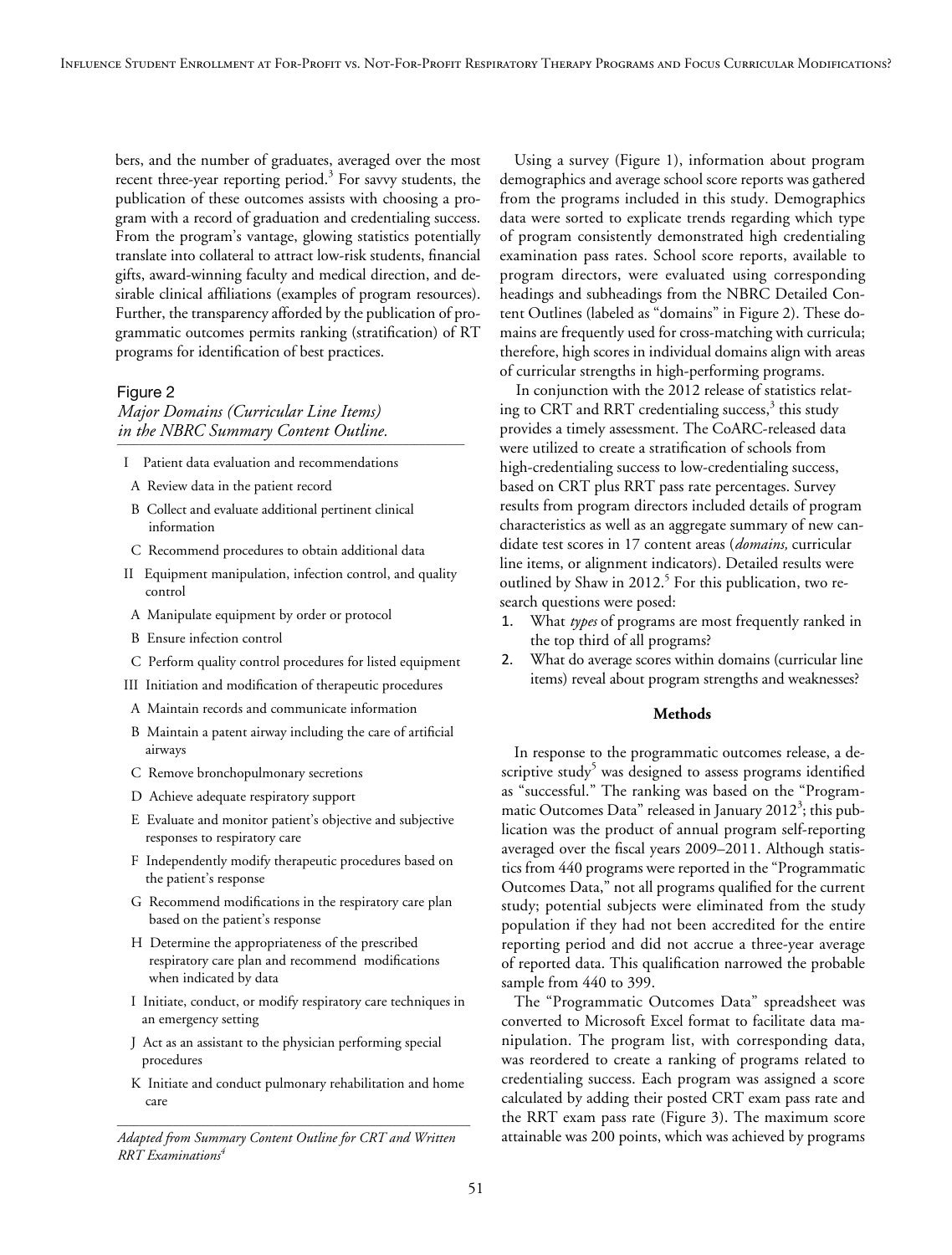bers, and the number of graduates, averaged over the most recent three-year reporting period.[3] For savvy students, the publication of these outcomes assists with choosing a program with a record of graduation and credentialing success. From the program's vantage, glowing statistics potentially translate into collateral to attract low-risk students, financial gifts, award-winning faculty and medical direction, and desirable clinical affiliations (examples of program resources). Further, the transparency afforded by the publication of programmatic outcomes permits ranking (stratification) of RT programs for identification of best practices.

Figure 2
*Major Domains (Curricular Line Items) in the NBRC Summary Content Outline.*

- I Patient data evaluation and recommendations
  - A Review data in the patient record
  - B Collect and evaluate additional pertinent clinical information
  - C Recommend procedures to obtain additional data
- II Equipment manipulation, infection control, and quality control
  - A Manipulate equipment by order or protocol
  - B Ensure infection control
  - C Perform quality control procedures for listed equipment
- III Initiation and modification of therapeutic procedures
  - A Maintain records and communicate information
  - B Maintain a patent airway including the care of artificial airways
  - C Remove bronchopulmonary secretions
  - D Achieve adequate respiratory support
  - E Evaluate and monitor patient's objective and subjective responses to respiratory care
  - F Independently modify therapeutic procedures based on the patient's response
  - G Recommend modifications in the respiratory care plan based on the patient's response
  - H Determine the appropriateness of the prescribed respiratory care plan and recommend modifications when indicated by data
  - I Initiate, conduct, or modify respiratory care techniques in an emergency setting
  - J Act as an assistant to the physician performing special procedures
  - K Initiate and conduct pulmonary rehabilitation and home care

*Adapted from Summary Content Outline for CRT and Written RRT Examinations[4]*

Using a survey (Figure 1), information about program demographics and average school score reports was gathered from the programs included in this study. Demographics data were sorted to explicate trends regarding which type of program consistently demonstrated high credentialing examination pass rates. School score reports, available to program directors, were evaluated using corresponding headings and subheadings from the NBRC Detailed Content Outlines (labeled as "domains" in Figure 2). These domains are frequently used for cross-matching with curricula; therefore, high scores in individual domains align with areas of curricular strengths in high-performing programs.

In conjunction with the 2012 release of statistics relating to CRT and RRT credentialing success,[3] this study provides a timely assessment. The CoARC-released data were utilized to create a stratification of schools from high-credentialing success to low-credentialing success, based on CRT plus RRT pass rate percentages. Survey results from program directors included details of program characteristics as well as an aggregate summary of new candidate test scores in 17 content areas (*domains,* curricular line items, or alignment indicators). Detailed results were outlined by Shaw in 2012.[5] For this publication, two research questions were posed:

1. What *types* of programs are most frequently ranked in the top third of all programs?
2. What do average scores within domains (curricular line items) reveal about program strengths and weaknesses?

**Methods**

In response to the programmatic outcomes release, a descriptive study[5] was designed to assess programs identified as "successful." The ranking was based on the "Programmatic Outcomes Data" released in January 2012[3]; this publication was the product of annual program self-reporting averaged over the fiscal years 2009–2011. Although statistics from 440 programs were reported in the "Programmatic Outcomes Data," not all programs qualified for the current study; potential subjects were eliminated from the study population if they had not been accredited for the entire reporting period and did not accrue a three-year average of reported data. This qualification narrowed the probable sample from 440 to 399.

The "Programmatic Outcomes Data" spreadsheet was converted to Microsoft Excel format to facilitate data manipulation. The program list, with corresponding data, was reordered to create a ranking of programs related to credentialing success. Each program was assigned a score calculated by adding their posted CRT exam pass rate and the RRT exam pass rate (Figure 3). The maximum score attainable was 200 points, which was achieved by programs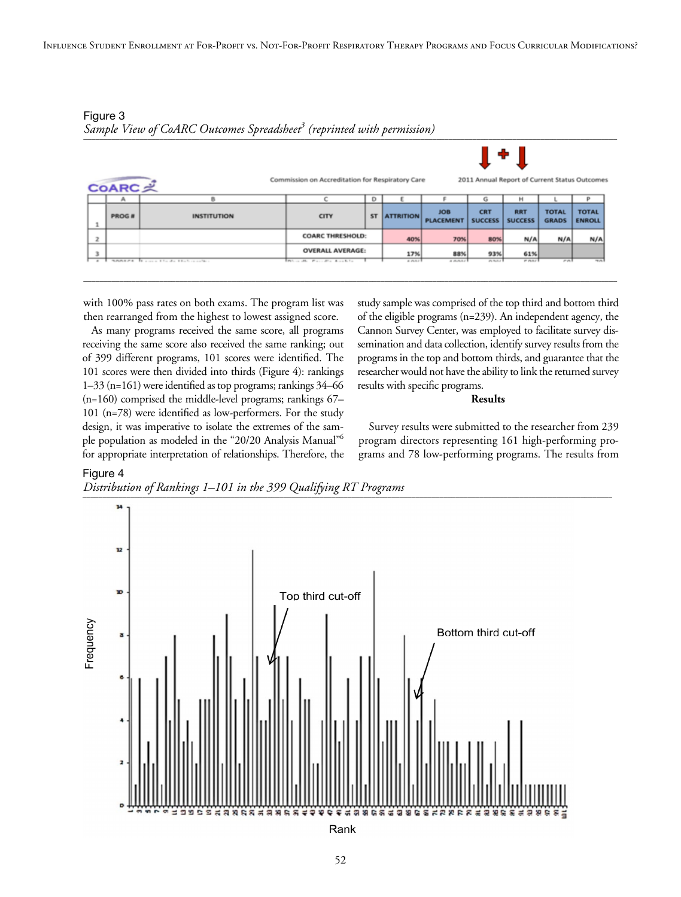Figure 3

*Sample View of CoARC Outcomes Spreadsheet*[3] *(reprinted with permission)*

| | A | B | C | D | E | F | G | H | L | P |
|---|---|---|---|---|---|---|---|---|---|---|
| 1 | PROG # | INSTITUTION | CITY | ST | ATTRITION | JOB PLACEMENT | CRT SUCCESS | RRT SUCCESS | TOTAL GRADS | TOTAL ENROLL |
| 2 | | | COARC THRESHOLD: | | 40% | 70% | 80% | N/A | N/A | N/A |
| 3 | | | OVERALL AVERAGE: | | 17% | 88% | 93% | 61% | | |

with 100% pass rates on both exams. The program list was then rearranged from the highest to lowest assigned score.

As many programs received the same score, all programs receiving the same score also received the same ranking; out of 399 different programs, 101 scores were identified. The 101 scores were then divided into thirds (Figure 4): rankings 1–33 (n=161) were identified as top programs; rankings 34–66 (n=160) comprised the middle-level programs; rankings 67–101 (n=78) were identified as low-performers. For the study design, it was imperative to isolate the extremes of the sample population as modeled in the "20/20 Analysis Manual"[6] for appropriate interpretation of relationships. Therefore, the study sample was comprised of the top third and bottom third of the eligible programs (n=239). An independent agency, the Cannon Survey Center, was employed to facilitate survey dissemination and data collection, identify survey results from the programs in the top and bottom thirds, and guarantee that the researcher would not have the ability to link the returned survey results with specific programs.

## Results

Survey results were submitted to the researcher from 239 program directors representing 161 high-performing programs and 78 low-performing programs. The results from

Figure 4

*Distribution of Rankings 1–101 in the 399 Qualifying RT Programs*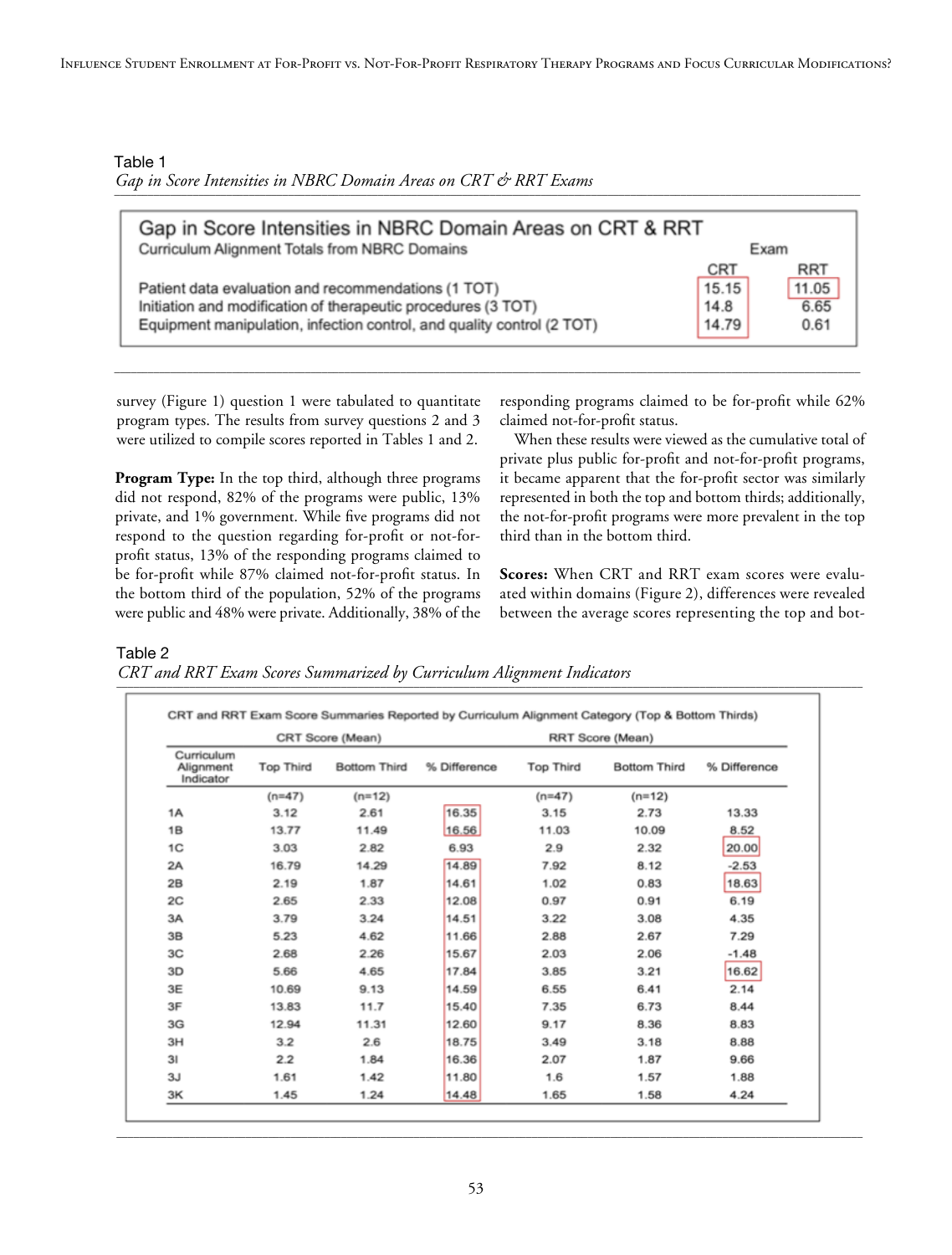Table 1

*Gap in Score Intensities in NBRC Domain Areas on CRT & RRT Exams*

| Gap in Score Intensities in NBRC Domain Areas on CRT & RRT | Exam | |
|---|---|---|
| Curriculum Alignment Totals from NBRC Domains | CRT | RRT |
| Patient data evaluation and recommendations (1 TOT) | 15.15 | 11.05 |
| Initiation and modification of therapeutic procedures (3 TOT) | 14.8 | 6.65 |
| Equipment manipulation, infection control, and quality control (2 TOT) | 14.79 | 0.61 |

survey (Figure 1) question 1 were tabulated to quantitate program types. The results from survey questions 2 and 3 were utilized to compile scores reported in Tables 1 and 2.

**Program Type:** In the top third, although three programs did not respond, 82% of the programs were public, 13% private, and 1% government. While five programs did not respond to the question regarding for-profit or not-for-profit status, 13% of the responding programs claimed to be for-profit while 87% claimed not-for-profit status. In the bottom third of the population, 52% of the programs were public and 48% were private. Additionally, 38% of the responding programs claimed to be for-profit while 62% claimed not-for-profit status.

When these results were viewed as the cumulative total of private plus public for-profit and not-for-profit programs, it became apparent that the for-profit sector was similarly represented in both the top and bottom thirds; additionally, the not-for-profit programs were more prevalent in the top third than in the bottom third.

**Scores:** When CRT and RRT exam scores were evaluated within domains (Figure 2), differences were revealed between the average scores representing the top and bot-

Table 2

*CRT and RRT Exam Scores Summarized by Curriculum Alignment Indicators*

CRT and RRT Exam Score Summaries Reported by Curriculum Alignment Category (Top & Bottom Thirds)

| Curriculum Alignment Indicator | CRT Score (Mean) | | | RRT Score (Mean) | | |
|---|---|---|---|---|---|---|
| | Top Third | Bottom Third | % Difference | Top Third | Bottom Third | % Difference |
| | (n=47) | (n=12) | | (n=47) | (n=12) | |
| 1A | 3.12 | 2.61 | 16.35 | 3.15 | 2.73 | 13.33 |
| 1B | 13.77 | 11.49 | 16.56 | 11.03 | 10.09 | 8.52 |
| 1C | 3.03 | 2.82 | 6.93 | 2.9 | 2.32 | 20.00 |
| 2A | 16.79 | 14.29 | 14.89 | 7.92 | 8.12 | -2.53 |
| 2B | 2.19 | 1.87 | 14.61 | 1.02 | 0.83 | 18.63 |
| 2C | 2.65 | 2.33 | 12.08 | 0.97 | 0.91 | 6.19 |
| 3A | 3.79 | 3.24 | 14.51 | 3.22 | 3.08 | 4.35 |
| 3B | 5.23 | 4.62 | 11.66 | 2.88 | 2.67 | 7.29 |
| 3C | 2.68 | 2.26 | 15.67 | 2.03 | 2.06 | -1.48 |
| 3D | 5.66 | 4.65 | 17.84 | 3.85 | 3.21 | 16.62 |
| 3E | 10.69 | 9.13 | 14.59 | 6.55 | 6.41 | 2.14 |
| 3F | 13.83 | 11.7 | 15.40 | 7.35 | 6.73 | 8.44 |
| 3G | 12.94 | 11.31 | 12.60 | 9.17 | 8.36 | 8.83 |
| 3H | 3.2 | 2.6 | 18.75 | 3.49 | 3.18 | 8.88 |
| 3I | 2.2 | 1.84 | 16.36 | 2.07 | 1.87 | 9.66 |
| 3J | 1.61 | 1.42 | 11.80 | 1.6 | 1.57 | 1.88 |
| 3K | 1.45 | 1.24 | 14.48 | 1.65 | 1.58 | 4.24 |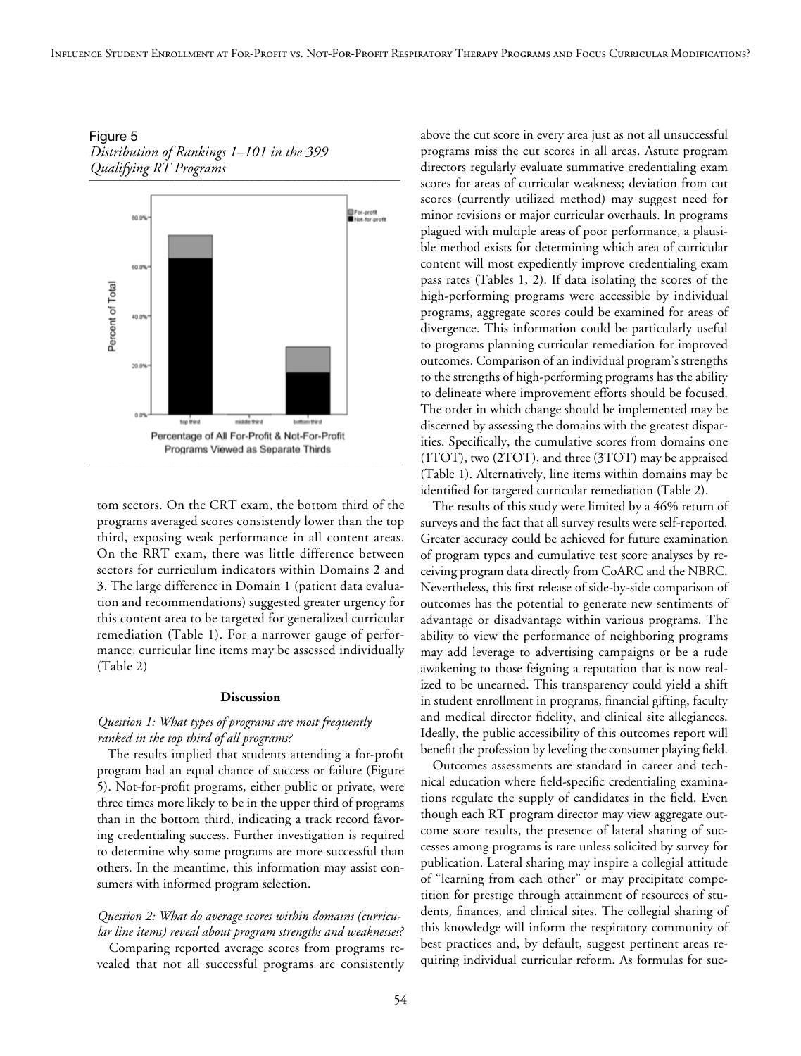Figure 5
*Distribution of Rankings 1–101 in the 399 Qualifying RT Programs*

tom sectors. On the CRT exam, the bottom third of the programs averaged scores consistently lower than the top third, exposing weak performance in all content areas. On the RRT exam, there was little difference between sectors for curriculum indicators within Domains 2 and 3. The large difference in Domain 1 (patient data evaluation and recommendations) suggested greater urgency for this content area to be targeted for generalized curricular remediation (Table 1). For a narrower gauge of performance, curricular line items may be assessed individually (Table 2)

## Discussion

*Question 1: What types of programs are most frequently ranked in the top third of all programs?*

The results implied that students attending a for-profit program had an equal chance of success or failure (Figure 5). Not-for-profit programs, either public or private, were three times more likely to be in the upper third of programs than in the bottom third, indicating a track record favoring credentialing success. Further investigation is required to determine why some programs are more successful than others. In the meantime, this information may assist consumers with informed program selection.

*Question 2: What do average scores within domains (curricular line items) reveal about program strengths and weaknesses?*

Comparing reported average scores from programs revealed that not all successful programs are consistently above the cut score in every area just as not all unsuccessful programs miss the cut scores in all areas. Astute program directors regularly evaluate summative credentialing exam scores for areas of curricular weakness; deviation from cut scores (currently utilized method) may suggest need for minor revisions or major curricular overhauls. In programs plagued with multiple areas of poor performance, a plausible method exists for determining which area of curricular content will most expediently improve credentialing exam pass rates (Tables 1, 2). If data isolating the scores of the high-performing programs were accessible by individual programs, aggregate scores could be examined for areas of divergence. This information could be particularly useful to programs planning curricular remediation for improved outcomes. Comparison of an individual program's strengths to the strengths of high-performing programs has the ability to delineate where improvement efforts should be focused. The order in which change should be implemented may be discerned by assessing the domains with the greatest disparities. Specifically, the cumulative scores from domains one (1TOT), two (2TOT), and three (3TOT) may be appraised (Table 1). Alternatively, line items within domains may be identified for targeted curricular remediation (Table 2).

The results of this study were limited by a 46% return of surveys and the fact that all survey results were self-reported. Greater accuracy could be achieved for future examination of program types and cumulative test score analyses by receiving program data directly from CoARC and the NBRC. Nevertheless, this first release of side-by-side comparison of outcomes has the potential to generate new sentiments of advantage or disadvantage within various programs. The ability to view the performance of neighboring programs may add leverage to advertising campaigns or be a rude awakening to those feigning a reputation that is now realized to be unearned. This transparency could yield a shift in student enrollment in programs, financial gifting, faculty and medical director fidelity, and clinical site allegiances. Ideally, the public accessibility of this outcomes report will benefit the profession by leveling the consumer playing field.

Outcomes assessments are standard in career and technical education where field-specific credentialing examinations regulate the supply of candidates in the field. Even though each RT program director may view aggregate outcome score results, the presence of lateral sharing of successes among programs is rare unless solicited by survey for publication. Lateral sharing may inspire a collegial attitude of "learning from each other" or may precipitate competition for prestige through attainment of resources of students, finances, and clinical sites. The collegial sharing of this knowledge will inform the respiratory community of best practices and, by default, suggest pertinent areas requiring individual curricular reform. As formulas for suc-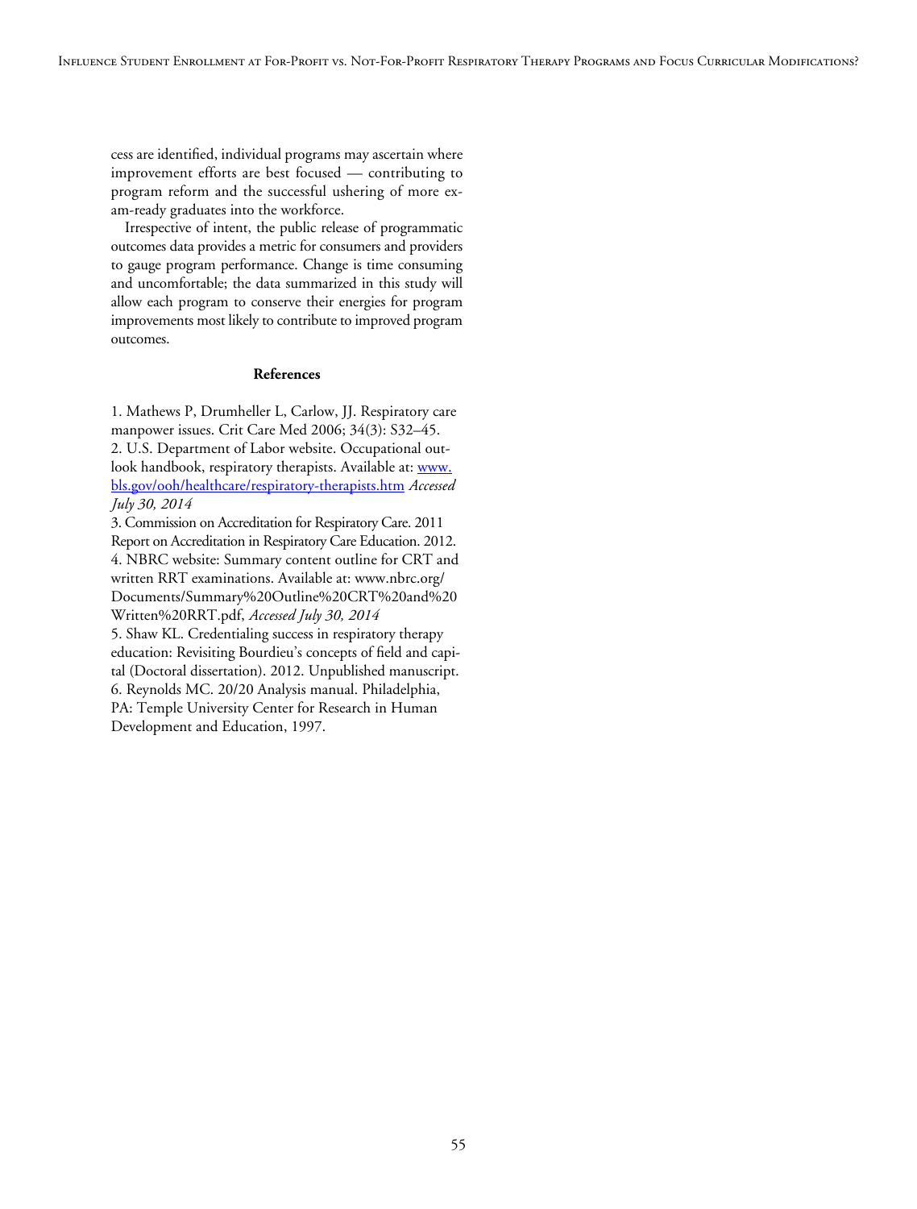cess are identified, individual programs may ascertain where improvement efforts are best focused — contributing to program reform and the successful ushering of more exam-ready graduates into the workforce.

Irrespective of intent, the public release of programmatic outcomes data provides a metric for consumers and providers to gauge program performance. Change is time consuming and uncomfortable; the data summarized in this study will allow each program to conserve their energies for program improvements most likely to contribute to improved program outcomes.

## References

1. Mathews P, Drumheller L, Carlow, JJ. Respiratory care manpower issues. Crit Care Med 2006; 34(3): S32–45.
2. U.S. Department of Labor website. Occupational outlook handbook, respiratory therapists. Available at: [www.bls.gov/ooh/healthcare/respiratory-therapists.htm](www.bls.gov/ooh/healthcare/respiratory-therapists.htm) *Accessed July 30, 2014*
3. Commission on Accreditation for Respiratory Care. 2011 Report on Accreditation in Respiratory Care Education. 2012.
4. NBRC website: Summary content outline for CRT and written RRT examinations. Available at: www.nbrc.org/Documents/Summary%20Outline%20CRT%20and%20Written%20RRT.pdf, *Accessed July 30, 2014*
5. Shaw KL. Credentialing success in respiratory therapy education: Revisiting Bourdieu's concepts of field and capital (Doctoral dissertation). 2012. Unpublished manuscript.
6. Reynolds MC. 20/20 Analysis manual. Philadelphia, PA: Temple University Center for Research in Human Development and Education, 1997.